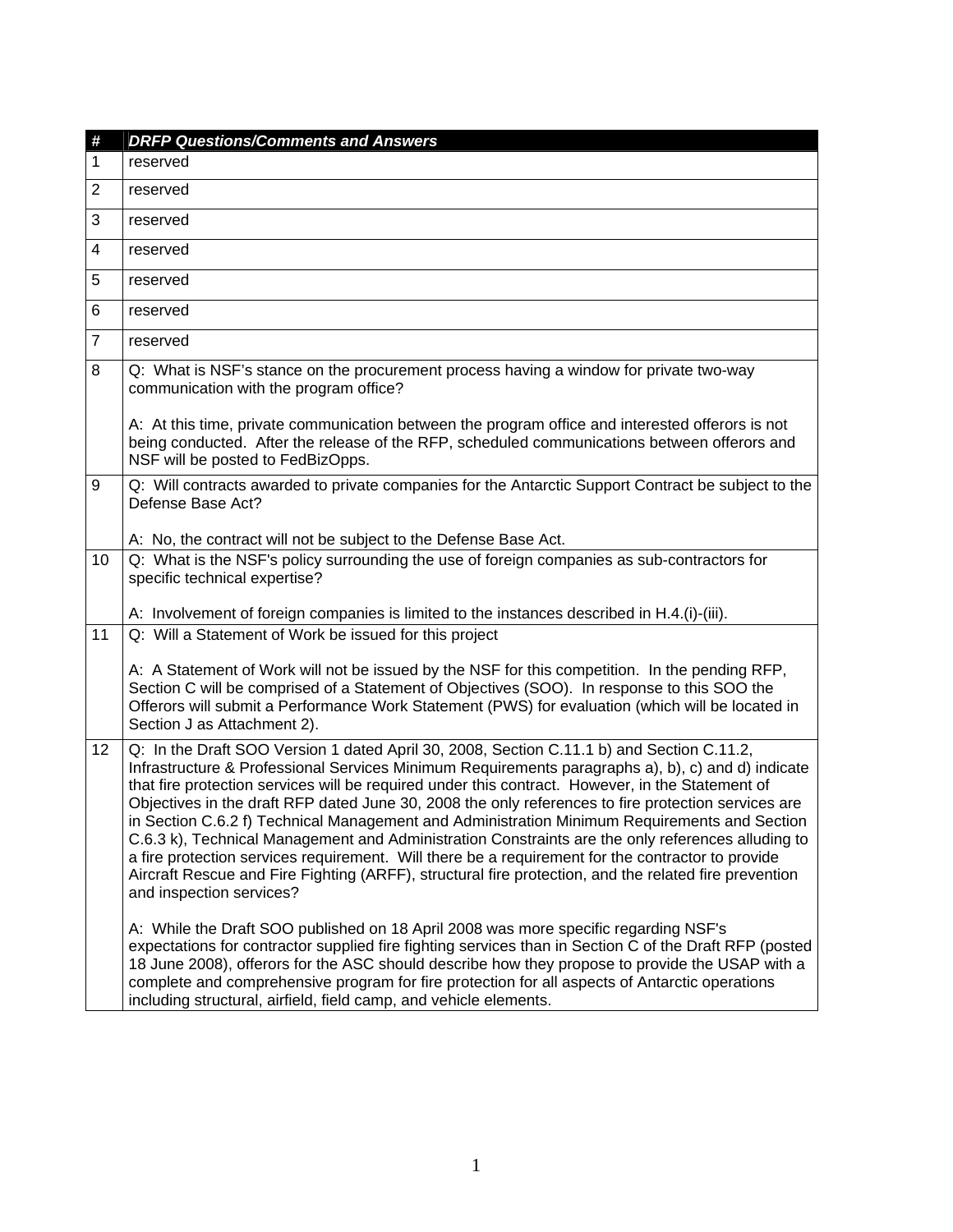| # | *DRFP Questions/Comments and Answers* |
|---|---|
| 1 | reserved |
| 2 | reserved |
| 3 | reserved |
| 4 | reserved |
| 5 | reserved |
| 6 | reserved |
| 7 | reserved |
| 8 | Q: What is NSF's stance on the procurement process having a window for private two-way communication with the program office?<br><br>A: At this time, private communication between the program office and interested offerors is not being conducted. After the release of the RFP, scheduled communications between offerors and NSF will be posted to FedBizOpps. |
| 9 | Q: Will contracts awarded to private companies for the Antarctic Support Contract be subject to the Defense Base Act?<br><br>A: No, the contract will not be subject to the Defense Base Act. |
| 10 | Q: What is the NSF's policy surrounding the use of foreign companies as sub-contractors for specific technical expertise?<br><br>A: Involvement of foreign companies is limited to the instances described in H.4.(i)-(iii). |
| 11 | Q: Will a Statement of Work be issued for this project<br><br>A: A Statement of Work will not be issued by the NSF for this competition. In the pending RFP, Section C will be comprised of a Statement of Objectives (SOO). In response to this SOO the Offerors will submit a Performance Work Statement (PWS) for evaluation (which will be located in Section J as Attachment 2). |
| 12 | Q: In the Draft SOO Version 1 dated April 30, 2008, Section C.11.1 b) and Section C.11.2, Infrastructure & Professional Services Minimum Requirements paragraphs a), b), c) and d) indicate that fire protection services will be required under this contract. However, in the Statement of Objectives in the draft RFP dated June 30, 2008 the only references to fire protection services are in Section C.6.2 f) Technical Management and Administration Minimum Requirements and Section C.6.3 k), Technical Management and Administration Constraints are the only references alluding to a fire protection services requirement. Will there be a requirement for the contractor to provide Aircraft Rescue and Fire Fighting (ARFF), structural fire protection, and the related fire prevention and inspection services?<br><br>A: While the Draft SOO published on 18 April 2008 was more specific regarding NSF's expectations for contractor supplied fire fighting services than in Section C of the Draft RFP (posted 18 June 2008), offerors for the ASC should describe how they propose to provide the USAP with a complete and comprehensive program for fire protection for all aspects of Antarctic operations including structural, airfield, field camp, and vehicle elements. |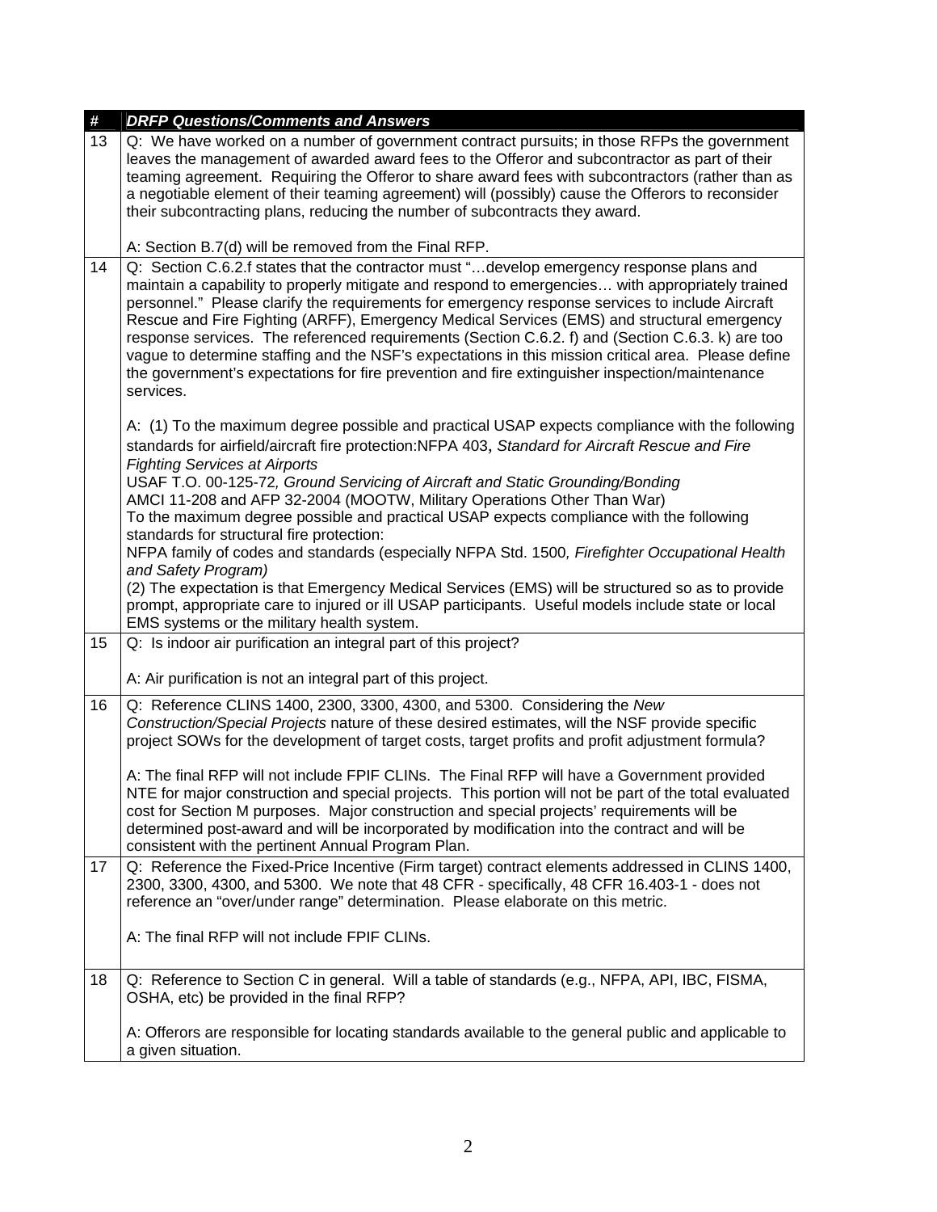| # | DRFP Questions/Comments and Answers |
|---|---|
| 13 | Q: We have worked on a number of government contract pursuits; in those RFPs the government leaves the management of awarded award fees to the Offeror and subcontractor as part of their teaming agreement. Requiring the Offeror to share award fees with subcontractors (rather than as a negotiable element of their teaming agreement) will (possibly) cause the Offerors to reconsider their subcontracting plans, reducing the number of subcontracts they award.<br><br>A: Section B.7(d) will be removed from the Final RFP. |
| 14 | Q: Section C.6.2.f states that the contractor must "…develop emergency response plans and maintain a capability to properly mitigate and respond to emergencies… with appropriately trained personnel." Please clarify the requirements for emergency response services to include Aircraft Rescue and Fire Fighting (ARFF), Emergency Medical Services (EMS) and structural emergency response services. The referenced requirements (Section C.6.2. f) and (Section C.6.3. k) are too vague to determine staffing and the NSF's expectations in this mission critical area. Please define the government's expectations for fire prevention and fire extinguisher inspection/maintenance services.<br><br>A: (1) To the maximum degree possible and practical USAP expects compliance with the following standards for airfield/aircraft fire protection:NFPA 403, *Standard for Aircraft Rescue and Fire Fighting Services at Airports*<br>USAF T.O. 00-125-72*, Ground Servicing of Aircraft and Static Grounding/Bonding*<br>AMCI 11-208 and AFP 32-2004 (MOOTW, Military Operations Other Than War)<br>To the maximum degree possible and practical USAP expects compliance with the following standards for structural fire protection:<br>NFPA family of codes and standards (especially NFPA Std. 1500*, Firefighter Occupational Health and Safety Program)*<br>(2) The expectation is that Emergency Medical Services (EMS) will be structured so as to provide prompt, appropriate care to injured or ill USAP participants. Useful models include state or local EMS systems or the military health system. |
| 15 | Q: Is indoor air purification an integral part of this project?<br><br>A: Air purification is not an integral part of this project. |
| 16 | Q: Reference CLINS 1400, 2300, 3300, 4300, and 5300. Considering the *New Construction/Special Projects* nature of these desired estimates, will the NSF provide specific project SOWs for the development of target costs, target profits and profit adjustment formula?<br><br>A: The final RFP will not include FPIF CLINs. The Final RFP will have a Government provided NTE for major construction and special projects. This portion will not be part of the total evaluated cost for Section M purposes. Major construction and special projects' requirements will be determined post-award and will be incorporated by modification into the contract and will be consistent with the pertinent Annual Program Plan. |
| 17 | Q: Reference the Fixed-Price Incentive (Firm target) contract elements addressed in CLINS 1400, 2300, 3300, 4300, and 5300. We note that 48 CFR - specifically, 48 CFR 16.403-1 - does not reference an "over/under range" determination. Please elaborate on this metric.<br><br>A: The final RFP will not include FPIF CLINs. |
| 18 | Q: Reference to Section C in general. Will a table of standards (e.g., NFPA, API, IBC, FISMA, OSHA, etc) be provided in the final RFP?<br><br>A: Offerors are responsible for locating standards available to the general public and applicable to a given situation. |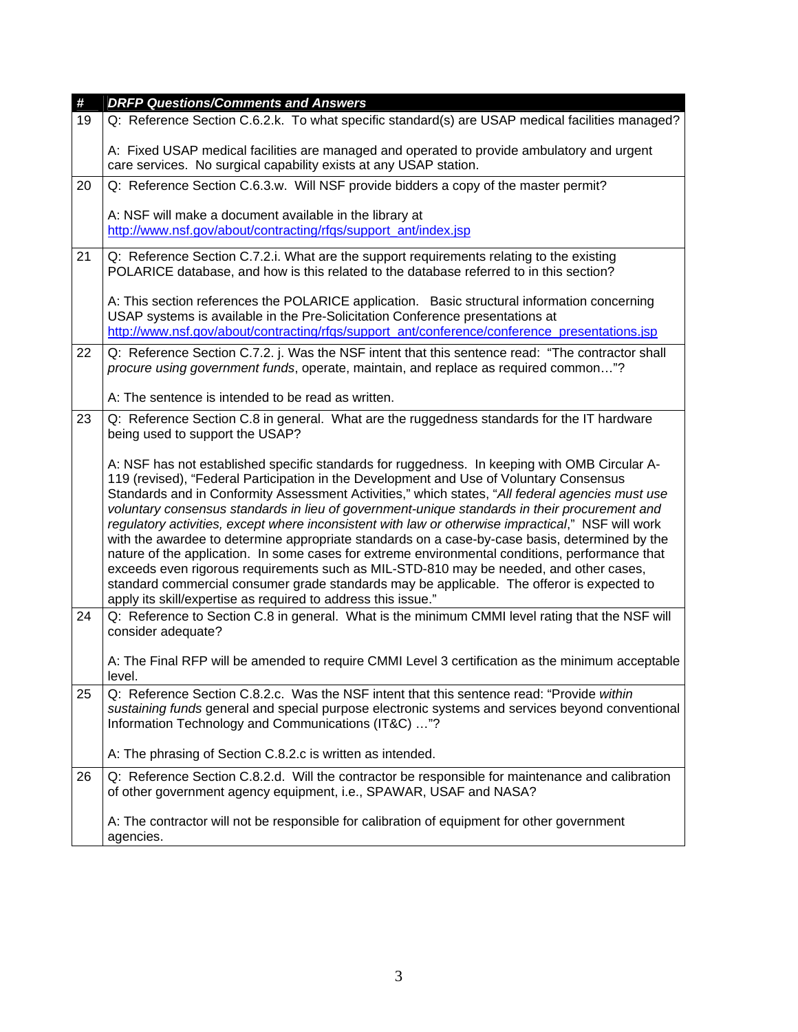| # | *DRFP Questions/Comments and Answers* |
|---|---|
| 19 | Q: Reference Section C.6.2.k. To what specific standard(s) are USAP medical facilities managed?<br><br>A: Fixed USAP medical facilities are managed and operated to provide ambulatory and urgent care services. No surgical capability exists at any USAP station. |
| 20 | Q: Reference Section C.6.3.w. Will NSF provide bidders a copy of the master permit?<br><br>A: NSF will make a document available in the library at http://www.nsf.gov/about/contracting/rfqs/support_ant/index.jsp |
| 21 | Q: Reference Section C.7.2.i. What are the support requirements relating to the existing POLARICE database, and how is this related to the database referred to in this section?<br><br>A: This section references the POLARICE application. Basic structural information concerning USAP systems is available in the Pre-Solicitation Conference presentations at http://www.nsf.gov/about/contracting/rfqs/support_ant/conference/conference_presentations.jsp |
| 22 | Q: Reference Section C.7.2. j. Was the NSF intent that this sentence read: "The contractor shall *procure using government funds*, operate, maintain, and replace as required common…"?<br><br>A: The sentence is intended to be read as written. |
| 23 | Q: Reference Section C.8 in general. What are the ruggedness standards for the IT hardware being used to support the USAP?<br><br>A: NSF has not established specific standards for ruggedness. In keeping with OMB Circular A-119 (revised), "Federal Participation in the Development and Use of Voluntary Consensus Standards and in Conformity Assessment Activities," which states, "*All federal agencies must use voluntary consensus standards in lieu of government-unique standards in their procurement and regulatory activities, except where inconsistent with law or otherwise impractical*," NSF will work with the awardee to determine appropriate standards on a case-by-case basis, determined by the nature of the application. In some cases for extreme environmental conditions, performance that exceeds even rigorous requirements such as MIL-STD-810 may be needed, and other cases, standard commercial consumer grade standards may be applicable. The offeror is expected to apply its skill/expertise as required to address this issue." |
| 24 | Q: Reference to Section C.8 in general. What is the minimum CMMI level rating that the NSF will consider adequate?<br><br>A: The Final RFP will be amended to require CMMI Level 3 certification as the minimum acceptable level. |
| 25 | Q: Reference Section C.8.2.c. Was the NSF intent that this sentence read: "Provide *within sustaining funds* general and special purpose electronic systems and services beyond conventional Information Technology and Communications (IT&C) …"?<br><br>A: The phrasing of Section C.8.2.c is written as intended. |
| 26 | Q: Reference Section C.8.2.d. Will the contractor be responsible for maintenance and calibration of other government agency equipment, i.e., SPAWAR, USAF and NASA?<br><br>A: The contractor will not be responsible for calibration of equipment for other government agencies. |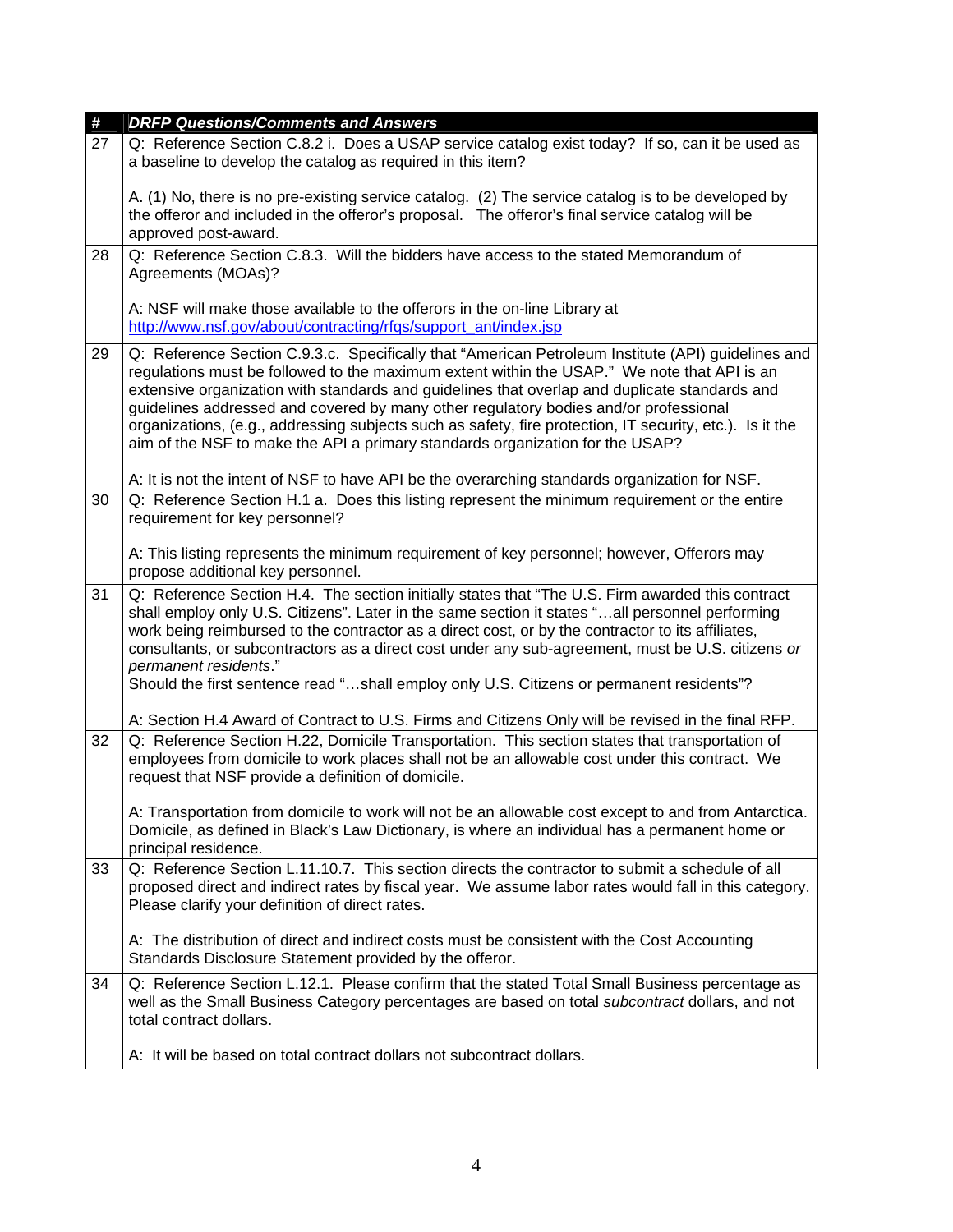| # | *DRFP Questions/Comments and Answers* |
|---|---|
| 27 | Q: Reference Section C.8.2 i. Does a USAP service catalog exist today? If so, can it be used as a baseline to develop the catalog as required in this item?<br><br>A. (1) No, there is no pre-existing service catalog. (2) The service catalog is to be developed by the offeror and included in the offeror's proposal. The offeror's final service catalog will be approved post-award. |
| 28 | Q: Reference Section C.8.3. Will the bidders have access to the stated Memorandum of Agreements (MOAs)?<br><br>A: NSF will make those available to the offerors in the on-line Library at [http://www.nsf.gov/about/contracting/rfqs/support_ant/index.jsp](http://www.nsf.gov/about/contracting/rfqs/support_ant/index.jsp) |
| 29 | Q: Reference Section C.9.3.c. Specifically that "American Petroleum Institute (API) guidelines and regulations must be followed to the maximum extent within the USAP." We note that API is an extensive organization with standards and guidelines that overlap and duplicate standards and guidelines addressed and covered by many other regulatory bodies and/or professional organizations, (e.g., addressing subjects such as safety, fire protection, IT security, etc.). Is it the aim of the NSF to make the API a primary standards organization for the USAP?<br><br>A: It is not the intent of NSF to have API be the overarching standards organization for NSF. |
| 30 | Q: Reference Section H.1 a. Does this listing represent the minimum requirement or the entire requirement for key personnel?<br><br>A: This listing represents the minimum requirement of key personnel; however, Offerors may propose additional key personnel. |
| 31 | Q: Reference Section H.4. The section initially states that "The U.S. Firm awarded this contract shall employ only U.S. Citizens". Later in the same section it states "…all personnel performing work being reimbursed to the contractor as a direct cost, or by the contractor to its affiliates, consultants, or subcontractors as a direct cost under any sub-agreement, must be U.S. citizens *or permanent residents*."<br>Should the first sentence read "…shall employ only U.S. Citizens or permanent residents"?<br><br>A: Section H.4 Award of Contract to U.S. Firms and Citizens Only will be revised in the final RFP. |
| 32 | Q: Reference Section H.22, Domicile Transportation. This section states that transportation of employees from domicile to work places shall not be an allowable cost under this contract. We request that NSF provide a definition of domicile.<br><br>A: Transportation from domicile to work will not be an allowable cost except to and from Antarctica. Domicile, as defined in Black's Law Dictionary, is where an individual has a permanent home or principal residence. |
| 33 | Q: Reference Section L.11.10.7. This section directs the contractor to submit a schedule of all proposed direct and indirect rates by fiscal year. We assume labor rates would fall in this category. Please clarify your definition of direct rates.<br><br>A: The distribution of direct and indirect costs must be consistent with the Cost Accounting Standards Disclosure Statement provided by the offeror. |
| 34 | Q: Reference Section L.12.1. Please confirm that the stated Total Small Business percentage as well as the Small Business Category percentages are based on total *subcontract* dollars, and not total contract dollars.<br><br>A: It will be based on total contract dollars not subcontract dollars. |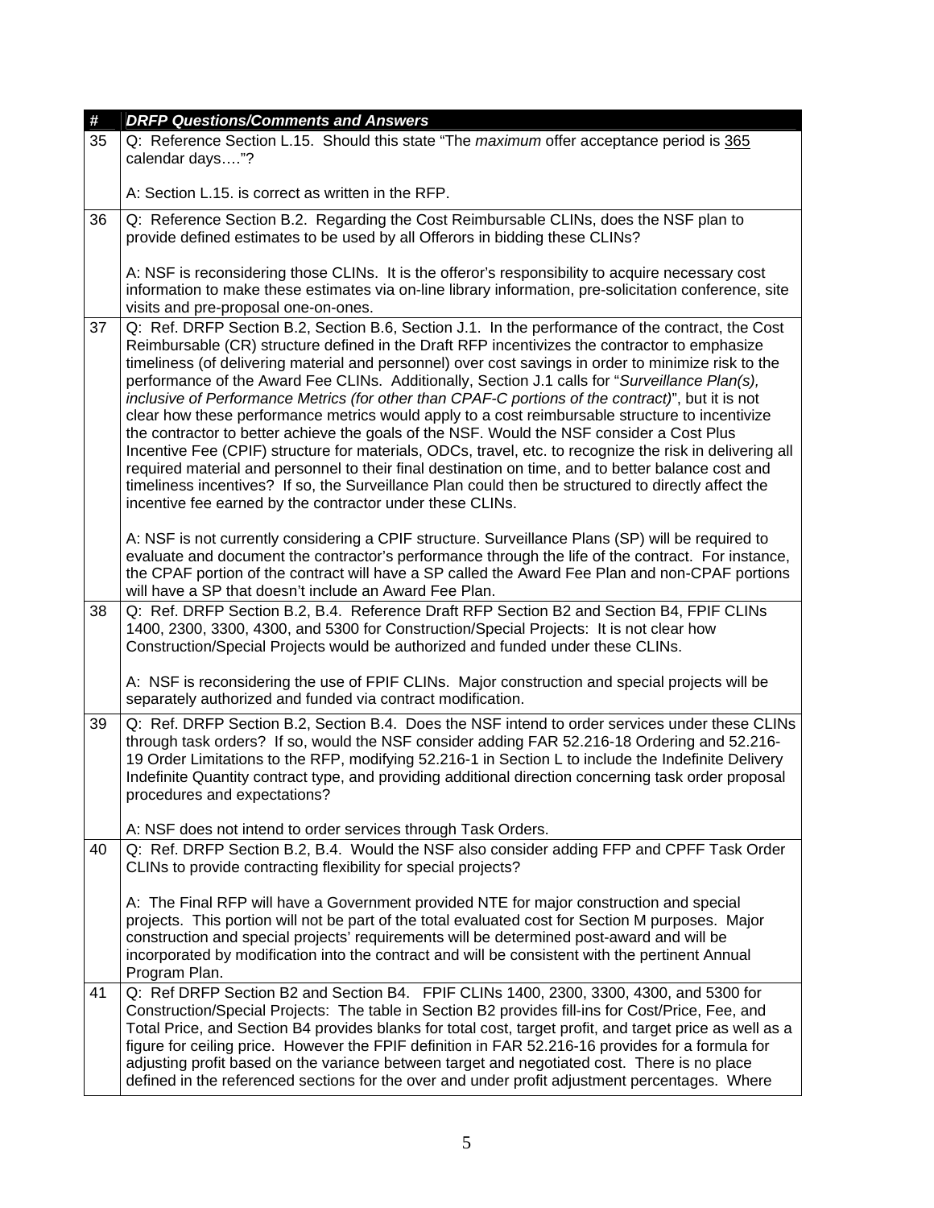| # | DRFP Questions/Comments and Answers |
|---|---|
| 35 | Q: Reference Section L.15. Should this state "The *maximum* offer acceptance period is 365 calendar days…."?<br><br>A: Section L.15. is correct as written in the RFP. |
| 36 | Q: Reference Section B.2. Regarding the Cost Reimbursable CLINs, does the NSF plan to provide defined estimates to be used by all Offerors in bidding these CLINs?<br><br>A: NSF is reconsidering those CLINs. It is the offeror's responsibility to acquire necessary cost information to make these estimates via on-line library information, pre-solicitation conference, site visits and pre-proposal one-on-ones. |
| 37 | Q: Ref. DRFP Section B.2, Section B.6, Section J.1. In the performance of the contract, the Cost Reimbursable (CR) structure defined in the Draft RFP incentivizes the contractor to emphasize timeliness (of delivering material and personnel) over cost savings in order to minimize risk to the performance of the Award Fee CLINs. Additionally, Section J.1 calls for "*Surveillance Plan(s), inclusive of Performance Metrics (for other than CPAF-C portions of the contract)*", but it is not clear how these performance metrics would apply to a cost reimbursable structure to incentivize the contractor to better achieve the goals of the NSF. Would the NSF consider a Cost Plus Incentive Fee (CPIF) structure for materials, ODCs, travel, etc. to recognize the risk in delivering all required material and personnel to their final destination on time, and to better balance cost and timeliness incentives? If so, the Surveillance Plan could then be structured to directly affect the incentive fee earned by the contractor under these CLINs.<br><br>A: NSF is not currently considering a CPIF structure. Surveillance Plans (SP) will be required to evaluate and document the contractor's performance through the life of the contract. For instance, the CPAF portion of the contract will have a SP called the Award Fee Plan and non-CPAF portions will have a SP that doesn't include an Award Fee Plan. |
| 38 | Q: Ref. DRFP Section B.2, B.4. Reference Draft RFP Section B2 and Section B4, FPIF CLINs 1400, 2300, 3300, 4300, and 5300 for Construction/Special Projects: It is not clear how Construction/Special Projects would be authorized and funded under these CLINs.<br><br>A: NSF is reconsidering the use of FPIF CLINs. Major construction and special projects will be separately authorized and funded via contract modification. |
| 39 | Q: Ref. DRFP Section B.2, Section B.4. Does the NSF intend to order services under these CLINs through task orders? If so, would the NSF consider adding FAR 52.216-18 Ordering and 52.216-19 Order Limitations to the RFP, modifying 52.216-1 in Section L to include the Indefinite Delivery Indefinite Quantity contract type, and providing additional direction concerning task order proposal procedures and expectations?<br><br>A: NSF does not intend to order services through Task Orders. |
| 40 | Q: Ref. DRFP Section B.2, B.4. Would the NSF also consider adding FFP and CPFF Task Order CLINs to provide contracting flexibility for special projects?<br><br>A: The Final RFP will have a Government provided NTE for major construction and special projects. This portion will not be part of the total evaluated cost for Section M purposes. Major construction and special projects' requirements will be determined post-award and will be incorporated by modification into the contract and will be consistent with the pertinent Annual Program Plan. |
| 41 | Q: Ref DRFP Section B2 and Section B4. FPIF CLINs 1400, 2300, 3300, 4300, and 5300 for Construction/Special Projects: The table in Section B2 provides fill-ins for Cost/Price, Fee, and Total Price, and Section B4 provides blanks for total cost, target profit, and target price as well as a figure for ceiling price. However the FPIF definition in FAR 52.216-16 provides for a formula for adjusting profit based on the variance between target and negotiated cost. There is no place defined in the referenced sections for the over and under profit adjustment percentages. Where |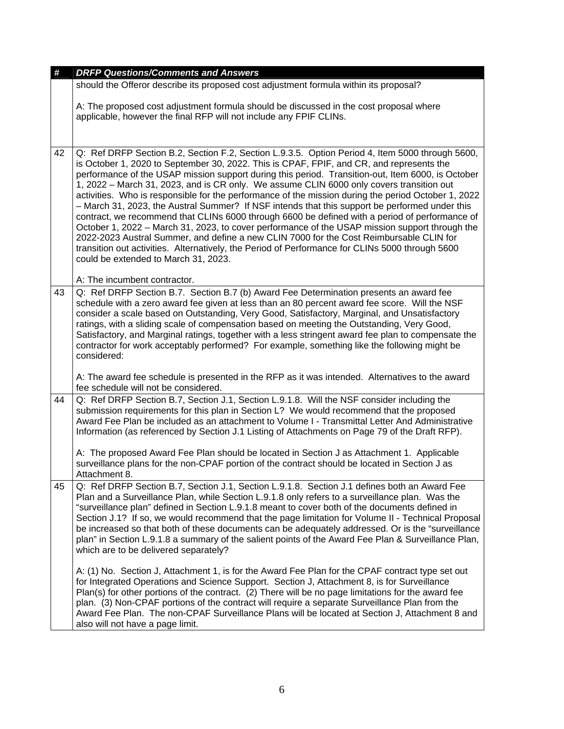| # | DRFP Questions/Comments and Answers |
|---|---|
| | should the Offeror describe its proposed cost adjustment formula within its proposal?<br><br>A: The proposed cost adjustment formula should be discussed in the cost proposal where applicable, however the final RFP will not include any FPIF CLINs. |
| 42 | Q: Ref DRFP Section B.2, Section F.2, Section L.9.3.5. Option Period 4, Item 5000 through 5600, is October 1, 2020 to September 30, 2022. This is CPAF, FPIF, and CR, and represents the performance of the USAP mission support during this period. Transition-out, Item 6000, is October 1, 2022 – March 31, 2023, and is CR only. We assume CLIN 6000 only covers transition out activities. Who is responsible for the performance of the mission during the period October 1, 2022 – March 31, 2023, the Austral Summer? If NSF intends that this support be performed under this contract, we recommend that CLINs 6000 through 6600 be defined with a period of performance of October 1, 2022 – March 31, 2023, to cover performance of the USAP mission support through the 2022-2023 Austral Summer, and define a new CLIN 7000 for the Cost Reimbursable CLIN for transition out activities. Alternatively, the Period of Performance for CLINs 5000 through 5600 could be extended to March 31, 2023.<br><br>A: The incumbent contractor. |
| 43 | Q: Ref DRFP Section B.7. Section B.7 (b) Award Fee Determination presents an award fee schedule with a zero award fee given at less than an 80 percent award fee score. Will the NSF consider a scale based on Outstanding, Very Good, Satisfactory, Marginal, and Unsatisfactory ratings, with a sliding scale of compensation based on meeting the Outstanding, Very Good, Satisfactory, and Marginal ratings, together with a less stringent award fee plan to compensate the contractor for work acceptably performed? For example, something like the following might be considered:<br><br>A: The award fee schedule is presented in the RFP as it was intended. Alternatives to the award fee schedule will not be considered. |
| 44 | Q: Ref DRFP Section B.7, Section J.1, Section L.9.1.8. Will the NSF consider including the submission requirements for this plan in Section L? We would recommend that the proposed Award Fee Plan be included as an attachment to Volume I - Transmittal Letter And Administrative Information (as referenced by Section J.1 Listing of Attachments on Page 79 of the Draft RFP).<br><br>A: The proposed Award Fee Plan should be located in Section J as Attachment 1. Applicable surveillance plans for the non-CPAF portion of the contract should be located in Section J as Attachment 8. |
| 45 | Q: Ref DRFP Section B.7, Section J.1, Section L.9.1.8. Section J.1 defines both an Award Fee Plan and a Surveillance Plan, while Section L.9.1.8 only refers to a surveillance plan. Was the "surveillance plan" defined in Section L.9.1.8 meant to cover both of the documents defined in Section J.1? If so, we would recommend that the page limitation for Volume II - Technical Proposal be increased so that both of these documents can be adequately addressed. Or is the "surveillance plan" in Section L.9.1.8 a summary of the salient points of the Award Fee Plan & Surveillance Plan, which are to be delivered separately?<br><br>A: (1) No. Section J, Attachment 1, is for the Award Fee Plan for the CPAF contract type set out for Integrated Operations and Science Support. Section J, Attachment 8, is for Surveillance Plan(s) for other portions of the contract. (2) There will be no page limitations for the award fee plan. (3) Non-CPAF portions of the contract will require a separate Surveillance Plan from the Award Fee Plan. The non-CPAF Surveillance Plans will be located at Section J, Attachment 8 and also will not have a page limit. |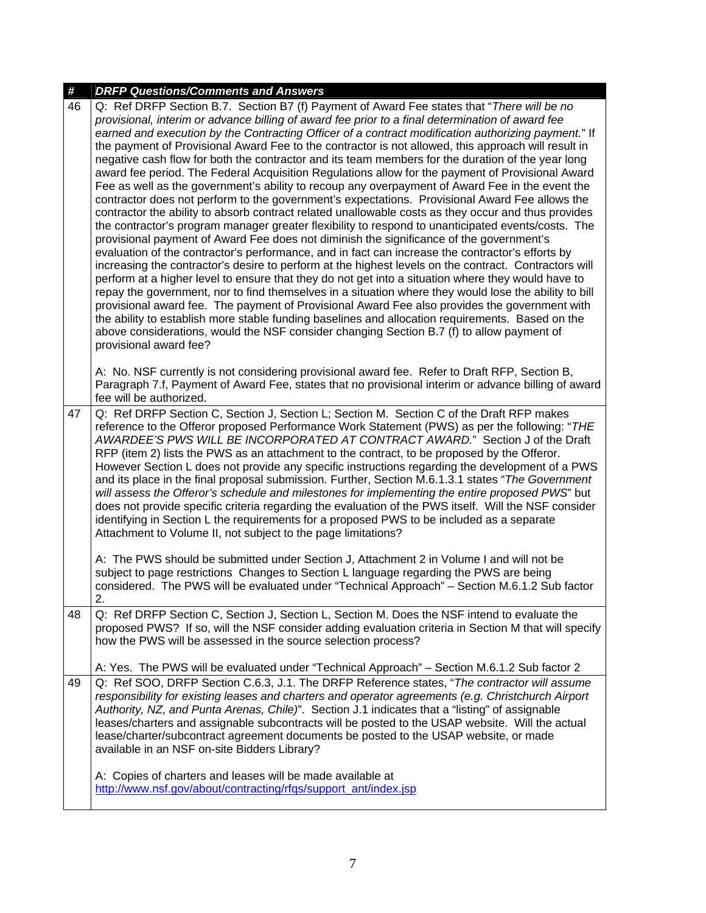| # | DRFP Questions/Comments and Answers |
|---|---|
| 46 | Q: Ref DRFP Section B.7. Section B7 (f) Payment of Award Fee states that "*There will be no provisional, interim or advance billing of award fee prior to a final determination of award fee earned and execution by the Contracting Officer of a contract modification authorizing payment.*" If the payment of Provisional Award Fee to the contractor is not allowed, this approach will result in negative cash flow for both the contractor and its team members for the duration of the year long award fee period. The Federal Acquisition Regulations allow for the payment of Provisional Award Fee as well as the government's ability to recoup any overpayment of Award Fee in the event the contractor does not perform to the government's expectations. Provisional Award Fee allows the contractor the ability to absorb contract related unallowable costs as they occur and thus provides the contractor's program manager greater flexibility to respond to unanticipated events/costs. The provisional payment of Award Fee does not diminish the significance of the government's evaluation of the contractor's performance, and in fact can increase the contractor's efforts by increasing the contractor's desire to perform at the highest levels on the contract. Contractors will perform at a higher level to ensure that they do not get into a situation where they would have to repay the government, nor to find themselves in a situation where they would lose the ability to bill provisional award fee. The payment of Provisional Award Fee also provides the government with the ability to establish more stable funding baselines and allocation requirements. Based on the above considerations, would the NSF consider changing Section B.7 (f) to allow payment of provisional award fee?<br><br>A: No. NSF currently is not considering provisional award fee. Refer to Draft RFP, Section B, Paragraph 7.f, Payment of Award Fee, states that no provisional interim or advance billing of award fee will be authorized. |
| 47 | Q: Ref DRFP Section C, Section J, Section L; Section M. Section C of the Draft RFP makes reference to the Offeror proposed Performance Work Statement (PWS) as per the following: "*THE AWARDEE'S PWS WILL BE INCORPORATED AT CONTRACT AWARD.*" Section J of the Draft RFP (item 2) lists the PWS as an attachment to the contract, to be proposed by the Offeror. However Section L does not provide any specific instructions regarding the development of a PWS and its place in the final proposal submission. Further, Section M.6.1.3.1 states "*The Government will assess the Offeror's schedule and milestones for implementing the entire proposed PWS*" but does not provide specific criteria regarding the evaluation of the PWS itself. Will the NSF consider identifying in Section L the requirements for a proposed PWS to be included as a separate Attachment to Volume II, not subject to the page limitations?<br><br>A: The PWS should be submitted under Section J, Attachment 2 in Volume I and will not be subject to page restrictions Changes to Section L language regarding the PWS are being considered. The PWS will be evaluated under "Technical Approach" – Section M.6.1.2 Sub factor 2. |
| 48 | Q: Ref DRFP Section C, Section J, Section L, Section M. Does the NSF intend to evaluate the proposed PWS? If so, will the NSF consider adding evaluation criteria in Section M that will specify how the PWS will be assessed in the source selection process?<br><br>A: Yes. The PWS will be evaluated under "Technical Approach" – Section M.6.1.2 Sub factor 2 |
| 49 | Q: Ref SOO, DRFP Section C.6.3, J.1. The DRFP Reference states, "*The contractor will assume responsibility for existing leases and charters and operator agreements (e.g. Christchurch Airport Authority, NZ, and Punta Arenas, Chile)*". Section J.1 indicates that a "listing" of assignable leases/charters and assignable subcontracts will be posted to the USAP website. Will the actual lease/charter/subcontract agreement documents be posted to the USAP website, or made available in an NSF on-site Bidders Library?<br><br>A: Copies of charters and leases will be made available at http://www.nsf.gov/about/contracting/rfqs/support_ant/index.jsp |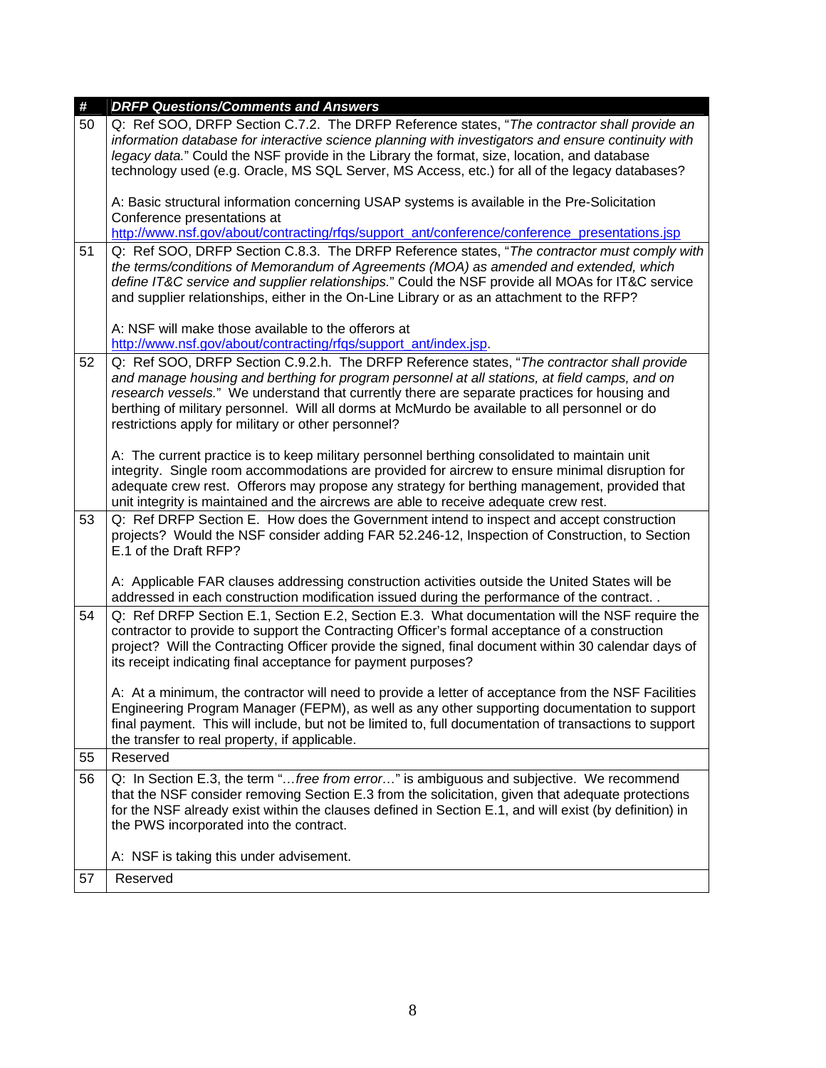| # | *DRFP Questions/Comments and Answers* |
|---|---|
| 50 | Q: Ref SOO, DRFP Section C.7.2. The DRFP Reference states, "*The contractor shall provide an information database for interactive science planning with investigators and ensure continuity with legacy data.*" Could the NSF provide in the Library the format, size, location, and database technology used (e.g. Oracle, MS SQL Server, MS Access, etc.) for all of the legacy databases?<br><br>A: Basic structural information concerning USAP systems is available in the Pre-Solicitation Conference presentations at http://www.nsf.gov/about/contracting/rfqs/support_ant/conference/conference_presentations.jsp |
| 51 | Q: Ref SOO, DRFP Section C.8.3. The DRFP Reference states, "*The contractor must comply with the terms/conditions of Memorandum of Agreements (MOA) as amended and extended, which define IT&C service and supplier relationships.*" Could the NSF provide all MOAs for IT&C service and supplier relationships, either in the On-Line Library or as an attachment to the RFP?<br><br>A: NSF will make those available to the offerors at http://www.nsf.gov/about/contracting/rfqs/support_ant/index.jsp. |
| 52 | Q: Ref SOO, DRFP Section C.9.2.h. The DRFP Reference states, "*The contractor shall provide and manage housing and berthing for program personnel at all stations, at field camps, and on research vessels.*" We understand that currently there are separate practices for housing and berthing of military personnel. Will all dorms at McMurdo be available to all personnel or do restrictions apply for military or other personnel?<br><br>A: The current practice is to keep military personnel berthing consolidated to maintain unit integrity. Single room accommodations are provided for aircrew to ensure minimal disruption for adequate crew rest. Offerors may propose any strategy for berthing management, provided that unit integrity is maintained and the aircrews are able to receive adequate crew rest. |
| 53 | Q: Ref DRFP Section E. How does the Government intend to inspect and accept construction projects? Would the NSF consider adding FAR 52.246-12, Inspection of Construction, to Section E.1 of the Draft RFP?<br><br>A: Applicable FAR clauses addressing construction activities outside the United States will be addressed in each construction modification issued during the performance of the contract. . |
| 54 | Q: Ref DRFP Section E.1, Section E.2, Section E.3. What documentation will the NSF require the contractor to provide to support the Contracting Officer's formal acceptance of a construction project? Will the Contracting Officer provide the signed, final document within 30 calendar days of its receipt indicating final acceptance for payment purposes?<br><br>A: At a minimum, the contractor will need to provide a letter of acceptance from the NSF Facilities Engineering Program Manager (FEPM), as well as any other supporting documentation to support final payment. This will include, but not be limited to, full documentation of transactions to support the transfer to real property, if applicable. |
| 55 | Reserved |
| 56 | Q: In Section E.3, the term "*…free from error…*" is ambiguous and subjective. We recommend that the NSF consider removing Section E.3 from the solicitation, given that adequate protections for the NSF already exist within the clauses defined in Section E.1, and will exist (by definition) in the PWS incorporated into the contract.<br><br>A: NSF is taking this under advisement. |
| 57 | Reserved |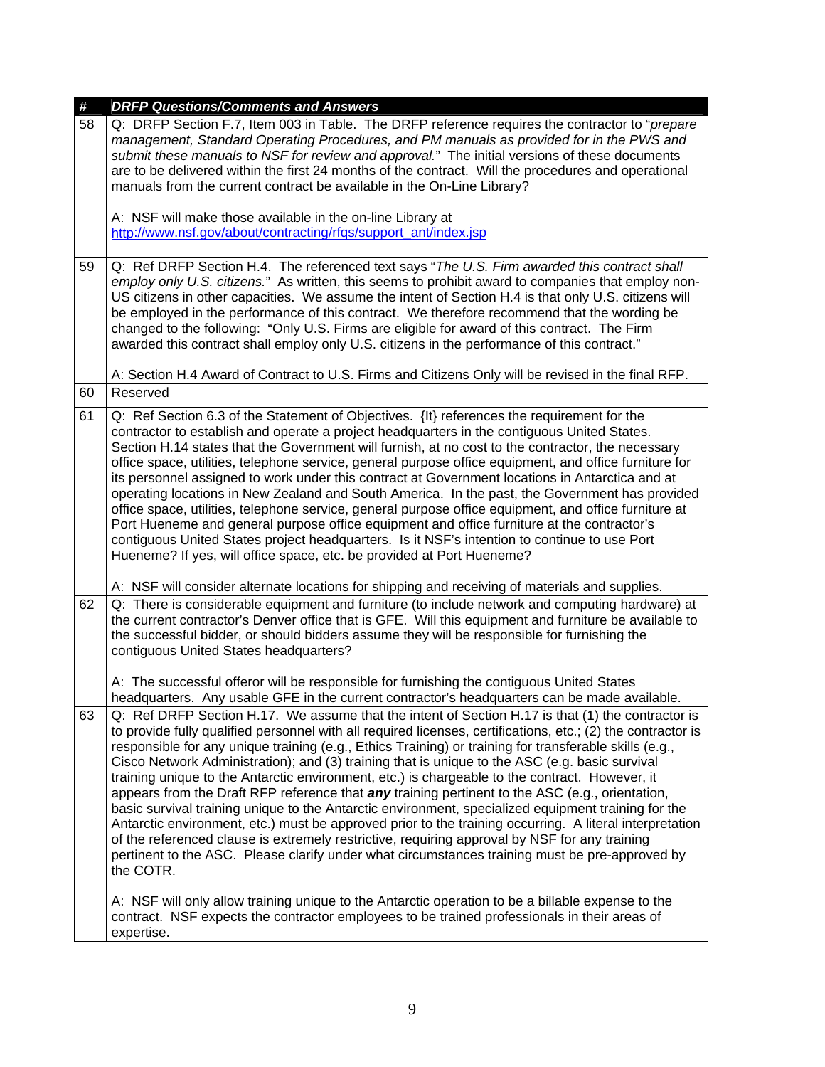| # | *DRFP Questions/Comments and Answers* |
|---|---|
| 58 | Q: DRFP Section F.7, Item 003 in Table. The DRFP reference requires the contractor to "*prepare management, Standard Operating Procedures, and PM manuals as provided for in the PWS and submit these manuals to NSF for review and approval.*" The initial versions of these documents are to be delivered within the first 24 months of the contract. Will the procedures and operational manuals from the current contract be available in the On-Line Library?<br><br>A: NSF will make those available in the on-line Library at http://www.nsf.gov/about/contracting/rfqs/support_ant/index.jsp |
| 59 | Q: Ref DRFP Section H.4. The referenced text says "*The U.S. Firm awarded this contract shall employ only U.S. citizens.*" As written, this seems to prohibit award to companies that employ non-US citizens in other capacities. We assume the intent of Section H.4 is that only U.S. citizens will be employed in the performance of this contract. We therefore recommend that the wording be changed to the following: "Only U.S. Firms are eligible for award of this contract. The Firm awarded this contract shall employ only U.S. citizens in the performance of this contract."<br><br>A: Section H.4 Award of Contract to U.S. Firms and Citizens Only will be revised in the final RFP. |
| 60 | Reserved |
| 61 | Q: Ref Section 6.3 of the Statement of Objectives. {It} references the requirement for the contractor to establish and operate a project headquarters in the contiguous United States. Section H.14 states that the Government will furnish, at no cost to the contractor, the necessary office space, utilities, telephone service, general purpose office equipment, and office furniture for its personnel assigned to work under this contract at Government locations in Antarctica and at operating locations in New Zealand and South America. In the past, the Government has provided office space, utilities, telephone service, general purpose office equipment, and office furniture at Port Hueneme and general purpose office equipment and office furniture at the contractor's contiguous United States project headquarters. Is it NSF's intention to continue to use Port Hueneme? If yes, will office space, etc. be provided at Port Hueneme?<br><br>A: NSF will consider alternate locations for shipping and receiving of materials and supplies. |
| 62 | Q: There is considerable equipment and furniture (to include network and computing hardware) at the current contractor's Denver office that is GFE. Will this equipment and furniture be available to the successful bidder, or should bidders assume they will be responsible for furnishing the contiguous United States headquarters?<br><br>A: The successful offeror will be responsible for furnishing the contiguous United States headquarters. Any usable GFE in the current contractor's headquarters can be made available. |
| 63 | Q: Ref DRFP Section H.17. We assume that the intent of Section H.17 is that (1) the contractor is to provide fully qualified personnel with all required licenses, certifications, etc.; (2) the contractor is responsible for any unique training (e.g., Ethics Training) or training for transferable skills (e.g., Cisco Network Administration); and (3) training that is unique to the ASC (e.g. basic survival training unique to the Antarctic environment, etc.) is chargeable to the contract. However, it appears from the Draft RFP reference that ***any*** training pertinent to the ASC (e.g., orientation, basic survival training unique to the Antarctic environment, specialized equipment training for the Antarctic environment, etc.) must be approved prior to the training occurring. A literal interpretation of the referenced clause is extremely restrictive, requiring approval by NSF for any training pertinent to the ASC. Please clarify under what circumstances training must be pre-approved by the COTR.<br><br>A: NSF will only allow training unique to the Antarctic operation to be a billable expense to the contract. NSF expects the contractor employees to be trained professionals in their areas of expertise. |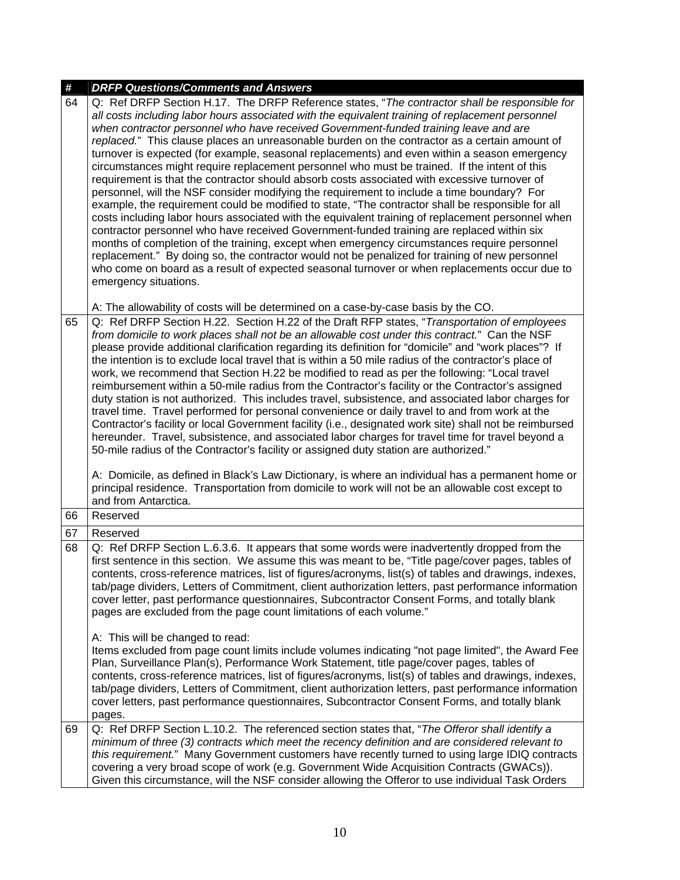| # | *DRFP Questions/Comments and Answers* |
|---|---|
| 64 | Q: Ref DRFP Section H.17. The DRFP Reference states, "*The contractor shall be responsible for all costs including labor hours associated with the equivalent training of replacement personnel when contractor personnel who have received Government-funded training leave and are replaced.*" This clause places an unreasonable burden on the contractor as a certain amount of turnover is expected (for example, seasonal replacements) and even within a season emergency circumstances might require replacement personnel who must be trained. If the intent of this requirement is that the contractor should absorb costs associated with excessive turnover of personnel, will the NSF consider modifying the requirement to include a time boundary? For example, the requirement could be modified to state, "The contractor shall be responsible for all costs including labor hours associated with the equivalent training of replacement personnel when contractor personnel who have received Government-funded training are replaced within six months of completion of the training, except when emergency circumstances require personnel replacement." By doing so, the contractor would not be penalized for training of new personnel who come on board as a result of expected seasonal turnover or when replacements occur due to emergency situations.<br><br>A: The allowability of costs will be determined on a case-by-case basis by the CO. |
| 65 | Q: Ref DRFP Section H.22. Section H.22 of the Draft RFP states, "*Transportation of employees from domicile to work places shall not be an allowable cost under this contract.*" Can the NSF please provide additional clarification regarding its definition for "domicile" and "work places"? If the intention is to exclude local travel that is within a 50 mile radius of the contractor's place of work, we recommend that Section H.22 be modified to read as per the following: "Local travel reimbursement within a 50-mile radius from the Contractor's facility or the Contractor's assigned duty station is not authorized. This includes travel, subsistence, and associated labor charges for travel time. Travel performed for personal convenience or daily travel to and from work at the Contractor's facility or local Government facility (i.e., designated work site) shall not be reimbursed hereunder. Travel, subsistence, and associated labor charges for travel time for travel beyond a 50-mile radius of the Contractor's facility or assigned duty station are authorized."<br><br>A: Domicile, as defined in Black's Law Dictionary, is where an individual has a permanent home or principal residence. Transportation from domicile to work will not be an allowable cost except to and from Antarctica. |
| 66 | Reserved |
| 67 | Reserved |
| 68 | Q: Ref DRFP Section L.6.3.6. It appears that some words were inadvertently dropped from the first sentence in this section. We assume this was meant to be, "Title page/cover pages, tables of contents, cross-reference matrices, list of figures/acronyms, list(s) of tables and drawings, indexes, tab/page dividers, Letters of Commitment, client authorization letters, past performance information cover letter, past performance questionnaires, Subcontractor Consent Forms, and totally blank pages are excluded from the page count limitations of each volume."<br><br>A: This will be changed to read:<br>Items excluded from page count limits include volumes indicating "not page limited", the Award Fee Plan, Surveillance Plan(s), Performance Work Statement, title page/cover pages, tables of contents, cross-reference matrices, list of figures/acronyms, list(s) of tables and drawings, indexes, tab/page dividers, Letters of Commitment, client authorization letters, past performance information cover letters, past performance questionnaires, Subcontractor Consent Forms, and totally blank pages. |
| 69 | Q: Ref DRFP Section L.10.2. The referenced section states that, "*The Offeror shall identify a minimum of three (3) contracts which meet the recency definition and are considered relevant to this requirement.*" Many Government customers have recently turned to using large IDIQ contracts covering a very broad scope of work (e.g. Government Wide Acquisition Contracts (GWACs)). Given this circumstance, will the NSF consider allowing the Offeror to use individual Task Orders |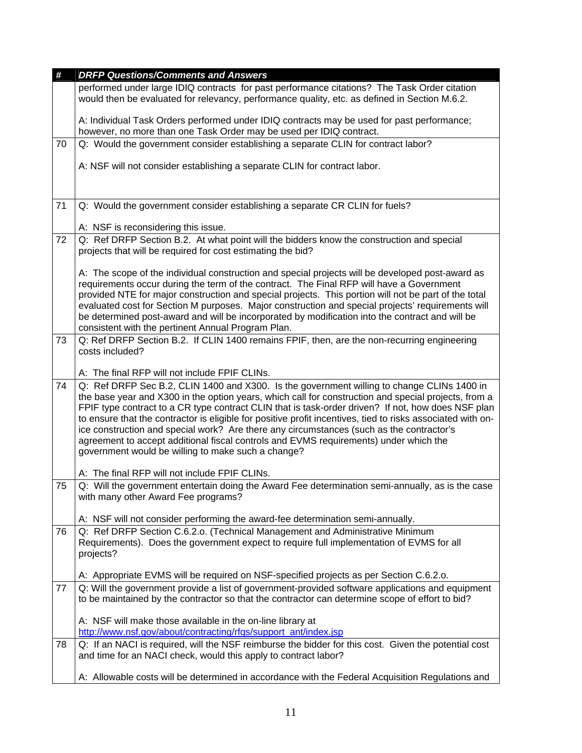| # | *DRFP Questions/Comments and Answers* |
|---|---|
| | performed under large IDIQ contracts for past performance citations? The Task Order citation would then be evaluated for relevancy, performance quality, etc. as defined in Section M.6.2.<br><br>A: Individual Task Orders performed under IDIQ contracts may be used for past performance; however, no more than one Task Order may be used per IDIQ contract. |
| 70 | Q: Would the government consider establishing a separate CLIN for contract labor?<br><br>A: NSF will not consider establishing a separate CLIN for contract labor. |
| 71 | Q: Would the government consider establishing a separate CR CLIN for fuels?<br><br>A: NSF is reconsidering this issue. |
| 72 | Q: Ref DRFP Section B.2. At what point will the bidders know the construction and special projects that will be required for cost estimating the bid?<br><br>A: The scope of the individual construction and special projects will be developed post-award as requirements occur during the term of the contract. The Final RFP will have a Government provided NTE for major construction and special projects. This portion will not be part of the total evaluated cost for Section M purposes. Major construction and special projects' requirements will be determined post-award and will be incorporated by modification into the contract and will be consistent with the pertinent Annual Program Plan. |
| 73 | Q: Ref DRFP Section B.2. If CLIN 1400 remains FPIF, then, are the non-recurring engineering costs included?<br><br>A: The final RFP will not include FPIF CLINs. |
| 74 | Q: Ref DRFP Sec B.2, CLIN 1400 and X300. Is the government willing to change CLINs 1400 in the base year and X300 in the option years, which call for construction and special projects, from a FPIF type contract to a CR type contract CLIN that is task-order driven? If not, how does NSF plan to ensure that the contractor is eligible for positive profit incentives, tied to risks associated with on-ice construction and special work? Are there any circumstances (such as the contractor's agreement to accept additional fiscal controls and EVMS requirements) under which the government would be willing to make such a change?<br><br>A: The final RFP will not include FPIF CLINs. |
| 75 | Q: Will the government entertain doing the Award Fee determination semi-annually, as is the case with many other Award Fee programs?<br><br>A: NSF will not consider performing the award-fee determination semi-annually. |
| 76 | Q: Ref DRFP Section C.6.2.o. (Technical Management and Administrative Minimum Requirements). Does the government expect to require full implementation of EVMS for all projects?<br><br>A: Appropriate EVMS will be required on NSF-specified projects as per Section C.6.2.o. |
| 77 | Q: Will the government provide a list of government-provided software applications and equipment to be maintained by the contractor so that the contractor can determine scope of effort to bid?<br><br>A: NSF will make those available in the on-line library at http://www.nsf.gov/about/contracting/rfqs/support_ant/index.jsp |
| 78 | Q: If an NACI is required, will the NSF reimburse the bidder for this cost. Given the potential cost and time for an NACI check, would this apply to contract labor?<br><br>A: Allowable costs will be determined in accordance with the Federal Acquisition Regulations and |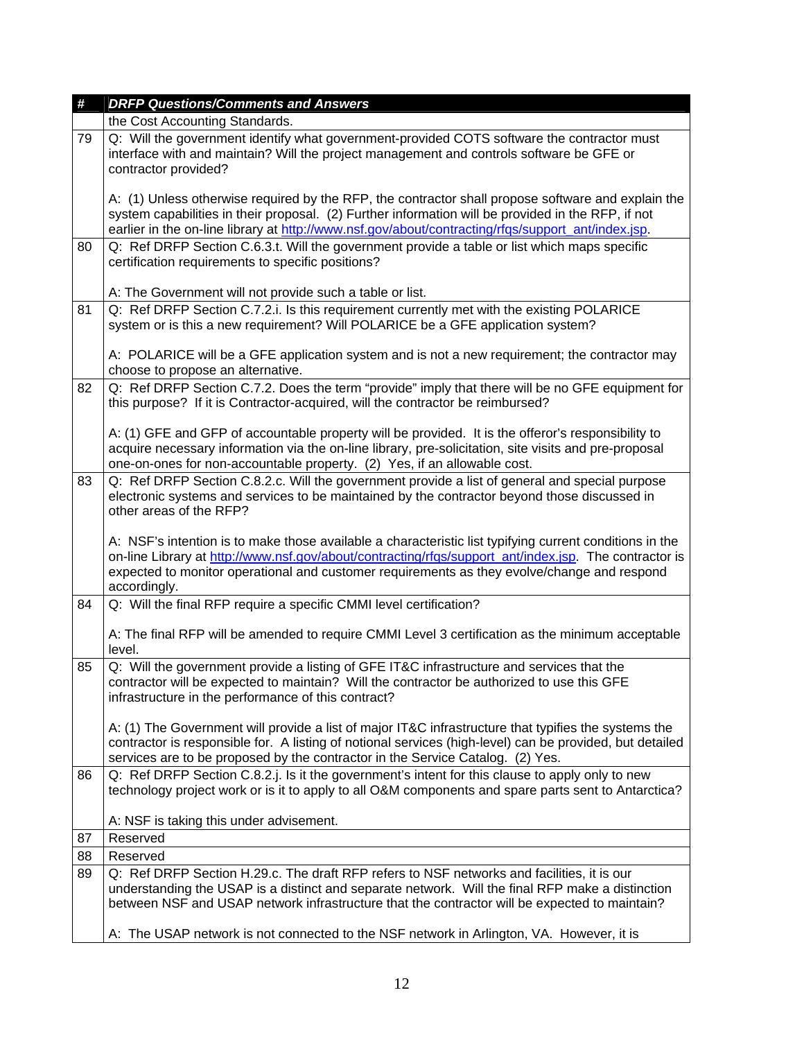| # | DRFP Questions/Comments and Answers |
|---|---|
| | the Cost Accounting Standards. |
| 79 | Q: Will the government identify what government-provided COTS software the contractor must interface with and maintain? Will the project management and controls software be GFE or contractor provided?<br><br>A: (1) Unless otherwise required by the RFP, the contractor shall propose software and explain the system capabilities in their proposal. (2) Further information will be provided in the RFP, if not earlier in the on-line library at http://www.nsf.gov/about/contracting/rfqs/support_ant/index.jsp. |
| 80 | Q: Ref DRFP Section C.6.3.t. Will the government provide a table or list which maps specific certification requirements to specific positions?<br><br>A: The Government will not provide such a table or list. |
| 81 | Q: Ref DRFP Section C.7.2.i. Is this requirement currently met with the existing POLARICE system or is this a new requirement? Will POLARICE be a GFE application system?<br><br>A: POLARICE will be a GFE application system and is not a new requirement; the contractor may choose to propose an alternative. |
| 82 | Q: Ref DRFP Section C.7.2. Does the term "provide" imply that there will be no GFE equipment for this purpose? If it is Contractor-acquired, will the contractor be reimbursed?<br><br>A: (1) GFE and GFP of accountable property will be provided. It is the offeror's responsibility to acquire necessary information via the on-line library, pre-solicitation, site visits and pre-proposal one-on-ones for non-accountable property. (2) Yes, if an allowable cost. |
| 83 | Q: Ref DRFP Section C.8.2.c. Will the government provide a list of general and special purpose electronic systems and services to be maintained by the contractor beyond those discussed in other areas of the RFP?<br><br>A: NSF's intention is to make those available a characteristic list typifying current conditions in the on-line Library at http://www.nsf.gov/about/contracting/rfqs/support_ant/index.jsp. The contractor is expected to monitor operational and customer requirements as they evolve/change and respond accordingly. |
| 84 | Q: Will the final RFP require a specific CMMI level certification?<br><br>A: The final RFP will be amended to require CMMI Level 3 certification as the minimum acceptable level. |
| 85 | Q: Will the government provide a listing of GFE IT&C infrastructure and services that the contractor will be expected to maintain? Will the contractor be authorized to use this GFE infrastructure in the performance of this contract?<br><br>A: (1) The Government will provide a list of major IT&C infrastructure that typifies the systems the contractor is responsible for. A listing of notional services (high-level) can be provided, but detailed services are to be proposed by the contractor in the Service Catalog. (2) Yes. |
| 86 | Q: Ref DRFP Section C.8.2.j. Is it the government's intent for this clause to apply only to new technology project work or is it to apply to all O&M components and spare parts sent to Antarctica?<br><br>A: NSF is taking this under advisement. |
| 87 | Reserved |
| 88 | Reserved |
| 89 | Q: Ref DRFP Section H.29.c. The draft RFP refers to NSF networks and facilities, it is our understanding the USAP is a distinct and separate network. Will the final RFP make a distinction between NSF and USAP network infrastructure that the contractor will be expected to maintain?<br><br>A: The USAP network is not connected to the NSF network in Arlington, VA. However, it is |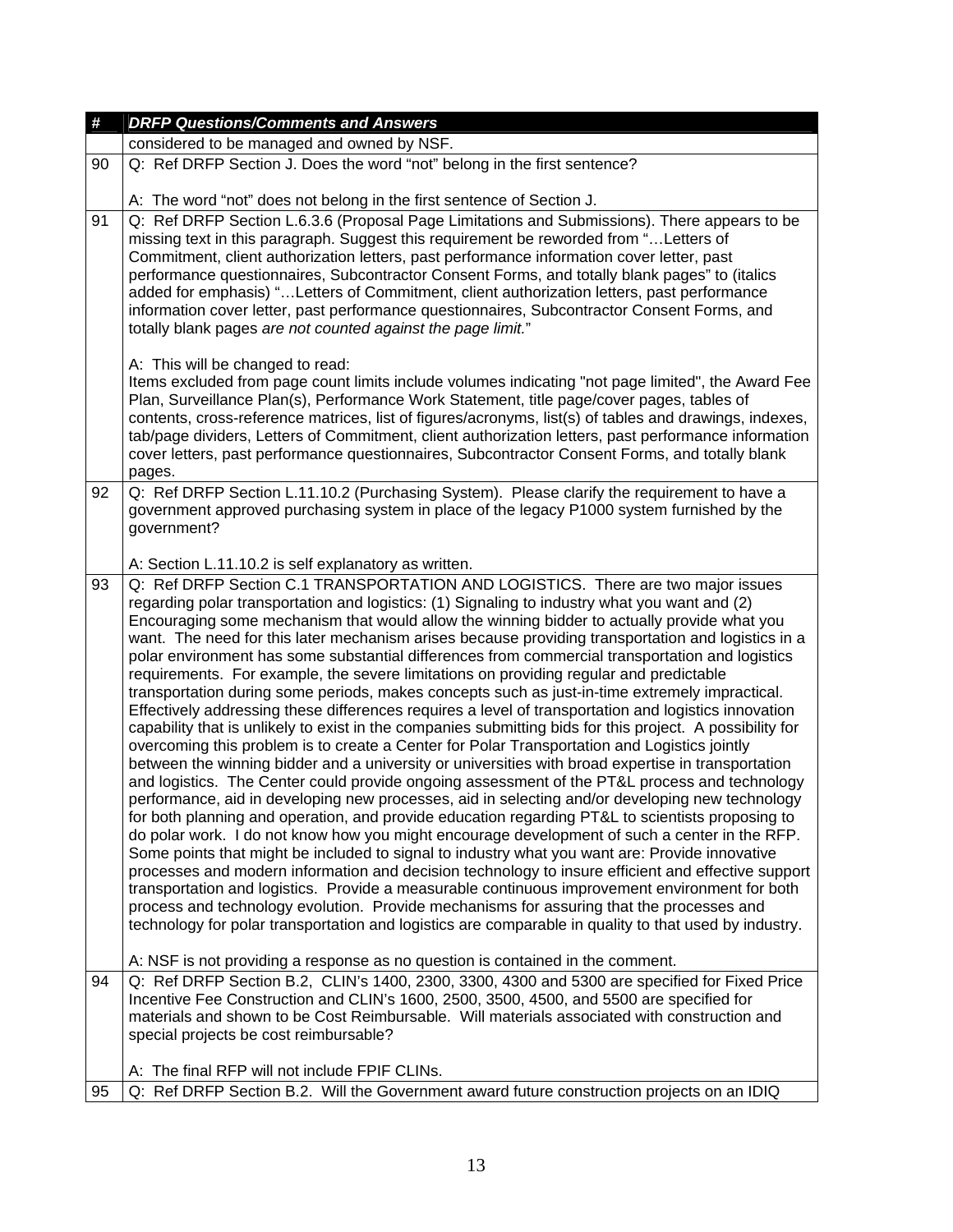| # | DRFP Questions/Comments and Answers |
|---|---|
| | considered to be managed and owned by NSF. |
| 90 | Q: Ref DRFP Section J. Does the word “not” belong in the first sentence?<br><br>A: The word “not” does not belong in the first sentence of Section J. |
| 91 | Q: Ref DRFP Section L.6.3.6 (Proposal Page Limitations and Submissions). There appears to be missing text in this paragraph. Suggest this requirement be reworded from “…Letters of Commitment, client authorization letters, past performance information cover letter, past performance questionnaires, Subcontractor Consent Forms, and totally blank pages” to (italics added for emphasis) “…Letters of Commitment, client authorization letters, past performance information cover letter, past performance questionnaires, Subcontractor Consent Forms, and totally blank pages *are not counted against the page limit.*”<br><br>A: This will be changed to read:<br>Items excluded from page count limits include volumes indicating "not page limited", the Award Fee Plan, Surveillance Plan(s), Performance Work Statement, title page/cover pages, tables of contents, cross-reference matrices, list of figures/acronyms, list(s) of tables and drawings, indexes, tab/page dividers, Letters of Commitment, client authorization letters, past performance information cover letters, past performance questionnaires, Subcontractor Consent Forms, and totally blank pages. |
| 92 | Q: Ref DRFP Section L.11.10.2 (Purchasing System). Please clarify the requirement to have a government approved purchasing system in place of the legacy P1000 system furnished by the government?<br><br>A: Section L.11.10.2 is self explanatory as written. |
| 93 | Q: Ref DRFP Section C.1 TRANSPORTATION AND LOGISTICS. There are two major issues regarding polar transportation and logistics: (1) Signaling to industry what you want and (2) Encouraging some mechanism that would allow the winning bidder to actually provide what you want. The need for this later mechanism arises because providing transportation and logistics in a polar environment has some substantial differences from commercial transportation and logistics requirements. For example, the severe limitations on providing regular and predictable transportation during some periods, makes concepts such as just-in-time extremely impractical. Effectively addressing these differences requires a level of transportation and logistics innovation capability that is unlikely to exist in the companies submitting bids for this project. A possibility for overcoming this problem is to create a Center for Polar Transportation and Logistics jointly between the winning bidder and a university or universities with broad expertise in transportation and logistics. The Center could provide ongoing assessment of the PT&L process and technology performance, aid in developing new processes, aid in selecting and/or developing new technology for both planning and operation, and provide education regarding PT&L to scientists proposing to do polar work. I do not know how you might encourage development of such a center in the RFP. Some points that might be included to signal to industry what you want are: Provide innovative processes and modern information and decision technology to insure efficient and effective support transportation and logistics. Provide a measurable continuous improvement environment for both process and technology evolution. Provide mechanisms for assuring that the processes and technology for polar transportation and logistics are comparable in quality to that used by industry.<br><br>A: NSF is not providing a response as no question is contained in the comment. |
| 94 | Q: Ref DRFP Section B.2, CLIN’s 1400, 2300, 3300, 4300 and 5300 are specified for Fixed Price Incentive Fee Construction and CLIN’s 1600, 2500, 3500, 4500, and 5500 are specified for materials and shown to be Cost Reimbursable. Will materials associated with construction and special projects be cost reimbursable?<br><br>A: The final RFP will not include FPIF CLINs. |
| 95 | Q: Ref DRFP Section B.2. Will the Government award future construction projects on an IDIQ |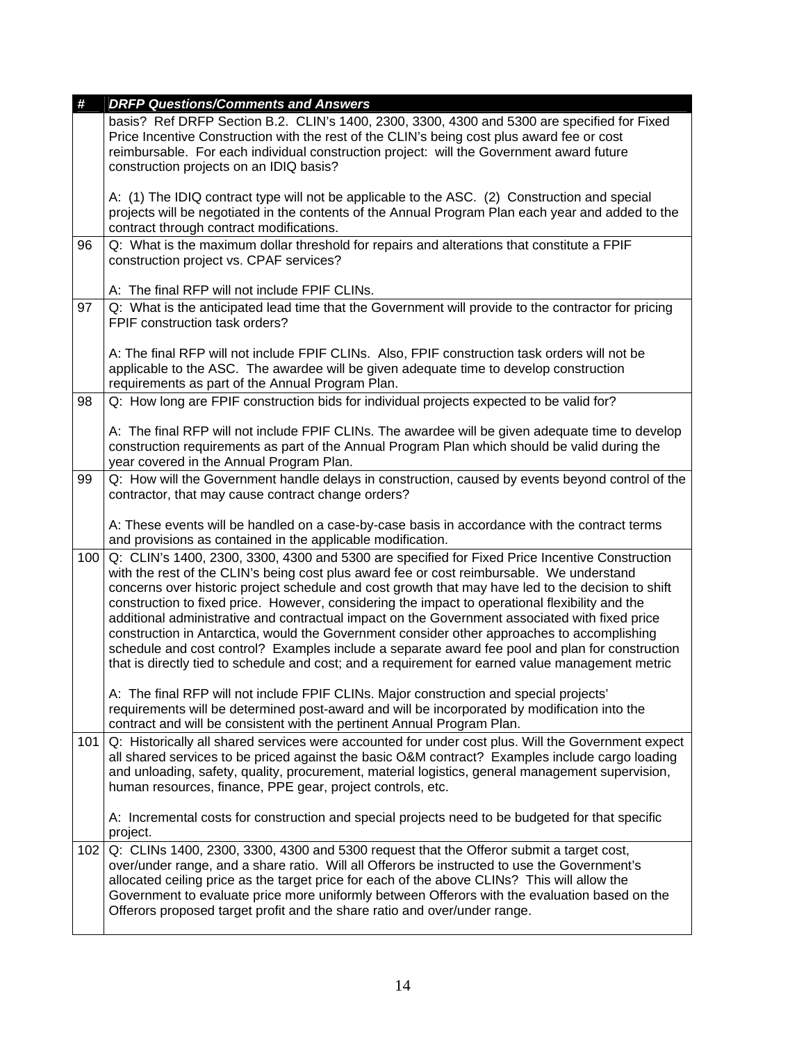| # | DRFP Questions/Comments and Answers |
|---|---|
| | basis? Ref DRFP Section B.2. CLIN's 1400, 2300, 3300, 4300 and 5300 are specified for Fixed Price Incentive Construction with the rest of the CLIN's being cost plus award fee or cost reimbursable. For each individual construction project: will the Government award future construction projects on an IDIQ basis?<br><br>A: (1) The IDIQ contract type will not be applicable to the ASC. (2) Construction and special projects will be negotiated in the contents of the Annual Program Plan each year and added to the contract through contract modifications. |
| 96 | Q: What is the maximum dollar threshold for repairs and alterations that constitute a FPIF construction project vs. CPAF services?<br><br>A: The final RFP will not include FPIF CLINs. |
| 97 | Q: What is the anticipated lead time that the Government will provide to the contractor for pricing FPIF construction task orders?<br><br>A: The final RFP will not include FPIF CLINs. Also, FPIF construction task orders will not be applicable to the ASC. The awardee will be given adequate time to develop construction requirements as part of the Annual Program Plan. |
| 98 | Q: How long are FPIF construction bids for individual projects expected to be valid for?<br><br>A: The final RFP will not include FPIF CLINs. The awardee will be given adequate time to develop construction requirements as part of the Annual Program Plan which should be valid during the year covered in the Annual Program Plan. |
| 99 | Q: How will the Government handle delays in construction, caused by events beyond control of the contractor, that may cause contract change orders?<br><br>A: These events will be handled on a case-by-case basis in accordance with the contract terms and provisions as contained in the applicable modification. |
| 100 | Q: CLIN's 1400, 2300, 3300, 4300 and 5300 are specified for Fixed Price Incentive Construction with the rest of the CLIN's being cost plus award fee or cost reimbursable. We understand concerns over historic project schedule and cost growth that may have led to the decision to shift construction to fixed price. However, considering the impact to operational flexibility and the additional administrative and contractual impact on the Government associated with fixed price construction in Antarctica, would the Government consider other approaches to accomplishing schedule and cost control? Examples include a separate award fee pool and plan for construction that is directly tied to schedule and cost; and a requirement for earned value management metric<br><br>A: The final RFP will not include FPIF CLINs. Major construction and special projects' requirements will be determined post-award and will be incorporated by modification into the contract and will be consistent with the pertinent Annual Program Plan. |
| 101 | Q: Historically all shared services were accounted for under cost plus. Will the Government expect all shared services to be priced against the basic O&M contract? Examples include cargo loading and unloading, safety, quality, procurement, material logistics, general management supervision, human resources, finance, PPE gear, project controls, etc.<br><br>A: Incremental costs for construction and special projects need to be budgeted for that specific project. |
| 102 | Q: CLINs 1400, 2300, 3300, 4300 and 5300 request that the Offeror submit a target cost, over/under range, and a share ratio. Will all Offerors be instructed to use the Government's allocated ceiling price as the target price for each of the above CLINs? This will allow the Government to evaluate price more uniformly between Offerors with the evaluation based on the Offerors proposed target profit and the share ratio and over/under range. |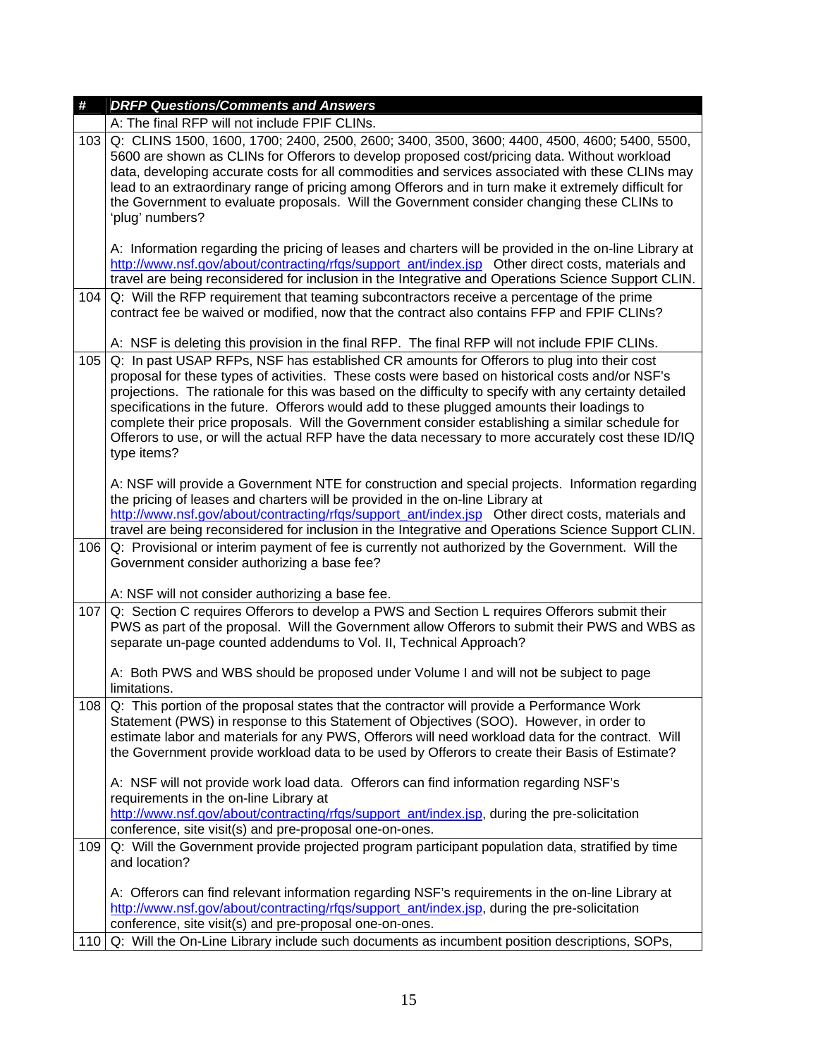| # | DRFP Questions/Comments and Answers |
|---|---|
| | A: The final RFP will not include FPIF CLINs. |
| 103 | Q: CLINS 1500, 1600, 1700; 2400, 2500, 2600; 3400, 3500, 3600; 4400, 4500, 4600; 5400, 5500, 5600 are shown as CLINs for Offerors to develop proposed cost/pricing data. Without workload data, developing accurate costs for all commodities and services associated with these CLINs may lead to an extraordinary range of pricing among Offerors and in turn make it extremely difficult for the Government to evaluate proposals. Will the Government consider changing these CLINs to 'plug' numbers?<br><br>A: Information regarding the pricing of leases and charters will be provided in the on-line Library at http://www.nsf.gov/about/contracting/rfqs/support_ant/index.jsp Other direct costs, materials and travel are being reconsidered for inclusion in the Integrative and Operations Science Support CLIN. |
| 104 | Q: Will the RFP requirement that teaming subcontractors receive a percentage of the prime contract fee be waived or modified, now that the contract also contains FFP and FPIF CLINs?<br><br>A: NSF is deleting this provision in the final RFP. The final RFP will not include FPIF CLINs. |
| 105 | Q: In past USAP RFPs, NSF has established CR amounts for Offerors to plug into their cost proposal for these types of activities. These costs were based on historical costs and/or NSF's projections. The rationale for this was based on the difficulty to specify with any certainty detailed specifications in the future. Offerors would add to these plugged amounts their loadings to complete their price proposals. Will the Government consider establishing a similar schedule for Offerors to use, or will the actual RFP have the data necessary to more accurately cost these ID/IQ type items?<br><br>A: NSF will provide a Government NTE for construction and special projects. Information regarding the pricing of leases and charters will be provided in the on-line Library at http://www.nsf.gov/about/contracting/rfqs/support_ant/index.jsp Other direct costs, materials and travel are being reconsidered for inclusion in the Integrative and Operations Science Support CLIN. |
| 106 | Q: Provisional or interim payment of fee is currently not authorized by the Government. Will the Government consider authorizing a base fee?<br><br>A: NSF will not consider authorizing a base fee. |
| 107 | Q: Section C requires Offerors to develop a PWS and Section L requires Offerors submit their PWS as part of the proposal. Will the Government allow Offerors to submit their PWS and WBS as separate un-page counted addendums to Vol. II, Technical Approach?<br><br>A: Both PWS and WBS should be proposed under Volume I and will not be subject to page limitations. |
| 108 | Q: This portion of the proposal states that the contractor will provide a Performance Work Statement (PWS) in response to this Statement of Objectives (SOO). However, in order to estimate labor and materials for any PWS, Offerors will need workload data for the contract. Will the Government provide workload data to be used by Offerors to create their Basis of Estimate?<br><br>A: NSF will not provide work load data. Offerors can find information regarding NSF's requirements in the on-line Library at http://www.nsf.gov/about/contracting/rfqs/support_ant/index.jsp, during the pre-solicitation conference, site visit(s) and pre-proposal one-on-ones. |
| 109 | Q: Will the Government provide projected program participant population data, stratified by time and location?<br><br>A: Offerors can find relevant information regarding NSF's requirements in the on-line Library at http://www.nsf.gov/about/contracting/rfqs/support_ant/index.jsp, during the pre-solicitation conference, site visit(s) and pre-proposal one-on-ones. |
| 110 | Q: Will the On-Line Library include such documents as incumbent position descriptions, SOPs, |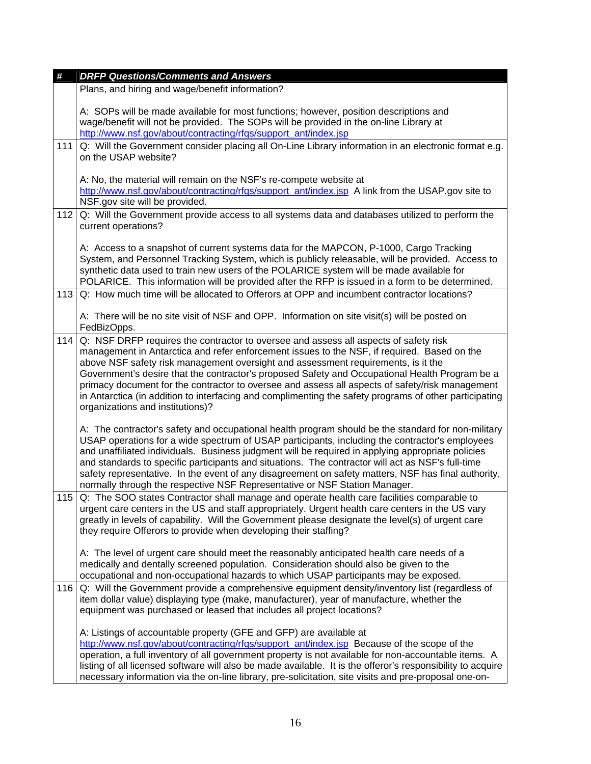| # | *DRFP Questions/Comments and Answers* |
|---|---|
| | Plans, and hiring and wage/benefit information?<br><br>A: SOPs will be made available for most functions; however, position descriptions and wage/benefit will not be provided. The SOPs will be provided in the on-line Library at http://www.nsf.gov/about/contracting/rfqs/support_ant/index.jsp |
| 111 | Q: Will the Government consider placing all On-Line Library information in an electronic format e.g. on the USAP website?<br><br>A: No, the material will remain on the NSF's re-compete website at http://www.nsf.gov/about/contracting/rfqs/support_ant/index.jsp A link from the USAP.gov site to NSF.gov site will be provided. |
| 112 | Q: Will the Government provide access to all systems data and databases utilized to perform the current operations?<br><br>A: Access to a snapshot of current systems data for the MAPCON, P-1000, Cargo Tracking System, and Personnel Tracking System, which is publicly releasable, will be provided. Access to synthetic data used to train new users of the POLARICE system will be made available for POLARICE. This information will be provided after the RFP is issued in a form to be determined. |
| 113 | Q: How much time will be allocated to Offerors at OPP and incumbent contractor locations?<br><br>A: There will be no site visit of NSF and OPP. Information on site visit(s) will be posted on FedBizOpps. |
| 114 | Q: NSF DRFP requires the contractor to oversee and assess all aspects of safety risk management in Antarctica and refer enforcement issues to the NSF, if required. Based on the above NSF safety risk management oversight and assessment requirements, is it the Government's desire that the contractor's proposed Safety and Occupational Health Program be a primacy document for the contractor to oversee and assess all aspects of safety/risk management in Antarctica (in addition to interfacing and complimenting the safety programs of other participating organizations and institutions)?<br><br>A: The contractor's safety and occupational health program should be the standard for non-military USAP operations for a wide spectrum of USAP participants, including the contractor's employees and unaffiliated individuals. Business judgment will be required in applying appropriate policies and standards to specific participants and situations. The contractor will act as NSF's full-time safety representative. In the event of any disagreement on safety matters, NSF has final authority, normally through the respective NSF Representative or NSF Station Manager. |
| 115 | Q: The SOO states Contractor shall manage and operate health care facilities comparable to urgent care centers in the US and staff appropriately. Urgent health care centers in the US vary greatly in levels of capability. Will the Government please designate the level(s) of urgent care they require Offerors to provide when developing their staffing?<br><br>A: The level of urgent care should meet the reasonably anticipated health care needs of a medically and dentally screened population. Consideration should also be given to the occupational and non-occupational hazards to which USAP participants may be exposed. |
| 116 | Q: Will the Government provide a comprehensive equipment density/inventory list (regardless of item dollar value) displaying type (make, manufacturer), year of manufacture, whether the equipment was purchased or leased that includes all project locations?<br><br>A: Listings of accountable property (GFE and GFP) are available at http://www.nsf.gov/about/contracting/rfqs/support_ant/index.jsp Because of the scope of the operation, a full inventory of all government property is not available for non-accountable items. A listing of all licensed software will also be made available. It is the offeror's responsibility to acquire necessary information via the on-line library, pre-solicitation, site visits and pre-proposal one-on- |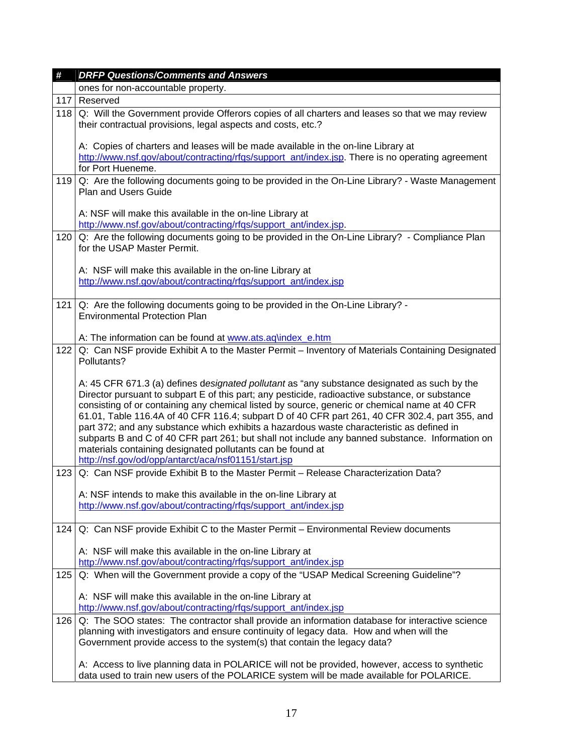| # | DRFP Questions/Comments and Answers |
|---|---|
| | ones for non-accountable property. |
| 117 | Reserved |
| 118 | Q: Will the Government provide Offerors copies of all charters and leases so that we may review their contractual provisions, legal aspects and costs, etc.?<br><br>A: Copies of charters and leases will be made available in the on-line Library at http://www.nsf.gov/about/contracting/rfqs/support_ant/index.jsp. There is no operating agreement for Port Hueneme. |
| 119 | Q: Are the following documents going to be provided in the On-Line Library? - Waste Management Plan and Users Guide<br><br>A: NSF will make this available in the on-line Library at http://www.nsf.gov/about/contracting/rfqs/support_ant/index.jsp. |
| 120 | Q: Are the following documents going to be provided in the On-Line Library? - Compliance Plan for the USAP Master Permit.<br><br>A: NSF will make this available in the on-line Library at http://www.nsf.gov/about/contracting/rfqs/support_ant/index.jsp |
| 121 | Q: Are the following documents going to be provided in the On-Line Library? - Environmental Protection Plan<br><br>A: The information can be found at www.ats.aq\index_e.htm |
| 122 | Q: Can NSF provide Exhibit A to the Master Permit – Inventory of Materials Containing Designated Pollutants?<br><br>A: 45 CFR 671.3 (a) defines d*esignated pollutant* as "any substance designated as such by the Director pursuant to subpart E of this part; any pesticide, radioactive substance, or substance consisting of or containing any chemical listed by source, generic or chemical name at 40 CFR 61.01, Table 116.4A of 40 CFR 116.4; subpart D of 40 CFR part 261, 40 CFR 302.4, part 355, and part 372; and any substance which exhibits a hazardous waste characteristic as defined in subparts B and C of 40 CFR part 261; but shall not include any banned substance. Information on materials containing designated pollutants can be found at http://nsf.gov/od/opp/antarct/aca/nsf01151/start.jsp |
| 123 | Q: Can NSF provide Exhibit B to the Master Permit – Release Characterization Data?<br><br>A: NSF intends to make this available in the on-line Library at http://www.nsf.gov/about/contracting/rfqs/support_ant/index.jsp |
| 124 | Q: Can NSF provide Exhibit C to the Master Permit – Environmental Review documents<br><br>A: NSF will make this available in the on-line Library at http://www.nsf.gov/about/contracting/rfqs/support_ant/index.jsp |
| 125 | Q: When will the Government provide a copy of the "USAP Medical Screening Guideline"?<br><br>A: NSF will make this available in the on-line Library at http://www.nsf.gov/about/contracting/rfqs/support_ant/index.jsp |
| 126 | Q: The SOO states: The contractor shall provide an information database for interactive science planning with investigators and ensure continuity of legacy data. How and when will the Government provide access to the system(s) that contain the legacy data?<br><br>A: Access to live planning data in POLARICE will not be provided, however, access to synthetic data used to train new users of the POLARICE system will be made available for POLARICE. |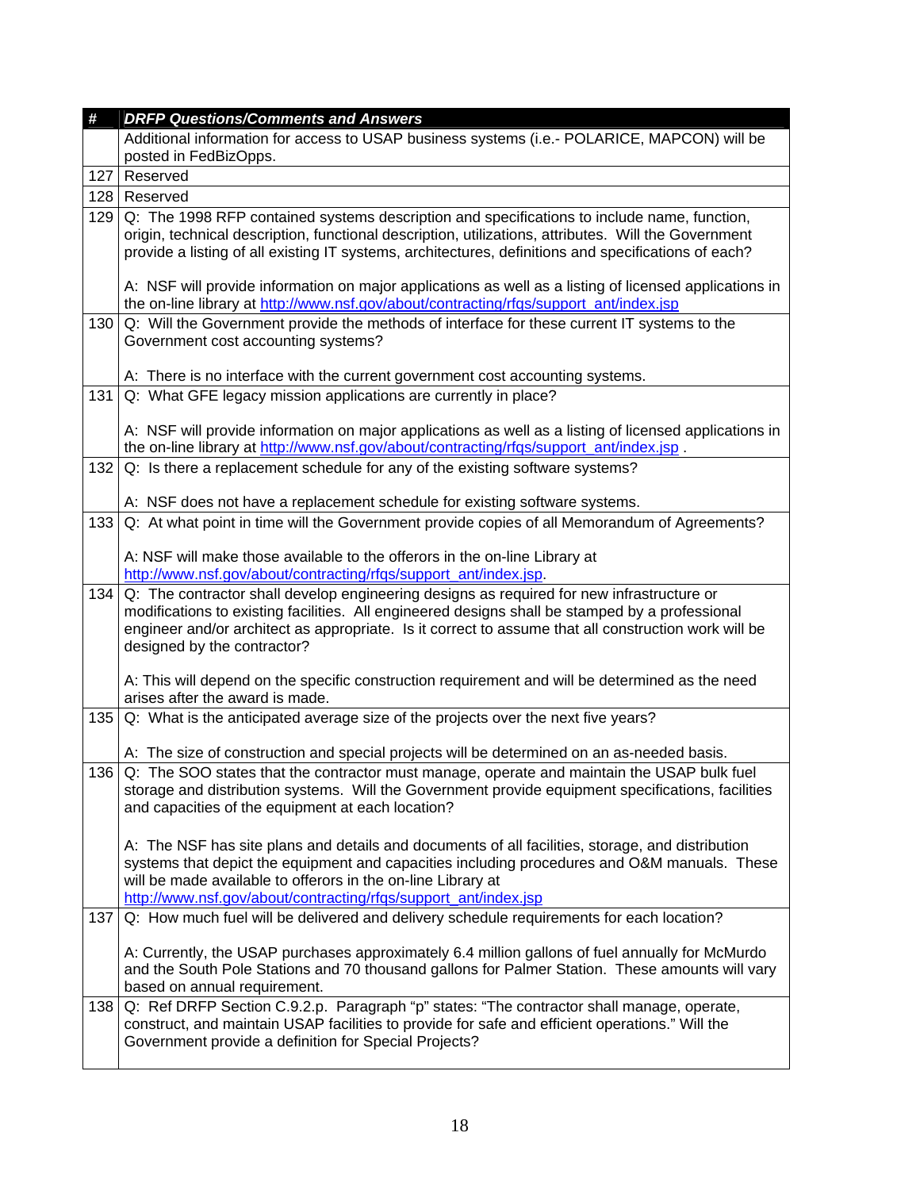| # | DRFP Questions/Comments and Answers |
|---|---|
| | Additional information for access to USAP business systems (i.e.- POLARICE, MAPCON) will be posted in FedBizOpps. |
| 127 | Reserved |
| 128 | Reserved |
| 129 | Q: The 1998 RFP contained systems description and specifications to include name, function, origin, technical description, functional description, utilizations, attributes. Will the Government provide a listing of all existing IT systems, architectures, definitions and specifications of each?<br><br>A: NSF will provide information on major applications as well as a listing of licensed applications in the on-line library at http://www.nsf.gov/about/contracting/rfqs/support_ant/index.jsp |
| 130 | Q: Will the Government provide the methods of interface for these current IT systems to the Government cost accounting systems?<br><br>A: There is no interface with the current government cost accounting systems. |
| 131 | Q: What GFE legacy mission applications are currently in place?<br><br>A: NSF will provide information on major applications as well as a listing of licensed applications in the on-line library at http://www.nsf.gov/about/contracting/rfqs/support_ant/index.jsp . |
| 132 | Q: Is there a replacement schedule for any of the existing software systems?<br><br>A: NSF does not have a replacement schedule for existing software systems. |
| 133 | Q: At what point in time will the Government provide copies of all Memorandum of Agreements?<br><br>A: NSF will make those available to the offerors in the on-line Library at http://www.nsf.gov/about/contracting/rfqs/support_ant/index.jsp. |
| 134 | Q: The contractor shall develop engineering designs as required for new infrastructure or modifications to existing facilities. All engineered designs shall be stamped by a professional engineer and/or architect as appropriate. Is it correct to assume that all construction work will be designed by the contractor?<br><br>A: This will depend on the specific construction requirement and will be determined as the need arises after the award is made. |
| 135 | Q: What is the anticipated average size of the projects over the next five years?<br><br>A: The size of construction and special projects will be determined on an as-needed basis. |
| 136 | Q: The SOO states that the contractor must manage, operate and maintain the USAP bulk fuel storage and distribution systems. Will the Government provide equipment specifications, facilities and capacities of the equipment at each location?<br><br>A: The NSF has site plans and details and documents of all facilities, storage, and distribution systems that depict the equipment and capacities including procedures and O&M manuals. These will be made available to offerors in the on-line Library at http://www.nsf.gov/about/contracting/rfqs/support_ant/index.jsp |
| 137 | Q: How much fuel will be delivered and delivery schedule requirements for each location?<br><br>A: Currently, the USAP purchases approximately 6.4 million gallons of fuel annually for McMurdo and the South Pole Stations and 70 thousand gallons for Palmer Station. These amounts will vary based on annual requirement. |
| 138 | Q: Ref DRFP Section C.9.2.p. Paragraph "p" states: "The contractor shall manage, operate, construct, and maintain USAP facilities to provide for safe and efficient operations." Will the Government provide a definition for Special Projects? |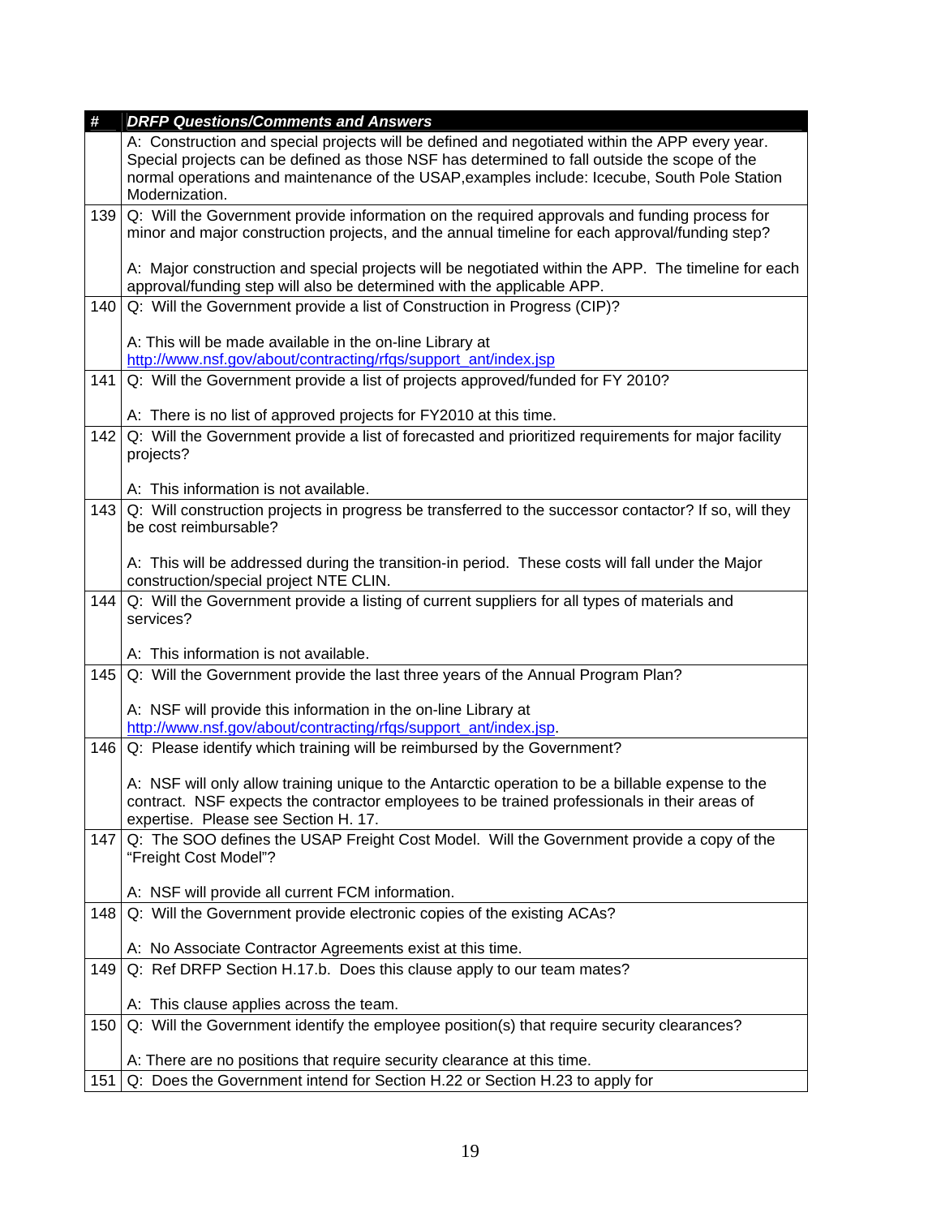| # | *DRFP Questions/Comments and Answers* |
|---|---|
| | A: Construction and special projects will be defined and negotiated within the APP every year. Special projects can be defined as those NSF has determined to fall outside the scope of the normal operations and maintenance of the USAP,examples include: Icecube, South Pole Station Modernization. |
| 139 | Q: Will the Government provide information on the required approvals and funding process for minor and major construction projects, and the annual timeline for each approval/funding step?<br><br>A: Major construction and special projects will be negotiated within the APP. The timeline for each approval/funding step will also be determined with the applicable APP. |
| 140 | Q: Will the Government provide a list of Construction in Progress (CIP)?<br><br>A: This will be made available in the on-line Library at http://www.nsf.gov/about/contracting/rfqs/support_ant/index.jsp |
| 141 | Q: Will the Government provide a list of projects approved/funded for FY 2010?<br><br>A: There is no list of approved projects for FY2010 at this time. |
| 142 | Q: Will the Government provide a list of forecasted and prioritized requirements for major facility projects?<br><br>A: This information is not available. |
| 143 | Q: Will construction projects in progress be transferred to the successor contactor? If so, will they be cost reimbursable?<br><br>A: This will be addressed during the transition-in period. These costs will fall under the Major construction/special project NTE CLIN. |
| 144 | Q: Will the Government provide a listing of current suppliers for all types of materials and services?<br><br>A: This information is not available. |
| 145 | Q: Will the Government provide the last three years of the Annual Program Plan?<br><br>A: NSF will provide this information in the on-line Library at http://www.nsf.gov/about/contracting/rfqs/support_ant/index.jsp. |
| 146 | Q: Please identify which training will be reimbursed by the Government?<br><br>A: NSF will only allow training unique to the Antarctic operation to be a billable expense to the contract. NSF expects the contractor employees to be trained professionals in their areas of expertise. Please see Section H. 17. |
| 147 | Q: The SOO defines the USAP Freight Cost Model. Will the Government provide a copy of the "Freight Cost Model"?<br><br>A: NSF will provide all current FCM information. |
| 148 | Q: Will the Government provide electronic copies of the existing ACAs?<br><br>A: No Associate Contractor Agreements exist at this time. |
| 149 | Q: Ref DRFP Section H.17.b. Does this clause apply to our team mates?<br><br>A: This clause applies across the team. |
| 150 | Q: Will the Government identify the employee position(s) that require security clearances?<br><br>A: There are no positions that require security clearance at this time. |
| 151 | Q: Does the Government intend for Section H.22 or Section H.23 to apply for |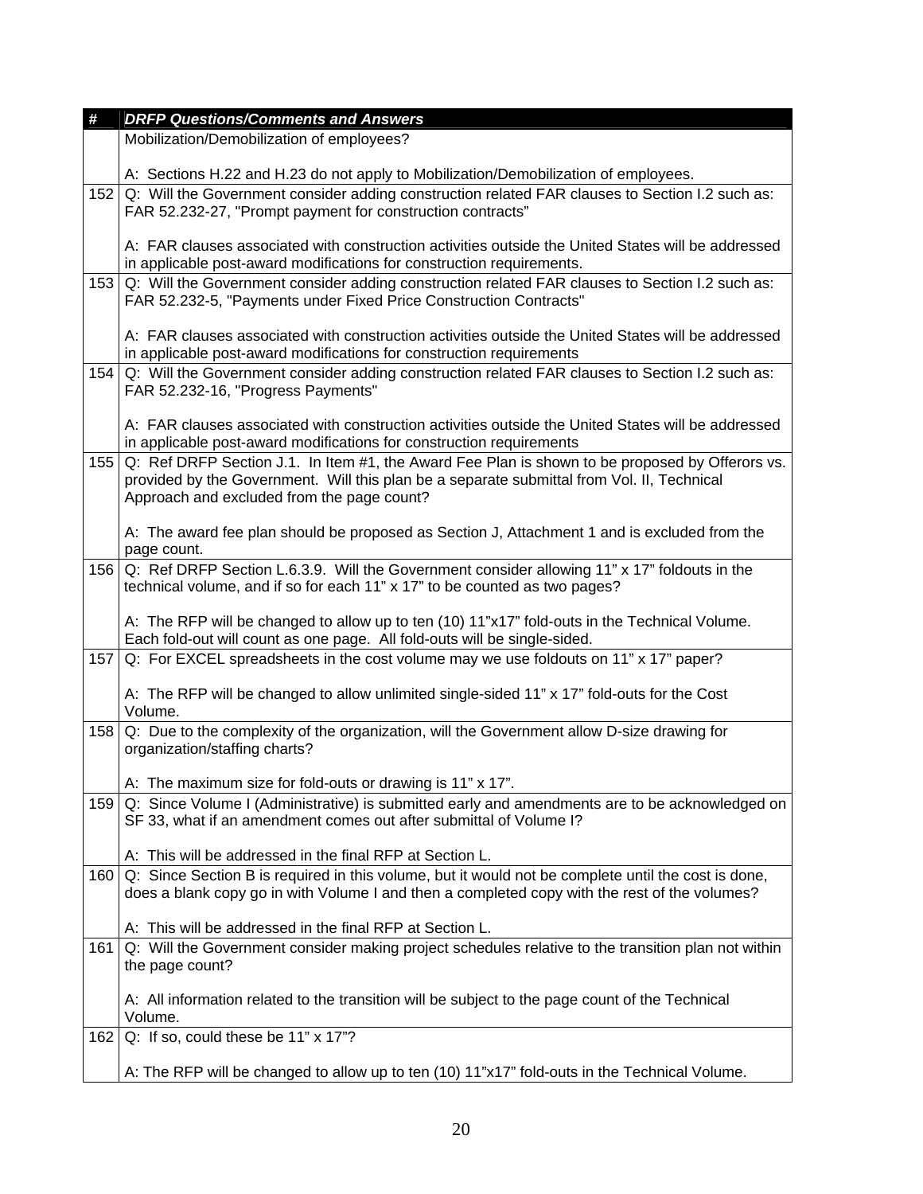| # | *DRFP Questions/Comments and Answers* |
|---|---|
| | Mobilization/Demobilization of employees?<br><br>A: Sections H.22 and H.23 do not apply to Mobilization/Demobilization of employees. |
| 152 | Q: Will the Government consider adding construction related FAR clauses to Section I.2 such as: FAR 52.232-27, "Prompt payment for construction contracts"<br><br>A: FAR clauses associated with construction activities outside the United States will be addressed in applicable post-award modifications for construction requirements. |
| 153 | Q: Will the Government consider adding construction related FAR clauses to Section I.2 such as: FAR 52.232-5, "Payments under Fixed Price Construction Contracts"<br><br>A: FAR clauses associated with construction activities outside the United States will be addressed in applicable post-award modifications for construction requirements |
| 154 | Q: Will the Government consider adding construction related FAR clauses to Section I.2 such as: FAR 52.232-16, "Progress Payments"<br><br>A: FAR clauses associated with construction activities outside the United States will be addressed in applicable post-award modifications for construction requirements |
| 155 | Q: Ref DRFP Section J.1. In Item #1, the Award Fee Plan is shown to be proposed by Offerors vs. provided by the Government. Will this plan be a separate submittal from Vol. II, Technical Approach and excluded from the page count?<br><br>A: The award fee plan should be proposed as Section J, Attachment 1 and is excluded from the page count. |
| 156 | Q: Ref DRFP Section L.6.3.9. Will the Government consider allowing 11" x 17" foldouts in the technical volume, and if so for each 11" x 17" to be counted as two pages?<br><br>A: The RFP will be changed to allow up to ten (10) 11"x17" fold-outs in the Technical Volume. Each fold-out will count as one page. All fold-outs will be single-sided. |
| 157 | Q: For EXCEL spreadsheets in the cost volume may we use foldouts on 11" x 17" paper?<br><br>A: The RFP will be changed to allow unlimited single-sided 11" x 17" fold-outs for the Cost Volume. |
| 158 | Q: Due to the complexity of the organization, will the Government allow D-size drawing for organization/staffing charts?<br><br>A: The maximum size for fold-outs or drawing is 11" x 17". |
| 159 | Q: Since Volume I (Administrative) is submitted early and amendments are to be acknowledged on SF 33, what if an amendment comes out after submittal of Volume I?<br><br>A: This will be addressed in the final RFP at Section L. |
| 160 | Q: Since Section B is required in this volume, but it would not be complete until the cost is done, does a blank copy go in with Volume I and then a completed copy with the rest of the volumes?<br><br>A: This will be addressed in the final RFP at Section L. |
| 161 | Q: Will the Government consider making project schedules relative to the transition plan not within the page count?<br><br>A: All information related to the transition will be subject to the page count of the Technical Volume. |
| 162 | Q: If so, could these be 11" x 17"?<br><br>A: The RFP will be changed to allow up to ten (10) 11"x17" fold-outs in the Technical Volume. |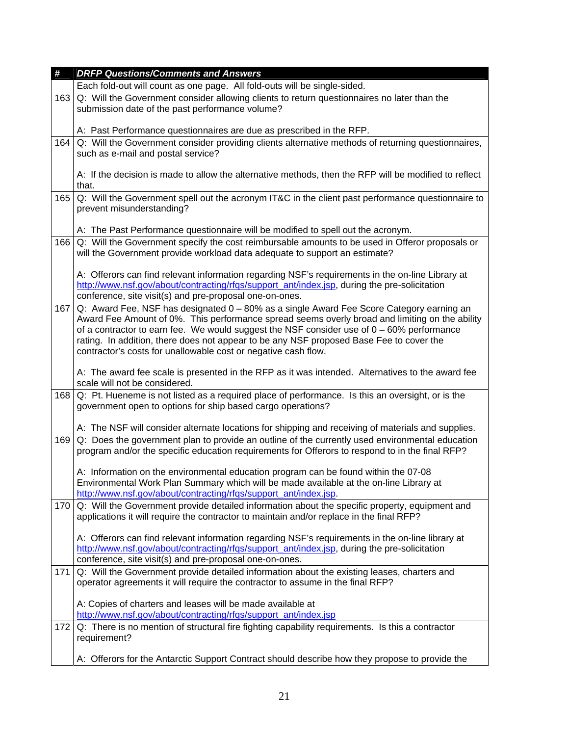| # | DRFP Questions/Comments and Answers |
|---|---|
| | Each fold-out will count as one page. All fold-outs will be single-sided. |
| 163 | Q: Will the Government consider allowing clients to return questionnaires no later than the submission date of the past performance volume?<br><br>A: Past Performance questionnaires are due as prescribed in the RFP. |
| 164 | Q: Will the Government consider providing clients alternative methods of returning questionnaires, such as e-mail and postal service?<br><br>A: If the decision is made to allow the alternative methods, then the RFP will be modified to reflect that. |
| 165 | Q: Will the Government spell out the acronym IT&C in the client past performance questionnaire to prevent misunderstanding?<br><br>A: The Past Performance questionnaire will be modified to spell out the acronym. |
| 166 | Q: Will the Government specify the cost reimbursable amounts to be used in Offeror proposals or will the Government provide workload data adequate to support an estimate?<br><br>A: Offerors can find relevant information regarding NSF's requirements in the on-line Library at http://www.nsf.gov/about/contracting/rfqs/support_ant/index.jsp, during the pre-solicitation conference, site visit(s) and pre-proposal one-on-ones. |
| 167 | Q: Award Fee, NSF has designated 0 – 80% as a single Award Fee Score Category earning an Award Fee Amount of 0%. This performance spread seems overly broad and limiting on the ability of a contractor to earn fee. We would suggest the NSF consider use of 0 – 60% performance rating. In addition, there does not appear to be any NSF proposed Base Fee to cover the contractor's costs for unallowable cost or negative cash flow.<br><br>A: The award fee scale is presented in the RFP as it was intended. Alternatives to the award fee scale will not be considered. |
| 168 | Q: Pt. Hueneme is not listed as a required place of performance. Is this an oversight, or is the government open to options for ship based cargo operations?<br><br>A: The NSF will consider alternate locations for shipping and receiving of materials and supplies. |
| 169 | Q: Does the government plan to provide an outline of the currently used environmental education program and/or the specific education requirements for Offerors to respond to in the final RFP?<br><br>A: Information on the environmental education program can be found within the 07-08 Environmental Work Plan Summary which will be made available at the on-line Library at http://www.nsf.gov/about/contracting/rfqs/support_ant/index.jsp. |
| 170 | Q: Will the Government provide detailed information about the specific property, equipment and applications it will require the contractor to maintain and/or replace in the final RFP?<br><br>A: Offerors can find relevant information regarding NSF's requirements in the on-line library at http://www.nsf.gov/about/contracting/rfqs/support_ant/index.jsp, during the pre-solicitation conference, site visit(s) and pre-proposal one-on-ones. |
| 171 | Q: Will the Government provide detailed information about the existing leases, charters and operator agreements it will require the contractor to assume in the final RFP?<br><br>A: Copies of charters and leases will be made available at http://www.nsf.gov/about/contracting/rfqs/support_ant/index.jsp |
| 172 | Q: There is no mention of structural fire fighting capability requirements. Is this a contractor requirement?<br><br>A: Offerors for the Antarctic Support Contract should describe how they propose to provide the |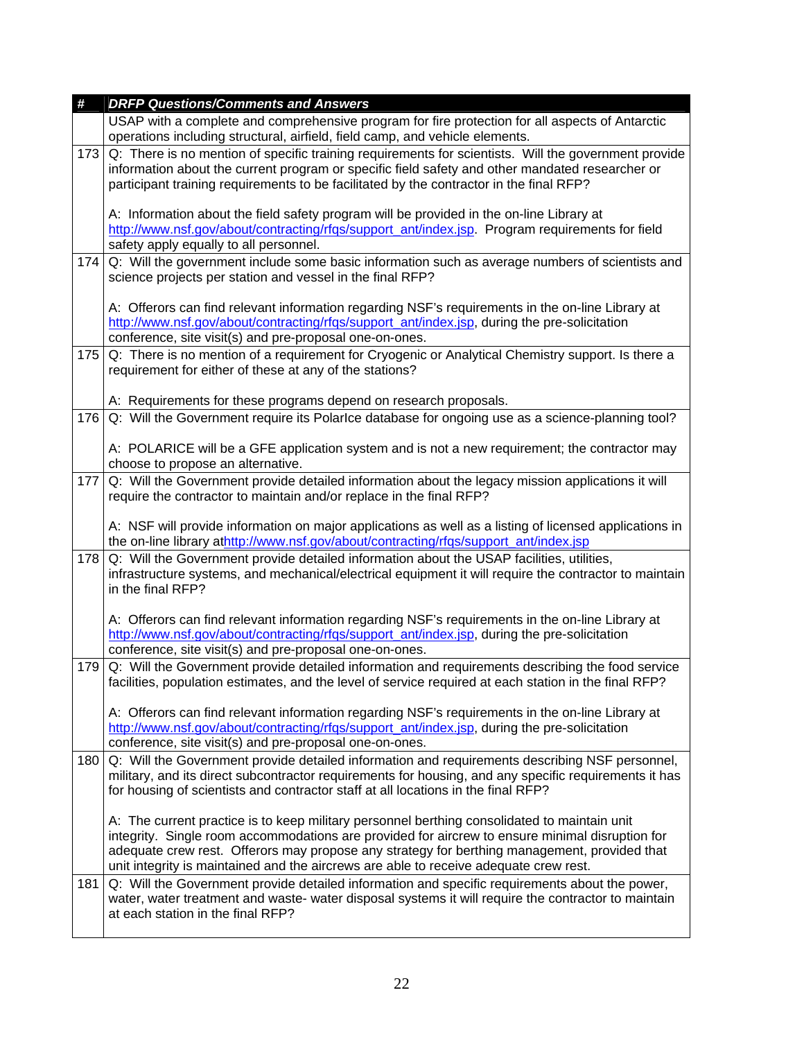| # | DRFP Questions/Comments and Answers |
|---|---|
| | USAP with a complete and comprehensive program for fire protection for all aspects of Antarctic operations including structural, airfield, field camp, and vehicle elements. |
| 173 | Q: There is no mention of specific training requirements for scientists. Will the government provide information about the current program or specific field safety and other mandated researcher or participant training requirements to be facilitated by the contractor in the final RFP?<br><br>A: Information about the field safety program will be provided in the on-line Library at http://www.nsf.gov/about/contracting/rfqs/support_ant/index.jsp. Program requirements for field safety apply equally to all personnel. |
| 174 | Q: Will the government include some basic information such as average numbers of scientists and science projects per station and vessel in the final RFP?<br><br>A: Offerors can find relevant information regarding NSF's requirements in the on-line Library at http://www.nsf.gov/about/contracting/rfqs/support_ant/index.jsp, during the pre-solicitation conference, site visit(s) and pre-proposal one-on-ones. |
| 175 | Q: There is no mention of a requirement for Cryogenic or Analytical Chemistry support. Is there a requirement for either of these at any of the stations?<br><br>A: Requirements for these programs depend on research proposals. |
| 176 | Q: Will the Government require its PolarIce database for ongoing use as a science-planning tool?<br><br>A: POLARICE will be a GFE application system and is not a new requirement; the contractor may choose to propose an alternative. |
| 177 | Q: Will the Government provide detailed information about the legacy mission applications it will require the contractor to maintain and/or replace in the final RFP?<br><br>A: NSF will provide information on major applications as well as a listing of licensed applications in the on-line library athttp://www.nsf.gov/about/contracting/rfqs/support_ant/index.jsp |
| 178 | Q: Will the Government provide detailed information about the USAP facilities, utilities, infrastructure systems, and mechanical/electrical equipment it will require the contractor to maintain in the final RFP?<br><br>A: Offerors can find relevant information regarding NSF's requirements in the on-line Library at http://www.nsf.gov/about/contracting/rfqs/support_ant/index.jsp, during the pre-solicitation conference, site visit(s) and pre-proposal one-on-ones. |
| 179 | Q: Will the Government provide detailed information and requirements describing the food service facilities, population estimates, and the level of service required at each station in the final RFP?<br><br>A: Offerors can find relevant information regarding NSF's requirements in the on-line Library at http://www.nsf.gov/about/contracting/rfqs/support_ant/index.jsp, during the pre-solicitation conference, site visit(s) and pre-proposal one-on-ones. |
| 180 | Q: Will the Government provide detailed information and requirements describing NSF personnel, military, and its direct subcontractor requirements for housing, and any specific requirements it has for housing of scientists and contractor staff at all locations in the final RFP?<br><br>A: The current practice is to keep military personnel berthing consolidated to maintain unit integrity. Single room accommodations are provided for aircrew to ensure minimal disruption for adequate crew rest. Offerors may propose any strategy for berthing management, provided that unit integrity is maintained and the aircrews are able to receive adequate crew rest. |
| 181 | Q: Will the Government provide detailed information and specific requirements about the power, water, water treatment and waste- water disposal systems it will require the contractor to maintain at each station in the final RFP? |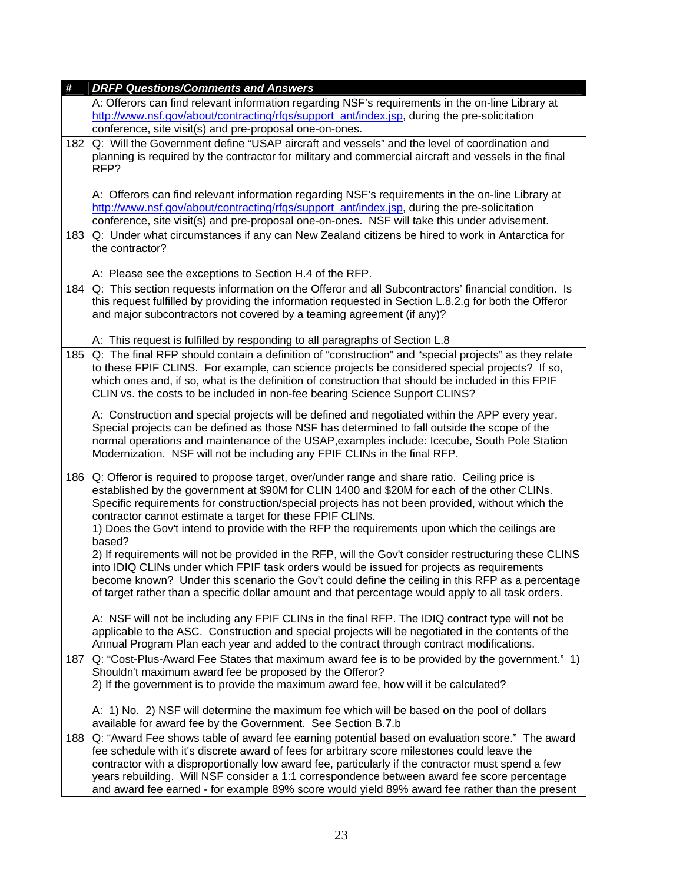| # | *DRFP Questions/Comments and Answers* |
|---|---|
| | A: Offerors can find relevant information regarding NSF's requirements in the on-line Library at http://www.nsf.gov/about/contracting/rfqs/support_ant/index.jsp, during the pre-solicitation conference, site visit(s) and pre-proposal one-on-ones. |
| 182 | Q: Will the Government define "USAP aircraft and vessels" and the level of coordination and planning is required by the contractor for military and commercial aircraft and vessels in the final RFP?<br><br>A: Offerors can find relevant information regarding NSF's requirements in the on-line Library at http://www.nsf.gov/about/contracting/rfqs/support_ant/index.jsp, during the pre-solicitation conference, site visit(s) and pre-proposal one-on-ones. NSF will take this under advisement. |
| 183 | Q: Under what circumstances if any can New Zealand citizens be hired to work in Antarctica for the contractor?<br><br>A: Please see the exceptions to Section H.4 of the RFP. |
| 184 | Q: This section requests information on the Offeror and all Subcontractors' financial condition. Is this request fulfilled by providing the information requested in Section L.8.2.g for both the Offeror and major subcontractors not covered by a teaming agreement (if any)?<br><br>A: This request is fulfilled by responding to all paragraphs of Section L.8 |
| 185 | Q: The final RFP should contain a definition of "construction" and "special projects" as they relate to these FPIF CLINS. For example, can science projects be considered special projects? If so, which ones and, if so, what is the definition of construction that should be included in this FPIF CLIN vs. the costs to be included in non-fee bearing Science Support CLINS?<br><br>A: Construction and special projects will be defined and negotiated within the APP every year. Special projects can be defined as those NSF has determined to fall outside the scope of the normal operations and maintenance of the USAP,examples include: Icecube, South Pole Station Modernization. NSF will not be including any FPIF CLINs in the final RFP. |
| 186 | Q: Offeror is required to propose target, over/under range and share ratio. Ceiling price is established by the government at $90M for CLIN 1400 and $20M for each of the other CLINs. Specific requirements for construction/special projects has not been provided, without which the contractor cannot estimate a target for these FPIF CLINs.<br>1) Does the Gov't intend to provide with the RFP the requirements upon which the ceilings are based?<br>2) If requirements will not be provided in the RFP, will the Gov't consider restructuring these CLINS into IDIQ CLINs under which FPIF task orders would be issued for projects as requirements become known? Under this scenario the Gov't could define the ceiling in this RFP as a percentage of target rather than a specific dollar amount and that percentage would apply to all task orders.<br><br>A: NSF will not be including any FPIF CLINs in the final RFP. The IDIQ contract type will not be applicable to the ASC. Construction and special projects will be negotiated in the contents of the Annual Program Plan each year and added to the contract through contract modifications. |
| 187 | Q: "Cost-Plus-Award Fee States that maximum award fee is to be provided by the government." 1) Shouldn't maximum award fee be proposed by the Offeror?<br>2) If the government is to provide the maximum award fee, how will it be calculated?<br><br>A: 1) No. 2) NSF will determine the maximum fee which will be based on the pool of dollars available for award fee by the Government. See Section B.7.b |
| 188 | Q: "Award Fee shows table of award fee earning potential based on evaluation score." The award fee schedule with it's discrete award of fees for arbitrary score milestones could leave the contractor with a disproportionally low award fee, particularly if the contractor must spend a few years rebuilding. Will NSF consider a 1:1 correspondence between award fee score percentage and award fee earned - for example 89% score would yield 89% award fee rather than the present |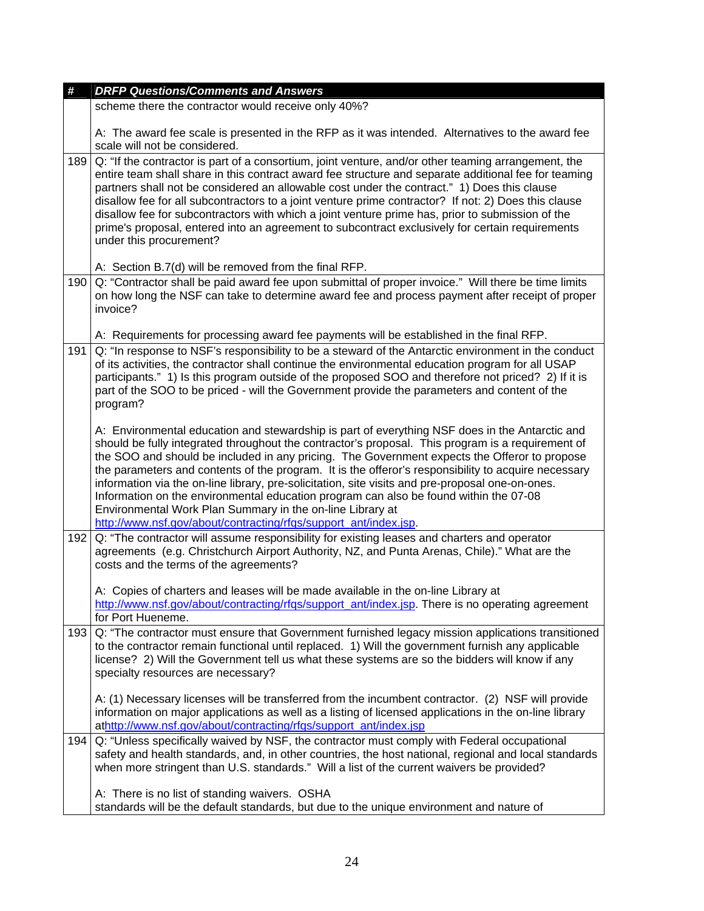| # | DRFP Questions/Comments and Answers |
|---|---|
| | scheme there the contractor would receive only 40%?<br><br>A: The award fee scale is presented in the RFP as it was intended. Alternatives to the award fee scale will not be considered. |
| 189 | Q: "If the contractor is part of a consortium, joint venture, and/or other teaming arrangement, the entire team shall share in this contract award fee structure and separate additional fee for teaming partners shall not be considered an allowable cost under the contract." 1) Does this clause disallow fee for all subcontractors to a joint venture prime contractor? If not: 2) Does this clause disallow fee for subcontractors with which a joint venture prime has, prior to submission of the prime's proposal, entered into an agreement to subcontract exclusively for certain requirements under this procurement?<br><br>A: Section B.7(d) will be removed from the final RFP. |
| 190 | Q: "Contractor shall be paid award fee upon submittal of proper invoice." Will there be time limits on how long the NSF can take to determine award fee and process payment after receipt of proper invoice?<br><br>A: Requirements for processing award fee payments will be established in the final RFP. |
| 191 | Q: "In response to NSF's responsibility to be a steward of the Antarctic environment in the conduct of its activities, the contractor shall continue the environmental education program for all USAP participants." 1) Is this program outside of the proposed SOO and therefore not priced? 2) If it is part of the SOO to be priced - will the Government provide the parameters and content of the program?<br><br>A: Environmental education and stewardship is part of everything NSF does in the Antarctic and should be fully integrated throughout the contractor's proposal. This program is a requirement of the SOO and should be included in any pricing. The Government expects the Offeror to propose the parameters and contents of the program. It is the offeror's responsibility to acquire necessary information via the on-line library, pre-solicitation, site visits and pre-proposal one-on-ones. Information on the environmental education program can also be found within the 07-08 Environmental Work Plan Summary in the on-line Library at http://www.nsf.gov/about/contracting/rfqs/support_ant/index.jsp. |
| 192 | Q: "The contractor will assume responsibility for existing leases and charters and operator agreements (e.g. Christchurch Airport Authority, NZ, and Punta Arenas, Chile)." What are the costs and the terms of the agreements?<br><br>A: Copies of charters and leases will be made available in the on-line Library at http://www.nsf.gov/about/contracting/rfqs/support_ant/index.jsp. There is no operating agreement for Port Hueneme. |
| 193 | Q: "The contractor must ensure that Government furnished legacy mission applications transitioned to the contractor remain functional until replaced. 1) Will the government furnish any applicable license? 2) Will the Government tell us what these systems are so the bidders will know if any specialty resources are necessary?<br><br>A: (1) Necessary licenses will be transferred from the incumbent contractor. (2) NSF will provide information on major applications as well as a listing of licensed applications in the on-line library athttp://www.nsf.gov/about/contracting/rfqs/support_ant/index.jsp |
| 194 | Q: "Unless specifically waived by NSF, the contractor must comply with Federal occupational safety and health standards, and, in other countries, the host national, regional and local standards when more stringent than U.S. standards." Will a list of the current waivers be provided?<br><br>A: There is no list of standing waivers. OSHA standards will be the default standards, but due to the unique environment and nature of |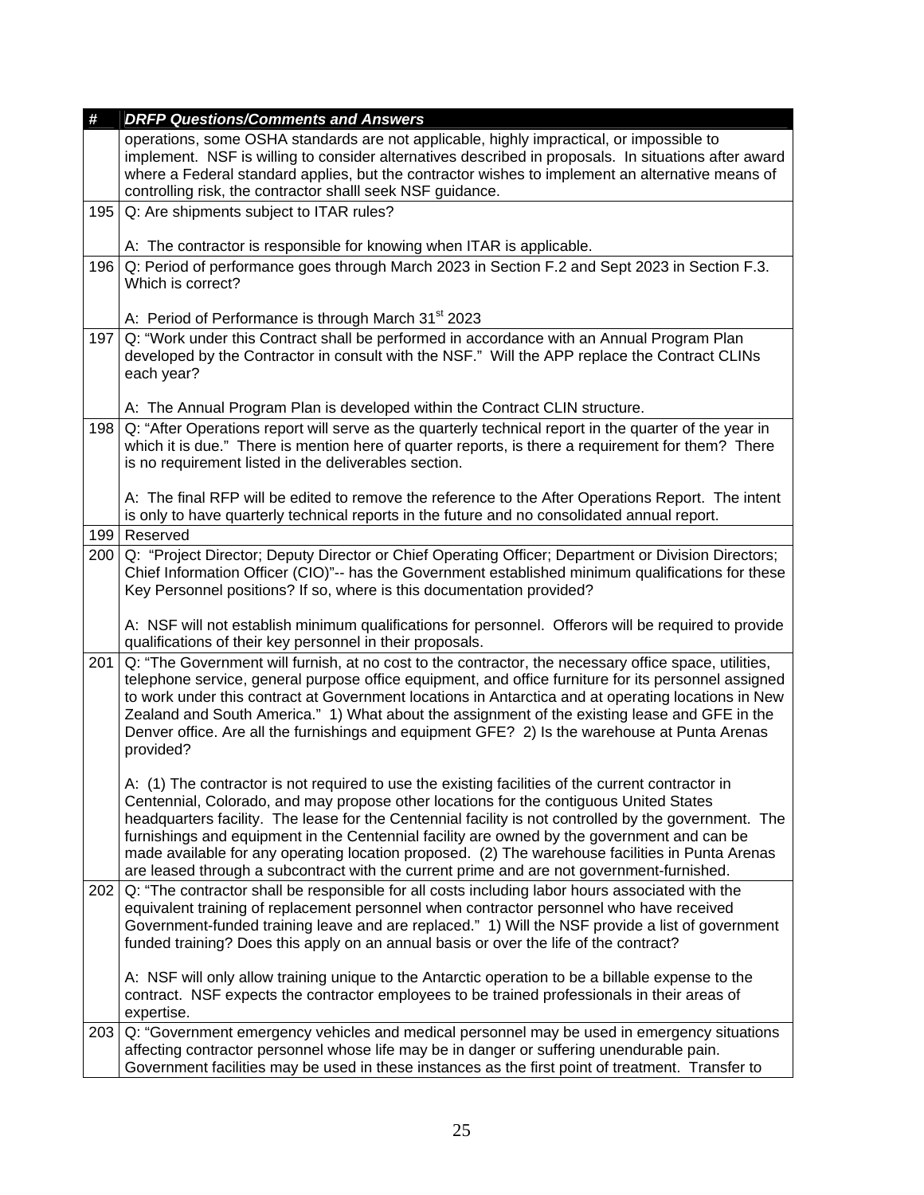| # | DRFP Questions/Comments and Answers |
|---|---|
| | operations, some OSHA standards are not applicable, highly impractical, or impossible to implement. NSF is willing to consider alternatives described in proposals. In situations after award where a Federal standard applies, but the contractor wishes to implement an alternative means of controlling risk, the contractor shalll seek NSF guidance. |
| 195 | Q: Are shipments subject to ITAR rules?<br><br>A: The contractor is responsible for knowing when ITAR is applicable. |
| 196 | Q: Period of performance goes through March 2023 in Section F.2 and Sept 2023 in Section F.3. Which is correct?<br><br>A: Period of Performance is through March 31st 2023 |
| 197 | Q: "Work under this Contract shall be performed in accordance with an Annual Program Plan developed by the Contractor in consult with the NSF." Will the APP replace the Contract CLINs each year?<br><br>A: The Annual Program Plan is developed within the Contract CLIN structure. |
| 198 | Q: "After Operations report will serve as the quarterly technical report in the quarter of the year in which it is due." There is mention here of quarter reports, is there a requirement for them? There is no requirement listed in the deliverables section.<br><br>A: The final RFP will be edited to remove the reference to the After Operations Report. The intent is only to have quarterly technical reports in the future and no consolidated annual report. |
| 199 | Reserved |
| 200 | Q: "Project Director; Deputy Director or Chief Operating Officer; Department or Division Directors; Chief Information Officer (CIO)"-- has the Government established minimum qualifications for these Key Personnel positions? If so, where is this documentation provided?<br><br>A: NSF will not establish minimum qualifications for personnel. Offerors will be required to provide qualifications of their key personnel in their proposals. |
| 201 | Q: "The Government will furnish, at no cost to the contractor, the necessary office space, utilities, telephone service, general purpose office equipment, and office furniture for its personnel assigned to work under this contract at Government locations in Antarctica and at operating locations in New Zealand and South America." 1) What about the assignment of the existing lease and GFE in the Denver office. Are all the furnishings and equipment GFE? 2) Is the warehouse at Punta Arenas provided?<br><br>A: (1) The contractor is not required to use the existing facilities of the current contractor in Centennial, Colorado, and may propose other locations for the contiguous United States headquarters facility. The lease for the Centennial facility is not controlled by the government. The furnishings and equipment in the Centennial facility are owned by the government and can be made available for any operating location proposed. (2) The warehouse facilities in Punta Arenas are leased through a subcontract with the current prime and are not government-furnished. |
| 202 | Q: "The contractor shall be responsible for all costs including labor hours associated with the equivalent training of replacement personnel when contractor personnel who have received Government-funded training leave and are replaced." 1) Will the NSF provide a list of government funded training? Does this apply on an annual basis or over the life of the contract?<br><br>A: NSF will only allow training unique to the Antarctic operation to be a billable expense to the contract. NSF expects the contractor employees to be trained professionals in their areas of expertise. |
| 203 | Q: "Government emergency vehicles and medical personnel may be used in emergency situations affecting contractor personnel whose life may be in danger or suffering unendurable pain. Government facilities may be used in these instances as the first point of treatment. Transfer to |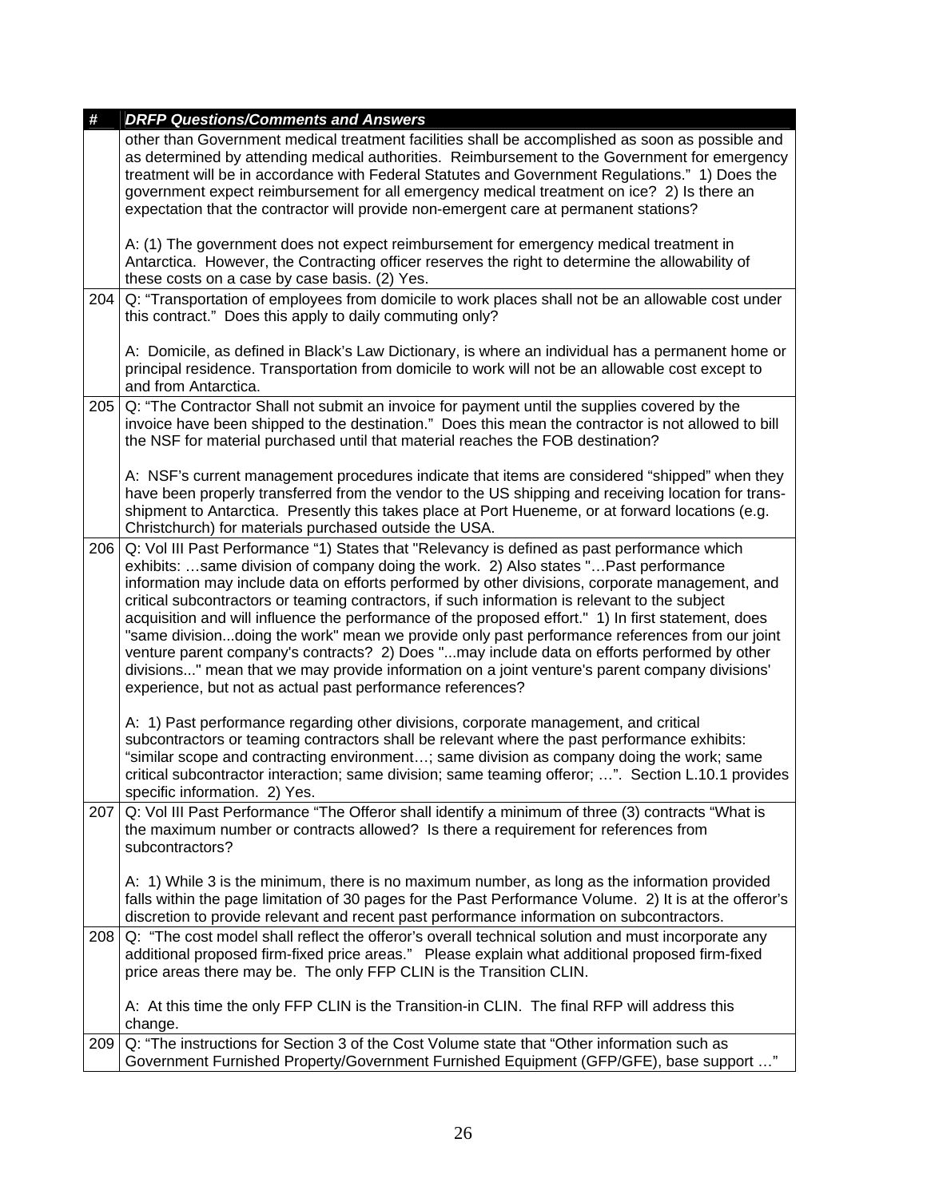| # | DRFP Questions/Comments and Answers |
| --- | --- |
| | other than Government medical treatment facilities shall be accomplished as soon as possible and as determined by attending medical authorities. Reimbursement to the Government for emergency treatment will be in accordance with Federal Statutes and Government Regulations." 1) Does the government expect reimbursement for all emergency medical treatment on ice? 2) Is there an expectation that the contractor will provide non-emergent care at permanent stations?<br><br>A: (1) The government does not expect reimbursement for emergency medical treatment in Antarctica. However, the Contracting officer reserves the right to determine the allowability of these costs on a case by case basis. (2) Yes. |
| 204 | Q: "Transportation of employees from domicile to work places shall not be an allowable cost under this contract." Does this apply to daily commuting only?<br><br>A: Domicile, as defined in Black's Law Dictionary, is where an individual has a permanent home or principal residence. Transportation from domicile to work will not be an allowable cost except to and from Antarctica. |
| 205 | Q: "The Contractor Shall not submit an invoice for payment until the supplies covered by the invoice have been shipped to the destination." Does this mean the contractor is not allowed to bill the NSF for material purchased until that material reaches the FOB destination?<br><br>A: NSF's current management procedures indicate that items are considered "shipped" when they have been properly transferred from the vendor to the US shipping and receiving location for trans-shipment to Antarctica. Presently this takes place at Port Hueneme, or at forward locations (e.g. Christchurch) for materials purchased outside the USA. |
| 206 | Q: Vol III Past Performance "1) States that "Relevancy is defined as past performance which exhibits: …same division of company doing the work. 2) Also states "…Past performance information may include data on efforts performed by other divisions, corporate management, and critical subcontractors or teaming contractors, if such information is relevant to the subject acquisition and will influence the performance of the proposed effort." 1) In first statement, does "same division...doing the work" mean we provide only past performance references from our joint venture parent company's contracts? 2) Does "...may include data on efforts performed by other divisions..." mean that we may provide information on a joint venture's parent company divisions' experience, but not as actual past performance references?<br><br>A: 1) Past performance regarding other divisions, corporate management, and critical subcontractors or teaming contractors shall be relevant where the past performance exhibits: "similar scope and contracting environment…; same division as company doing the work; same critical subcontractor interaction; same division; same teaming offeror; …". Section L.10.1 provides specific information. 2) Yes. |
| 207 | Q: Vol III Past Performance "The Offeror shall identify a minimum of three (3) contracts "What is the maximum number or contracts allowed? Is there a requirement for references from subcontractors?<br><br>A: 1) While 3 is the minimum, there is no maximum number, as long as the information provided falls within the page limitation of 30 pages for the Past Performance Volume. 2) It is at the offeror's discretion to provide relevant and recent past performance information on subcontractors. |
| 208 | Q: "The cost model shall reflect the offeror's overall technical solution and must incorporate any additional proposed firm-fixed price areas." Please explain what additional proposed firm-fixed price areas there may be. The only FFP CLIN is the Transition CLIN.<br><br>A: At this time the only FFP CLIN is the Transition-in CLIN. The final RFP will address this change. |
| 209 | Q: "The instructions for Section 3 of the Cost Volume state that "Other information such as Government Furnished Property/Government Furnished Equipment (GFP/GFE), base support …" |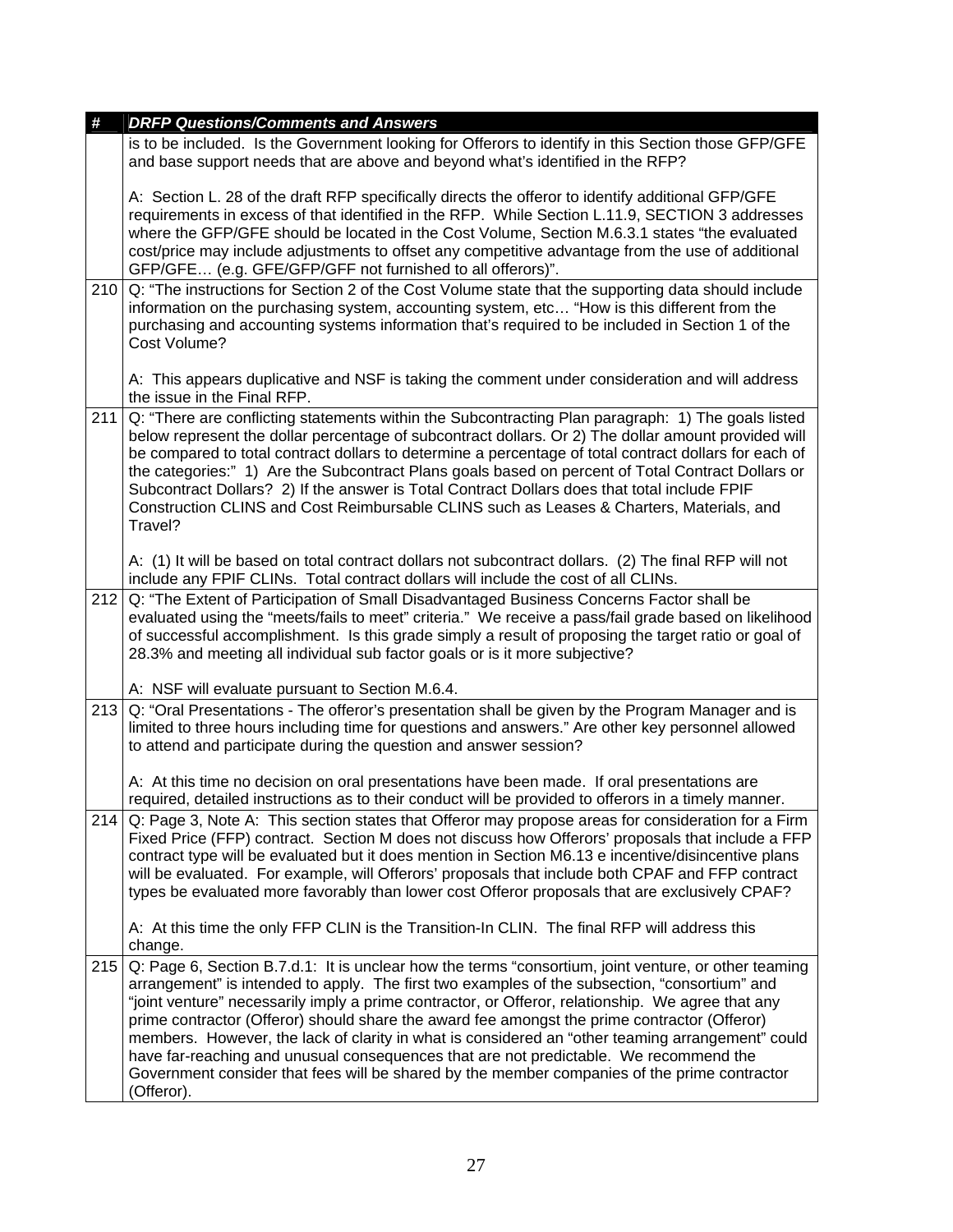| # | DRFP Questions/Comments and Answers |
|---|---|
| | is to be included. Is the Government looking for Offerors to identify in this Section those GFP/GFE and base support needs that are above and beyond what's identified in the RFP?<br><br>A: Section L. 28 of the draft RFP specifically directs the offeror to identify additional GFP/GFE requirements in excess of that identified in the RFP. While Section L.11.9, SECTION 3 addresses where the GFP/GFE should be located in the Cost Volume, Section M.6.3.1 states "the evaluated cost/price may include adjustments to offset any competitive advantage from the use of additional GFP/GFE… (e.g. GFE/GFP/GFF not furnished to all offerors)". |
| 210 | Q: "The instructions for Section 2 of the Cost Volume state that the supporting data should include information on the purchasing system, accounting system, etc… "How is this different from the purchasing and accounting systems information that's required to be included in Section 1 of the Cost Volume?<br><br>A: This appears duplicative and NSF is taking the comment under consideration and will address the issue in the Final RFP. |
| 211 | Q: "There are conflicting statements within the Subcontracting Plan paragraph: 1) The goals listed below represent the dollar percentage of subcontract dollars. Or 2) The dollar amount provided will be compared to total contract dollars to determine a percentage of total contract dollars for each of the categories:" 1) Are the Subcontract Plans goals based on percent of Total Contract Dollars or Subcontract Dollars? 2) If the answer is Total Contract Dollars does that total include FPIF Construction CLINS and Cost Reimbursable CLINS such as Leases & Charters, Materials, and Travel?<br><br>A: (1) It will be based on total contract dollars not subcontract dollars. (2) The final RFP will not include any FPIF CLINs. Total contract dollars will include the cost of all CLINs. |
| 212 | Q: "The Extent of Participation of Small Disadvantaged Business Concerns Factor shall be evaluated using the "meets/fails to meet" criteria." We receive a pass/fail grade based on likelihood of successful accomplishment. Is this grade simply a result of proposing the target ratio or goal of 28.3% and meeting all individual sub factor goals or is it more subjective?<br><br>A: NSF will evaluate pursuant to Section M.6.4. |
| 213 | Q: "Oral Presentations - The offeror's presentation shall be given by the Program Manager and is limited to three hours including time for questions and answers." Are other key personnel allowed to attend and participate during the question and answer session?<br><br>A: At this time no decision on oral presentations have been made. If oral presentations are required, detailed instructions as to their conduct will be provided to offerors in a timely manner. |
| 214 | Q: Page 3, Note A: This section states that Offeror may propose areas for consideration for a Firm Fixed Price (FFP) contract. Section M does not discuss how Offerors' proposals that include a FFP contract type will be evaluated but it does mention in Section M6.13 e incentive/disincentive plans will be evaluated. For example, will Offerors' proposals that include both CPAF and FFP contract types be evaluated more favorably than lower cost Offeror proposals that are exclusively CPAF?<br><br>A: At this time the only FFP CLIN is the Transition-In CLIN. The final RFP will address this change. |
| 215 | Q: Page 6, Section B.7.d.1: It is unclear how the terms "consortium, joint venture, or other teaming arrangement" is intended to apply. The first two examples of the subsection, "consortium" and "joint venture" necessarily imply a prime contractor, or Offeror, relationship. We agree that any prime contractor (Offeror) should share the award fee amongst the prime contractor (Offeror) members. However, the lack of clarity in what is considered an "other teaming arrangement" could have far-reaching and unusual consequences that are not predictable. We recommend the Government consider that fees will be shared by the member companies of the prime contractor (Offeror). |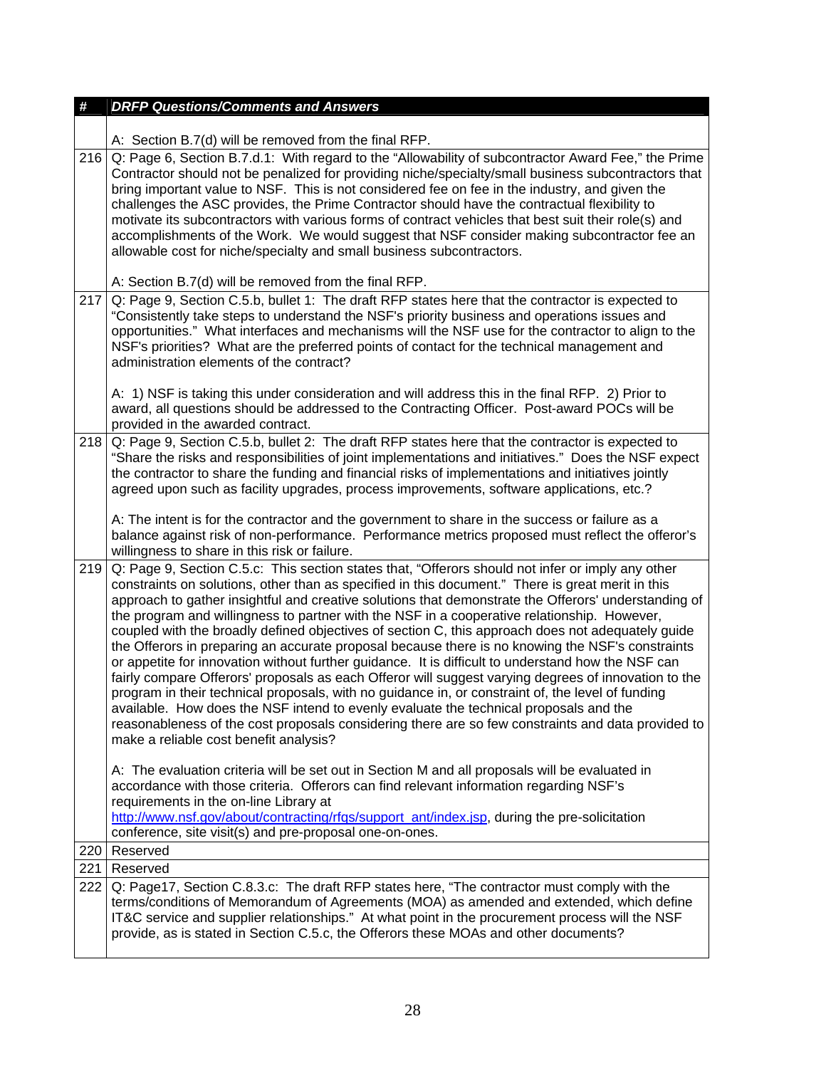| # | DRFP Questions/Comments and Answers |
|---|---|
| | A: Section B.7(d) will be removed from the final RFP. |
| 216 | Q: Page 6, Section B.7.d.1: With regard to the "Allowability of subcontractor Award Fee," the Prime Contractor should not be penalized for providing niche/specialty/small business subcontractors that bring important value to NSF. This is not considered fee on fee in the industry, and given the challenges the ASC provides, the Prime Contractor should have the contractual flexibility to motivate its subcontractors with various forms of contract vehicles that best suit their role(s) and accomplishments of the Work. We would suggest that NSF consider making subcontractor fee an allowable cost for niche/specialty and small business subcontractors.<br><br>A: Section B.7(d) will be removed from the final RFP. |
| 217 | Q: Page 9, Section C.5.b, bullet 1: The draft RFP states here that the contractor is expected to "Consistently take steps to understand the NSF's priority business and operations issues and opportunities." What interfaces and mechanisms will the NSF use for the contractor to align to the NSF's priorities? What are the preferred points of contact for the technical management and administration elements of the contract?<br><br>A: 1) NSF is taking this under consideration and will address this in the final RFP. 2) Prior to award, all questions should be addressed to the Contracting Officer. Post-award POCs will be provided in the awarded contract. |
| 218 | Q: Page 9, Section C.5.b, bullet 2: The draft RFP states here that the contractor is expected to "Share the risks and responsibilities of joint implementations and initiatives." Does the NSF expect the contractor to share the funding and financial risks of implementations and initiatives jointly agreed upon such as facility upgrades, process improvements, software applications, etc.?<br><br>A: The intent is for the contractor and the government to share in the success or failure as a balance against risk of non-performance. Performance metrics proposed must reflect the offeror's willingness to share in this risk or failure. |
| 219 | Q: Page 9, Section C.5.c: This section states that, "Offerors should not infer or imply any other constraints on solutions, other than as specified in this document." There is great merit in this approach to gather insightful and creative solutions that demonstrate the Offerors' understanding of the program and willingness to partner with the NSF in a cooperative relationship. However, coupled with the broadly defined objectives of section C, this approach does not adequately guide the Offerors in preparing an accurate proposal because there is no knowing the NSF's constraints or appetite for innovation without further guidance. It is difficult to understand how the NSF can fairly compare Offerors' proposals as each Offeror will suggest varying degrees of innovation to the program in their technical proposals, with no guidance in, or constraint of, the level of funding available. How does the NSF intend to evenly evaluate the technical proposals and the reasonableness of the cost proposals considering there are so few constraints and data provided to make a reliable cost benefit analysis?<br><br>A: The evaluation criteria will be set out in Section M and all proposals will be evaluated in accordance with those criteria. Offerors can find relevant information regarding NSF's requirements in the on-line Library at http://www.nsf.gov/about/contracting/rfqs/support_ant/index.jsp, during the pre-solicitation conference, site visit(s) and pre-proposal one-on-ones. |
| 220 | Reserved |
| 221 | Reserved |
| 222 | Q: Page17, Section C.8.3.c: The draft RFP states here, "The contractor must comply with the terms/conditions of Memorandum of Agreements (MOA) as amended and extended, which define IT&C service and supplier relationships." At what point in the procurement process will the NSF provide, as is stated in Section C.5.c, the Offerors these MOAs and other documents? |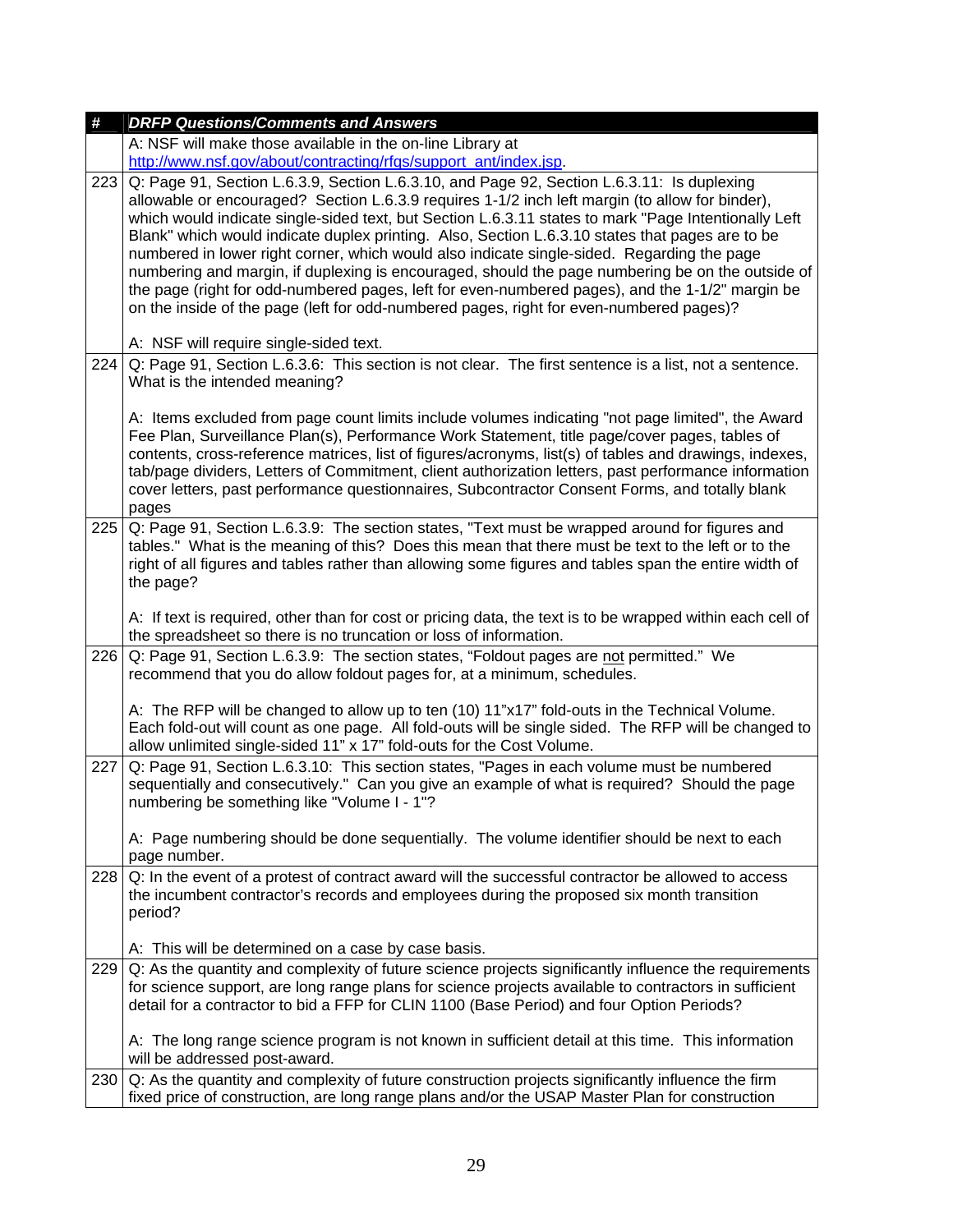| # | DRFP Questions/Comments and Answers |
|---|---|
| | A: NSF will make those available in the on-line Library at http://www.nsf.gov/about/contracting/rfqs/support_ant/index.jsp. |
| 223 | Q: Page 91, Section L.6.3.9, Section L.6.3.10, and Page 92, Section L.6.3.11: Is duplexing allowable or encouraged? Section L.6.3.9 requires 1-1/2 inch left margin (to allow for binder), which would indicate single-sided text, but Section L.6.3.11 states to mark "Page Intentionally Left Blank" which would indicate duplex printing. Also, Section L.6.3.10 states that pages are to be numbered in lower right corner, which would also indicate single-sided. Regarding the page numbering and margin, if duplexing is encouraged, should the page numbering be on the outside of the page (right for odd-numbered pages, left for even-numbered pages), and the 1-1/2" margin be on the inside of the page (left for odd-numbered pages, right for even-numbered pages)?<br><br>A: NSF will require single-sided text. |
| 224 | Q: Page 91, Section L.6.3.6: This section is not clear. The first sentence is a list, not a sentence. What is the intended meaning?<br><br>A: Items excluded from page count limits include volumes indicating "not page limited", the Award Fee Plan, Surveillance Plan(s), Performance Work Statement, title page/cover pages, tables of contents, cross-reference matrices, list of figures/acronyms, list(s) of tables and drawings, indexes, tab/page dividers, Letters of Commitment, client authorization letters, past performance information cover letters, past performance questionnaires, Subcontractor Consent Forms, and totally blank pages |
| 225 | Q: Page 91, Section L.6.3.9: The section states, "Text must be wrapped around for figures and tables." What is the meaning of this? Does this mean that there must be text to the left or to the right of all figures and tables rather than allowing some figures and tables span the entire width of the page?<br><br>A: If text is required, other than for cost or pricing data, the text is to be wrapped within each cell of the spreadsheet so there is no truncation or loss of information. |
| 226 | Q: Page 91, Section L.6.3.9: The section states, "Foldout pages are <u>not</u> permitted." We recommend that you do allow foldout pages for, at a minimum, schedules.<br><br>A: The RFP will be changed to allow up to ten (10) 11"x17" fold-outs in the Technical Volume. Each fold-out will count as one page. All fold-outs will be single sided. The RFP will be changed to allow unlimited single-sided 11" x 17" fold-outs for the Cost Volume. |
| 227 | Q: Page 91, Section L.6.3.10: This section states, "Pages in each volume must be numbered sequentially and consecutively." Can you give an example of what is required? Should the page numbering be something like "Volume I - 1"?<br><br>A: Page numbering should be done sequentially. The volume identifier should be next to each page number. |
| 228 | Q: In the event of a protest of contract award will the successful contractor be allowed to access the incumbent contractor's records and employees during the proposed six month transition period?<br><br>A: This will be determined on a case by case basis. |
| 229 | Q: As the quantity and complexity of future science projects significantly influence the requirements for science support, are long range plans for science projects available to contractors in sufficient detail for a contractor to bid a FFP for CLIN 1100 (Base Period) and four Option Periods?<br><br>A: The long range science program is not known in sufficient detail at this time. This information will be addressed post-award. |
| 230 | Q: As the quantity and complexity of future construction projects significantly influence the firm fixed price of construction, are long range plans and/or the USAP Master Plan for construction |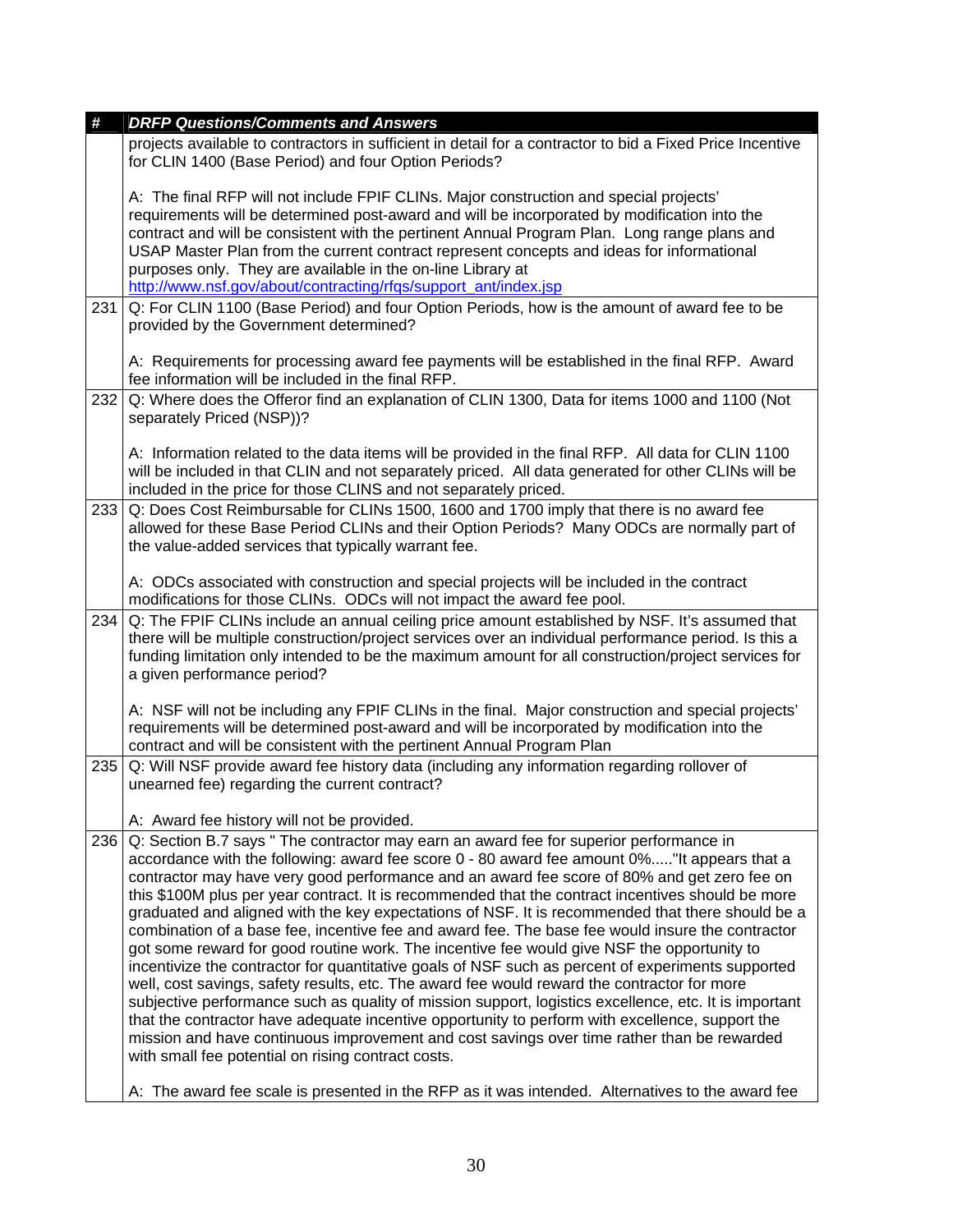| # | *DRFP Questions/Comments and Answers* |
|---|---|
| | projects available to contractors in sufficient in detail for a contractor to bid a Fixed Price Incentive for CLIN 1400 (Base Period) and four Option Periods?<br><br>A: The final RFP will not include FPIF CLINs. Major construction and special projects' requirements will be determined post-award and will be incorporated by modification into the contract and will be consistent with the pertinent Annual Program Plan. Long range plans and USAP Master Plan from the current contract represent concepts and ideas for informational purposes only. They are available in the on-line Library at http://www.nsf.gov/about/contracting/rfqs/support_ant/index.jsp |
| 231 | Q: For CLIN 1100 (Base Period) and four Option Periods, how is the amount of award fee to be provided by the Government determined?<br><br>A: Requirements for processing award fee payments will be established in the final RFP. Award fee information will be included in the final RFP. |
| 232 | Q: Where does the Offeror find an explanation of CLIN 1300, Data for items 1000 and 1100 (Not separately Priced (NSP))?<br><br>A: Information related to the data items will be provided in the final RFP. All data for CLIN 1100 will be included in that CLIN and not separately priced. All data generated for other CLINs will be included in the price for those CLINS and not separately priced. |
| 233 | Q: Does Cost Reimbursable for CLINs 1500, 1600 and 1700 imply that there is no award fee allowed for these Base Period CLINs and their Option Periods? Many ODCs are normally part of the value-added services that typically warrant fee.<br><br>A: ODCs associated with construction and special projects will be included in the contract modifications for those CLINs. ODCs will not impact the award fee pool. |
| 234 | Q: The FPIF CLINs include an annual ceiling price amount established by NSF. It's assumed that there will be multiple construction/project services over an individual performance period. Is this a funding limitation only intended to be the maximum amount for all construction/project services for a given performance period?<br><br>A: NSF will not be including any FPIF CLINs in the final. Major construction and special projects' requirements will be determined post-award and will be incorporated by modification into the contract and will be consistent with the pertinent Annual Program Plan |
| 235 | Q: Will NSF provide award fee history data (including any information regarding rollover of unearned fee) regarding the current contract?<br><br>A: Award fee history will not be provided. |
| 236 | Q: Section B.7 says " The contractor may earn an award fee for superior performance in accordance with the following: award fee score 0 - 80 award fee amount 0%....."It appears that a contractor may have very good performance and an award fee score of 80% and get zero fee on this $100M plus per year contract. It is recommended that the contract incentives should be more graduated and aligned with the key expectations of NSF. It is recommended that there should be a combination of a base fee, incentive fee and award fee. The base fee would insure the contractor got some reward for good routine work. The incentive fee would give NSF the opportunity to incentivize the contractor for quantitative goals of NSF such as percent of experiments supported well, cost savings, safety results, etc. The award fee would reward the contractor for more subjective performance such as quality of mission support, logistics excellence, etc. It is important that the contractor have adequate incentive opportunity to perform with excellence, support the mission and have continuous improvement and cost savings over time rather than be rewarded with small fee potential on rising contract costs.<br><br>A: The award fee scale is presented in the RFP as it was intended. Alternatives to the award fee |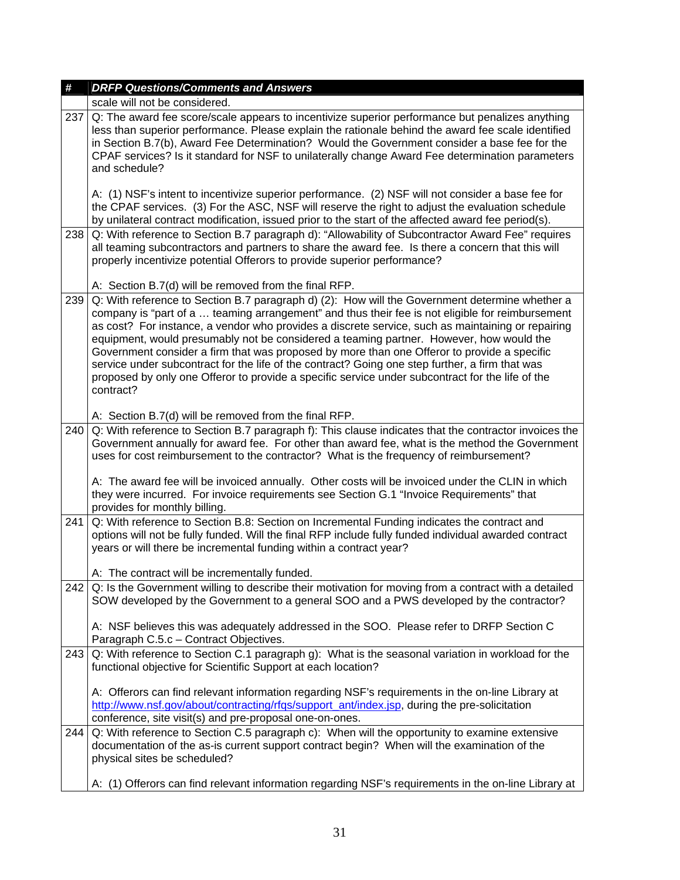| # | DRFP Questions/Comments and Answers |
|---|---|
| | scale will not be considered. |
| 237 | Q: The award fee score/scale appears to incentivize superior performance but penalizes anything less than superior performance. Please explain the rationale behind the award fee scale identified in Section B.7(b), Award Fee Determination? Would the Government consider a base fee for the CPAF services? Is it standard for NSF to unilaterally change Award Fee determination parameters and schedule?<br><br>A: (1) NSF's intent to incentivize superior performance. (2) NSF will not consider a base fee for the CPAF services. (3) For the ASC, NSF will reserve the right to adjust the evaluation schedule by unilateral contract modification, issued prior to the start of the affected award fee period(s). |
| 238 | Q: With reference to Section B.7 paragraph d): "Allowability of Subcontractor Award Fee" requires all teaming subcontractors and partners to share the award fee. Is there a concern that this will properly incentivize potential Offerors to provide superior performance?<br><br>A: Section B.7(d) will be removed from the final RFP. |
| 239 | Q: With reference to Section B.7 paragraph d) (2): How will the Government determine whether a company is "part of a … teaming arrangement" and thus their fee is not eligible for reimbursement as cost? For instance, a vendor who provides a discrete service, such as maintaining or repairing equipment, would presumably not be considered a teaming partner. However, how would the Government consider a firm that was proposed by more than one Offeror to provide a specific service under subcontract for the life of the contract? Going one step further, a firm that was proposed by only one Offeror to provide a specific service under subcontract for the life of the contract?<br><br>A: Section B.7(d) will be removed from the final RFP. |
| 240 | Q: With reference to Section B.7 paragraph f): This clause indicates that the contractor invoices the Government annually for award fee. For other than award fee, what is the method the Government uses for cost reimbursement to the contractor? What is the frequency of reimbursement?<br><br>A: The award fee will be invoiced annually. Other costs will be invoiced under the CLIN in which they were incurred. For invoice requirements see Section G.1 "Invoice Requirements" that provides for monthly billing. |
| 241 | Q: With reference to Section B.8: Section on Incremental Funding indicates the contract and options will not be fully funded. Will the final RFP include fully funded individual awarded contract years or will there be incremental funding within a contract year?<br><br>A: The contract will be incrementally funded. |
| 242 | Q: Is the Government willing to describe their motivation for moving from a contract with a detailed SOW developed by the Government to a general SOO and a PWS developed by the contractor?<br><br>A: NSF believes this was adequately addressed in the SOO. Please refer to DRFP Section C Paragraph C.5.c – Contract Objectives. |
| 243 | Q: With reference to Section C.1 paragraph g): What is the seasonal variation in workload for the functional objective for Scientific Support at each location?<br><br>A: Offerors can find relevant information regarding NSF's requirements in the on-line Library at http://www.nsf.gov/about/contracting/rfqs/support_ant/index.jsp, during the pre-solicitation conference, site visit(s) and pre-proposal one-on-ones. |
| 244 | Q: With reference to Section C.5 paragraph c): When will the opportunity to examine extensive documentation of the as-is current support contract begin? When will the examination of the physical sites be scheduled?<br><br>A: (1) Offerors can find relevant information regarding NSF's requirements in the on-line Library at |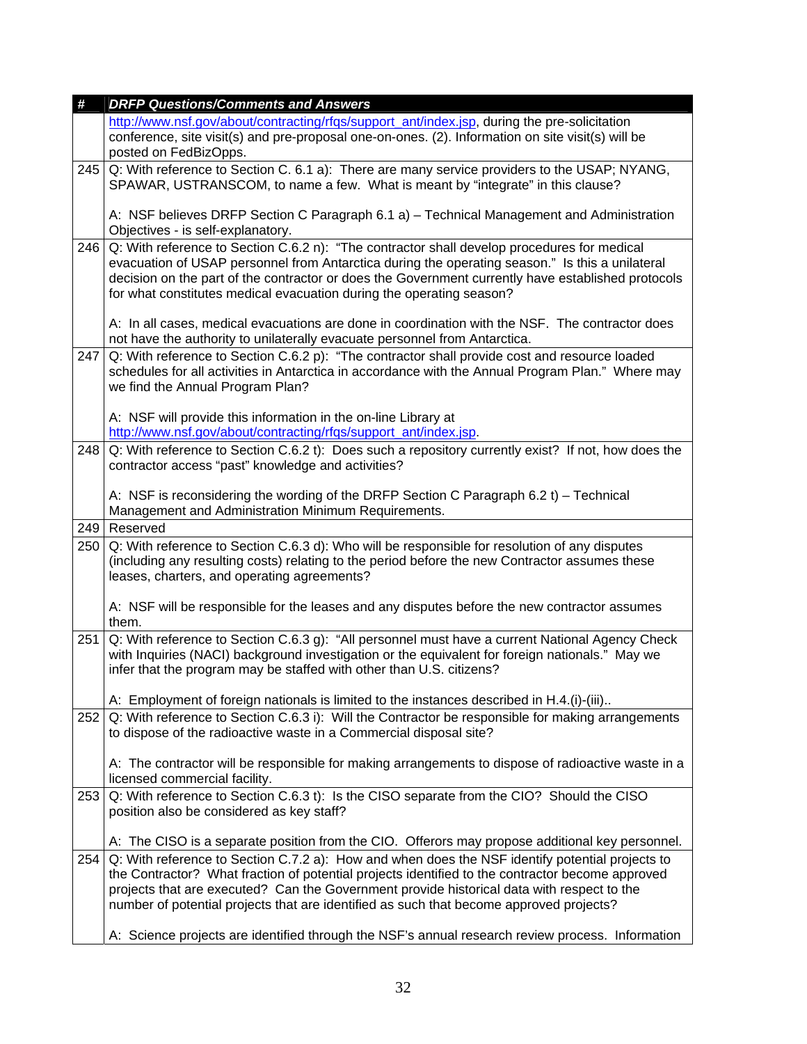| # | DRFP Questions/Comments and Answers |
|---|---|
| | http://www.nsf.gov/about/contracting/rfqs/support_ant/index.jsp, during the pre-solicitation conference, site visit(s) and pre-proposal one-on-ones. (2). Information on site visit(s) will be posted on FedBizOpps. |
| 245 | Q: With reference to Section C. 6.1 a): There are many service providers to the USAP; NYANG, SPAWAR, USTRANSCOM, to name a few. What is meant by "integrate" in this clause?<br><br>A: NSF believes DRFP Section C Paragraph 6.1 a) – Technical Management and Administration Objectives - is self-explanatory. |
| 246 | Q: With reference to Section C.6.2 n): "The contractor shall develop procedures for medical evacuation of USAP personnel from Antarctica during the operating season." Is this a unilateral decision on the part of the contractor or does the Government currently have established protocols for what constitutes medical evacuation during the operating season?<br><br>A: In all cases, medical evacuations are done in coordination with the NSF. The contractor does not have the authority to unilaterally evacuate personnel from Antarctica. |
| 247 | Q: With reference to Section C.6.2 p): "The contractor shall provide cost and resource loaded schedules for all activities in Antarctica in accordance with the Annual Program Plan." Where may we find the Annual Program Plan?<br><br>A: NSF will provide this information in the on-line Library at http://www.nsf.gov/about/contracting/rfqs/support_ant/index.jsp. |
| 248 | Q: With reference to Section C.6.2 t): Does such a repository currently exist? If not, how does the contractor access "past" knowledge and activities?<br><br>A: NSF is reconsidering the wording of the DRFP Section C Paragraph 6.2 t) – Technical Management and Administration Minimum Requirements. |
| 249 | Reserved |
| 250 | Q: With reference to Section C.6.3 d): Who will be responsible for resolution of any disputes (including any resulting costs) relating to the period before the new Contractor assumes these leases, charters, and operating agreements?<br><br>A: NSF will be responsible for the leases and any disputes before the new contractor assumes them. |
| 251 | Q: With reference to Section C.6.3 g): "All personnel must have a current National Agency Check with Inquiries (NACI) background investigation or the equivalent for foreign nationals." May we infer that the program may be staffed with other than U.S. citizens?<br><br>A: Employment of foreign nationals is limited to the instances described in H.4.(i)-(iii).. |
| 252 | Q: With reference to Section C.6.3 i): Will the Contractor be responsible for making arrangements to dispose of the radioactive waste in a Commercial disposal site?<br><br>A: The contractor will be responsible for making arrangements to dispose of radioactive waste in a licensed commercial facility. |
| 253 | Q: With reference to Section C.6.3 t): Is the CISO separate from the CIO? Should the CISO position also be considered as key staff?<br><br>A: The CISO is a separate position from the CIO. Offerors may propose additional key personnel. |
| 254 | Q: With reference to Section C.7.2 a): How and when does the NSF identify potential projects to the Contractor? What fraction of potential projects identified to the contractor become approved projects that are executed? Can the Government provide historical data with respect to the number of potential projects that are identified as such that become approved projects?<br><br>A: Science projects are identified through the NSF's annual research review process. Information |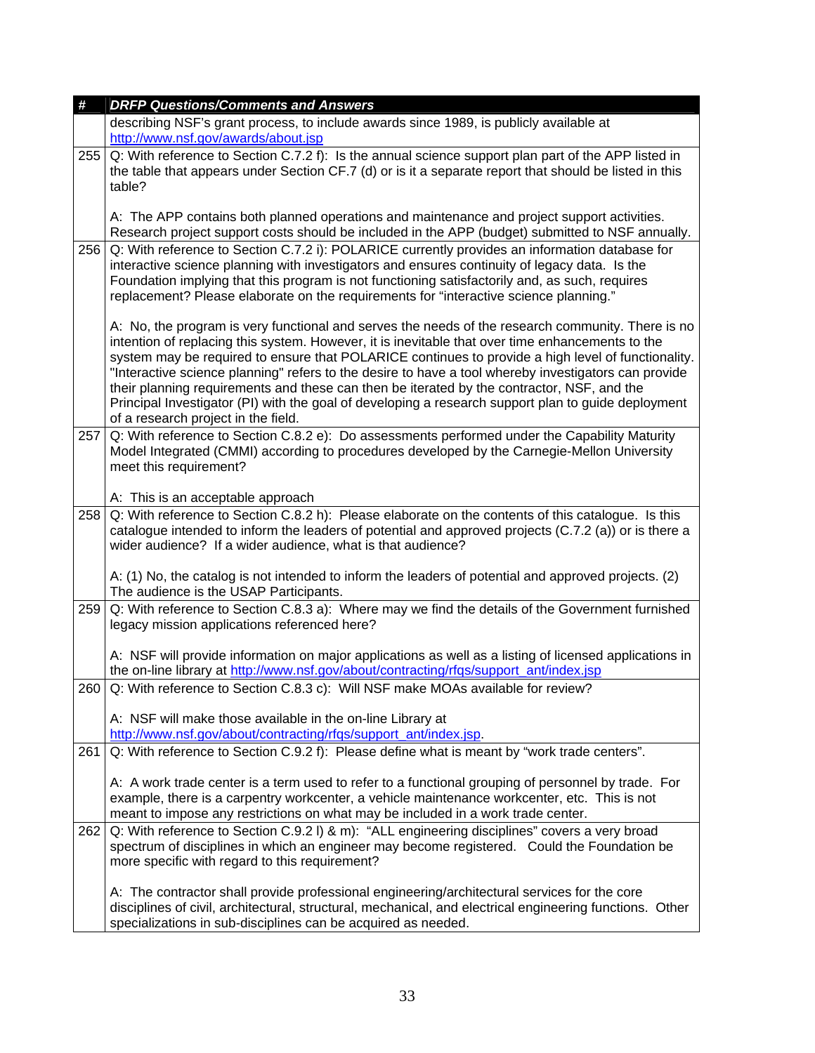| # | *DRFP Questions/Comments and Answers* |
|---|---|
| | describing NSF's grant process, to include awards since 1989, is publicly available at http://www.nsf.gov/awards/about.jsp |
| 255 | Q: With reference to Section C.7.2 f): Is the annual science support plan part of the APP listed in the table that appears under Section CF.7 (d) or is it a separate report that should be listed in this table?<br><br>A: The APP contains both planned operations and maintenance and project support activities. Research project support costs should be included in the APP (budget) submitted to NSF annually. |
| 256 | Q: With reference to Section C.7.2 i): POLARICE currently provides an information database for interactive science planning with investigators and ensures continuity of legacy data. Is the Foundation implying that this program is not functioning satisfactorily and, as such, requires replacement? Please elaborate on the requirements for "interactive science planning."<br><br>A: No, the program is very functional and serves the needs of the research community. There is no intention of replacing this system. However, it is inevitable that over time enhancements to the system may be required to ensure that POLARICE continues to provide a high level of functionality. "Interactive science planning" refers to the desire to have a tool whereby investigators can provide their planning requirements and these can then be iterated by the contractor, NSF, and the Principal Investigator (PI) with the goal of developing a research support plan to guide deployment of a research project in the field. |
| 257 | Q: With reference to Section C.8.2 e): Do assessments performed under the Capability Maturity Model Integrated (CMMI) according to procedures developed by the Carnegie-Mellon University meet this requirement?<br><br>A: This is an acceptable approach |
| 258 | Q: With reference to Section C.8.2 h): Please elaborate on the contents of this catalogue. Is this catalogue intended to inform the leaders of potential and approved projects (C.7.2 (a)) or is there a wider audience? If a wider audience, what is that audience?<br><br>A: (1) No, the catalog is not intended to inform the leaders of potential and approved projects. (2) The audience is the USAP Participants. |
| 259 | Q: With reference to Section C.8.3 a): Where may we find the details of the Government furnished legacy mission applications referenced here?<br><br>A: NSF will provide information on major applications as well as a listing of licensed applications in the on-line library at http://www.nsf.gov/about/contracting/rfqs/support_ant/index.jsp |
| 260 | Q: With reference to Section C.8.3 c): Will NSF make MOAs available for review?<br><br>A: NSF will make those available in the on-line Library at http://www.nsf.gov/about/contracting/rfqs/support_ant/index.jsp. |
| 261 | Q: With reference to Section C.9.2 f): Please define what is meant by "work trade centers".<br><br>A: A work trade center is a term used to refer to a functional grouping of personnel by trade. For example, there is a carpentry workcenter, a vehicle maintenance workcenter, etc. This is not meant to impose any restrictions on what may be included in a work trade center. |
| 262 | Q: With reference to Section C.9.2 l) & m): "ALL engineering disciplines" covers a very broad spectrum of disciplines in which an engineer may become registered. Could the Foundation be more specific with regard to this requirement?<br><br>A: The contractor shall provide professional engineering/architectural services for the core disciplines of civil, architectural, structural, mechanical, and electrical engineering functions. Other specializations in sub-disciplines can be acquired as needed. |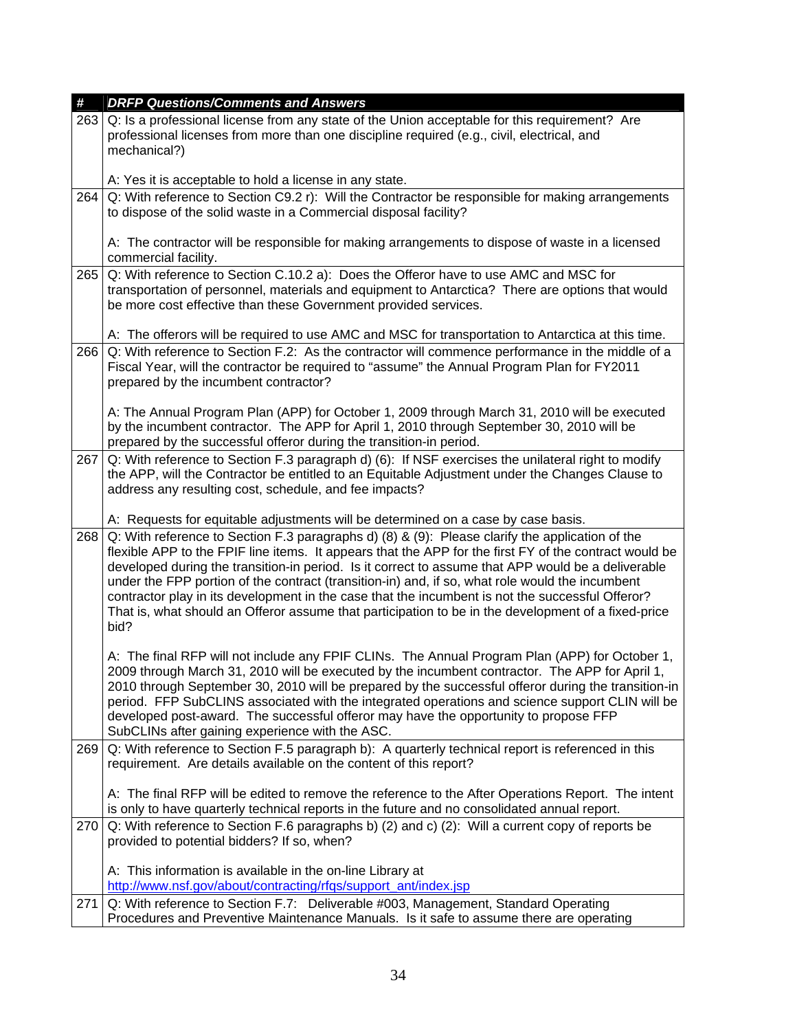| # | *DRFP Questions/Comments and Answers* |
|---|---|
| 263 | Q: Is a professional license from any state of the Union acceptable for this requirement? Are professional licenses from more than one discipline required (e.g., civil, electrical, and mechanical?)<br><br>A: Yes it is acceptable to hold a license in any state. |
| 264 | Q: With reference to Section C9.2 r): Will the Contractor be responsible for making arrangements to dispose of the solid waste in a Commercial disposal facility?<br><br>A: The contractor will be responsible for making arrangements to dispose of waste in a licensed commercial facility. |
| 265 | Q: With reference to Section C.10.2 a): Does the Offeror have to use AMC and MSC for transportation of personnel, materials and equipment to Antarctica? There are options that would be more cost effective than these Government provided services.<br><br>A: The offerors will be required to use AMC and MSC for transportation to Antarctica at this time. |
| 266 | Q: With reference to Section F.2: As the contractor will commence performance in the middle of a Fiscal Year, will the contractor be required to "assume" the Annual Program Plan for FY2011 prepared by the incumbent contractor?<br><br>A: The Annual Program Plan (APP) for October 1, 2009 through March 31, 2010 will be executed by the incumbent contractor. The APP for April 1, 2010 through September 30, 2010 will be prepared by the successful offeror during the transition-in period. |
| 267 | Q: With reference to Section F.3 paragraph d) (6): If NSF exercises the unilateral right to modify the APP, will the Contractor be entitled to an Equitable Adjustment under the Changes Clause to address any resulting cost, schedule, and fee impacts?<br><br>A: Requests for equitable adjustments will be determined on a case by case basis. |
| 268 | Q: With reference to Section F.3 paragraphs d) (8) & (9): Please clarify the application of the flexible APP to the FPIF line items. It appears that the APP for the first FY of the contract would be developed during the transition-in period. Is it correct to assume that APP would be a deliverable under the FPP portion of the contract (transition-in) and, if so, what role would the incumbent contractor play in its development in the case that the incumbent is not the successful Offeror? That is, what should an Offeror assume that participation to be in the development of a fixed-price bid?<br><br>A: The final RFP will not include any FPIF CLINs. The Annual Program Plan (APP) for October 1, 2009 through March 31, 2010 will be executed by the incumbent contractor. The APP for April 1, 2010 through September 30, 2010 will be prepared by the successful offeror during the transition-in period. FFP SubCLINS associated with the integrated operations and science support CLIN will be developed post-award. The successful offeror may have the opportunity to propose FFP SubCLINs after gaining experience with the ASC. |
| 269 | Q: With reference to Section F.5 paragraph b): A quarterly technical report is referenced in this requirement. Are details available on the content of this report?<br><br>A: The final RFP will be edited to remove the reference to the After Operations Report. The intent is only to have quarterly technical reports in the future and no consolidated annual report. |
| 270 | Q: With reference to Section F.6 paragraphs b) (2) and c) (2): Will a current copy of reports be provided to potential bidders? If so, when?<br><br>A: This information is available in the on-line Library at http://www.nsf.gov/about/contracting/rfqs/support_ant/index.jsp |
| 271 | Q: With reference to Section F.7: Deliverable #003, Management, Standard Operating Procedures and Preventive Maintenance Manuals. Is it safe to assume there are operating |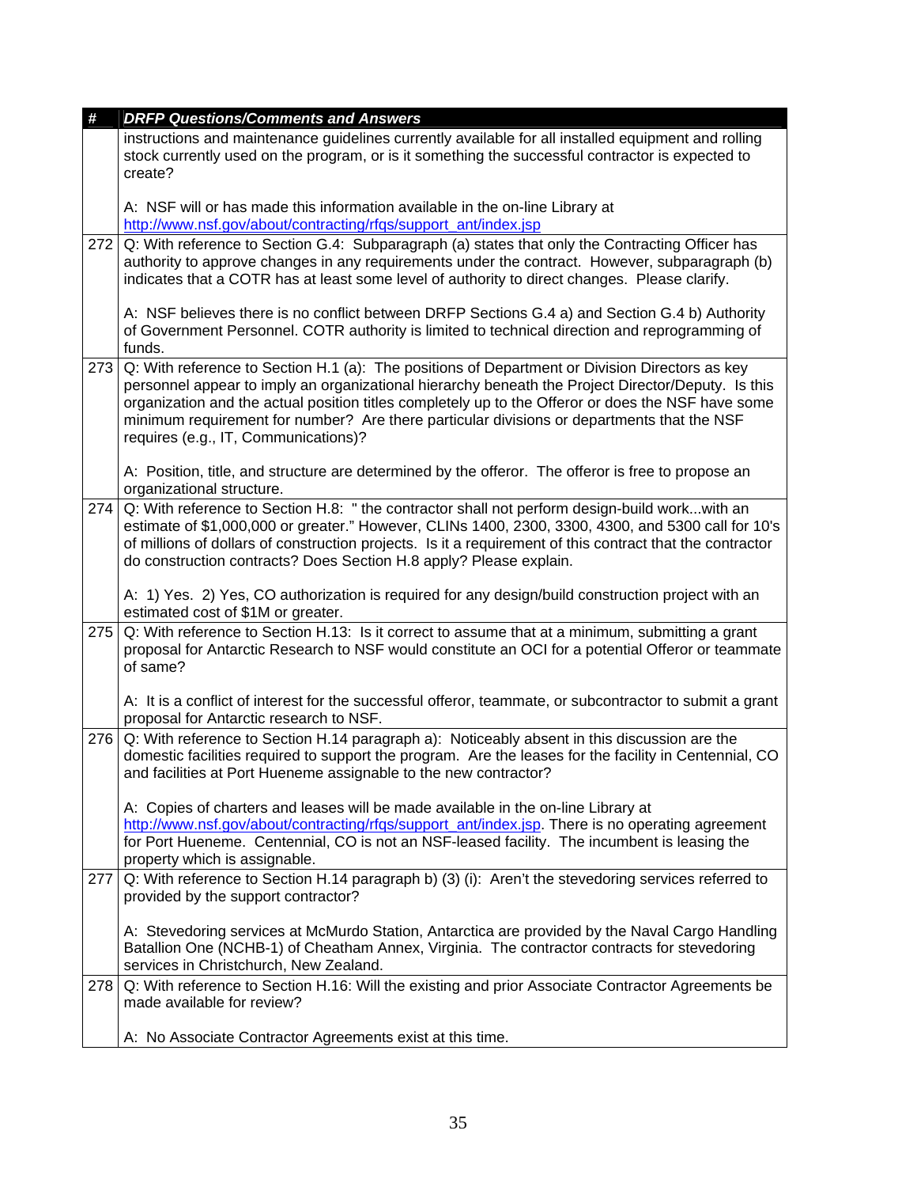| # | *DRFP Questions/Comments and Answers* |
| --- | --- |
| | instructions and maintenance guidelines currently available for all installed equipment and rolling stock currently used on the program, or is it something the successful contractor is expected to create?<br><br>A: NSF will or has made this information available in the on-line Library at http://www.nsf.gov/about/contracting/rfqs/support_ant/index.jsp |
| 272 | Q: With reference to Section G.4: Subparagraph (a) states that only the Contracting Officer has authority to approve changes in any requirements under the contract. However, subparagraph (b) indicates that a COTR has at least some level of authority to direct changes. Please clarify.<br><br>A: NSF believes there is no conflict between DRFP Sections G.4 a) and Section G.4 b) Authority of Government Personnel. COTR authority is limited to technical direction and reprogramming of funds. |
| 273 | Q: With reference to Section H.1 (a): The positions of Department or Division Directors as key personnel appear to imply an organizational hierarchy beneath the Project Director/Deputy. Is this organization and the actual position titles completely up to the Offeror or does the NSF have some minimum requirement for number? Are there particular divisions or departments that the NSF requires (e.g., IT, Communications)?<br><br>A: Position, title, and structure are determined by the offeror. The offeror is free to propose an organizational structure. |
| 274 | Q: With reference to Section H.8: " the contractor shall not perform design-build work...with an estimate of $1,000,000 or greater." However, CLINs 1400, 2300, 3300, 4300, and 5300 call for 10's of millions of dollars of construction projects. Is it a requirement of this contract that the contractor do construction contracts? Does Section H.8 apply? Please explain.<br><br>A: 1) Yes. 2) Yes, CO authorization is required for any design/build construction project with an estimated cost of $1M or greater. |
| 275 | Q: With reference to Section H.13: Is it correct to assume that at a minimum, submitting a grant proposal for Antarctic Research to NSF would constitute an OCI for a potential Offeror or teammate of same?<br><br>A: It is a conflict of interest for the successful offeror, teammate, or subcontractor to submit a grant proposal for Antarctic research to NSF. |
| 276 | Q: With reference to Section H.14 paragraph a): Noticeably absent in this discussion are the domestic facilities required to support the program. Are the leases for the facility in Centennial, CO and facilities at Port Hueneme assignable to the new contractor?<br><br>A: Copies of charters and leases will be made available in the on-line Library at http://www.nsf.gov/about/contracting/rfqs/support_ant/index.jsp. There is no operating agreement for Port Hueneme. Centennial, CO is not an NSF-leased facility. The incumbent is leasing the property which is assignable. |
| 277 | Q: With reference to Section H.14 paragraph b) (3) (i): Aren't the stevedoring services referred to provided by the support contractor?<br><br>A: Stevedoring services at McMurdo Station, Antarctica are provided by the Naval Cargo Handling Batallion One (NCHB-1) of Cheatham Annex, Virginia. The contractor contracts for stevedoring services in Christchurch, New Zealand. |
| 278 | Q: With reference to Section H.16: Will the existing and prior Associate Contractor Agreements be made available for review?<br><br>A: No Associate Contractor Agreements exist at this time. |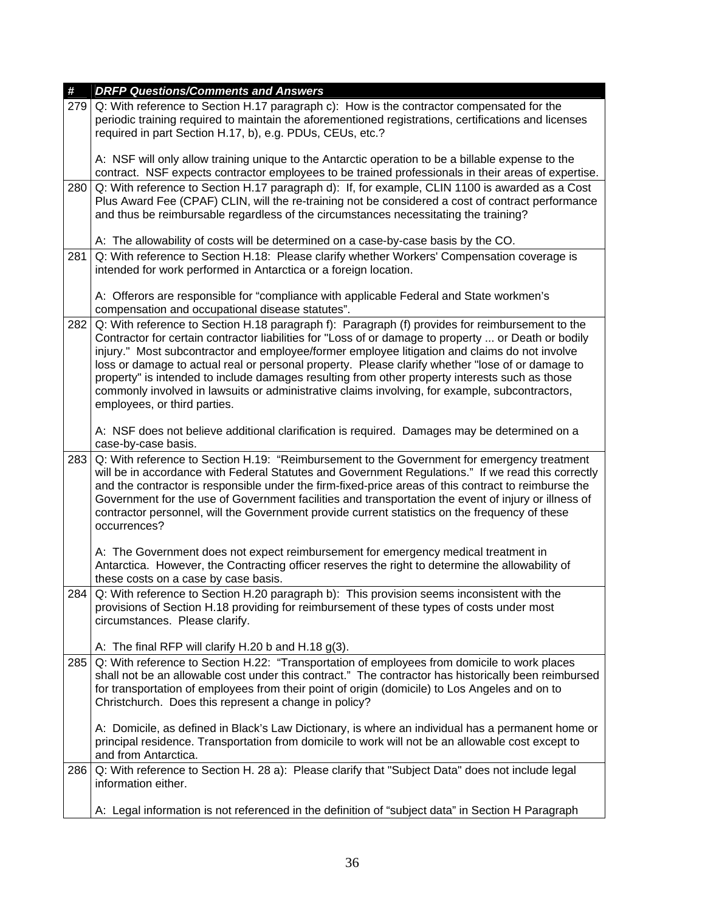| # | DRFP Questions/Comments and Answers |
|---|---|
| 279 | Q: With reference to Section H.17 paragraph c): How is the contractor compensated for the periodic training required to maintain the aforementioned registrations, certifications and licenses required in part Section H.17, b), e.g. PDUs, CEUs, etc.?<br><br>A: NSF will only allow training unique to the Antarctic operation to be a billable expense to the contract. NSF expects contractor employees to be trained professionals in their areas of expertise. |
| 280 | Q: With reference to Section H.17 paragraph d): If, for example, CLIN 1100 is awarded as a Cost Plus Award Fee (CPAF) CLIN, will the re-training not be considered a cost of contract performance and thus be reimbursable regardless of the circumstances necessitating the training?<br><br>A: The allowability of costs will be determined on a case-by-case basis by the CO. |
| 281 | Q: With reference to Section H.18: Please clarify whether Workers' Compensation coverage is intended for work performed in Antarctica or a foreign location.<br><br>A: Offerors are responsible for "compliance with applicable Federal and State workmen's compensation and occupational disease statutes". |
| 282 | Q: With reference to Section H.18 paragraph f): Paragraph (f) provides for reimbursement to the Contractor for certain contractor liabilities for "Loss of or damage to property ... or Death or bodily injury." Most subcontractor and employee/former employee litigation and claims do not involve loss or damage to actual real or personal property. Please clarify whether "lose of or damage to property" is intended to include damages resulting from other property interests such as those commonly involved in lawsuits or administrative claims involving, for example, subcontractors, employees, or third parties.<br><br>A: NSF does not believe additional clarification is required. Damages may be determined on a case-by-case basis. |
| 283 | Q: With reference to Section H.19: "Reimbursement to the Government for emergency treatment will be in accordance with Federal Statutes and Government Regulations." If we read this correctly and the contractor is responsible under the firm-fixed-price areas of this contract to reimburse the Government for the use of Government facilities and transportation the event of injury or illness of contractor personnel, will the Government provide current statistics on the frequency of these occurrences?<br><br>A: The Government does not expect reimbursement for emergency medical treatment in Antarctica. However, the Contracting officer reserves the right to determine the allowability of these costs on a case by case basis. |
| 284 | Q: With reference to Section H.20 paragraph b): This provision seems inconsistent with the provisions of Section H.18 providing for reimbursement of these types of costs under most circumstances. Please clarify.<br><br>A: The final RFP will clarify H.20 b and H.18 g(3). |
| 285 | Q: With reference to Section H.22: "Transportation of employees from domicile to work places shall not be an allowable cost under this contract." The contractor has historically been reimbursed for transportation of employees from their point of origin (domicile) to Los Angeles and on to Christchurch. Does this represent a change in policy?<br><br>A: Domicile, as defined in Black's Law Dictionary, is where an individual has a permanent home or principal residence. Transportation from domicile to work will not be an allowable cost except to and from Antarctica. |
| 286 | Q: With reference to Section H. 28 a): Please clarify that "Subject Data" does not include legal information either.<br><br>A: Legal information is not referenced in the definition of "subject data" in Section H Paragraph |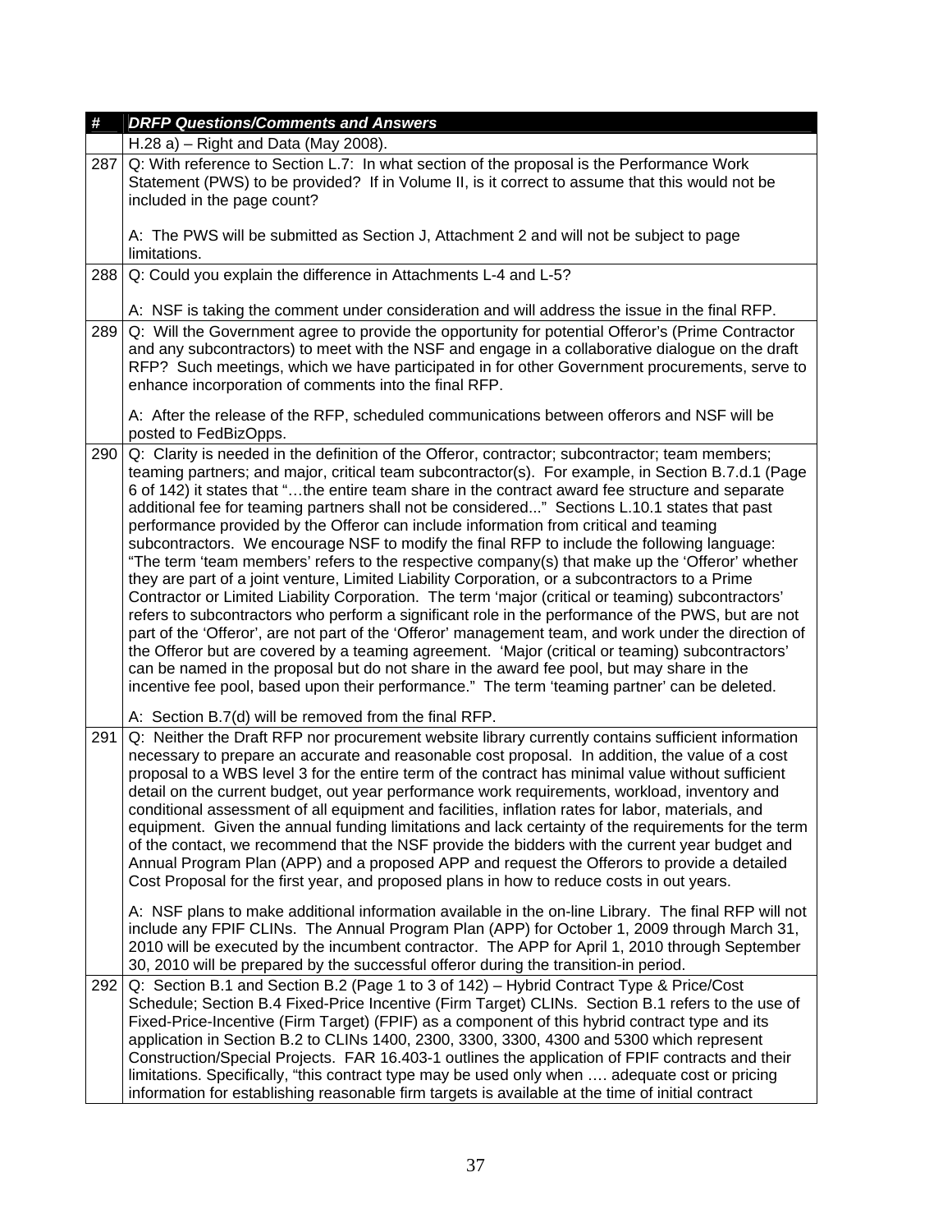| # | DRFP Questions/Comments and Answers |
|---|---|
| | H.28 a) – Right and Data (May 2008). |
| 287 | Q: With reference to Section L.7: In what section of the proposal is the Performance Work Statement (PWS) to be provided? If in Volume II, is it correct to assume that this would not be included in the page count?<br><br>A: The PWS will be submitted as Section J, Attachment 2 and will not be subject to page limitations. |
| 288 | Q: Could you explain the difference in Attachments L-4 and L-5?<br><br>A: NSF is taking the comment under consideration and will address the issue in the final RFP. |
| 289 | Q: Will the Government agree to provide the opportunity for potential Offeror's (Prime Contractor and any subcontractors) to meet with the NSF and engage in a collaborative dialogue on the draft RFP? Such meetings, which we have participated in for other Government procurements, serve to enhance incorporation of comments into the final RFP.<br><br>A: After the release of the RFP, scheduled communications between offerors and NSF will be posted to FedBizOpps. |
| 290 | Q: Clarity is needed in the definition of the Offeror, contractor; subcontractor; team members; teaming partners; and major, critical team subcontractor(s). For example, in Section B.7.d.1 (Page 6 of 142) it states that "…the entire team share in the contract award fee structure and separate additional fee for teaming partners shall not be considered..." Sections L.10.1 states that past performance provided by the Offeror can include information from critical and teaming subcontractors. We encourage NSF to modify the final RFP to include the following language: "The term 'team members' refers to the respective company(s) that make up the 'Offeror' whether they are part of a joint venture, Limited Liability Corporation, or a subcontractors to a Prime Contractor or Limited Liability Corporation. The term 'major (critical or teaming) subcontractors' refers to subcontractors who perform a significant role in the performance of the PWS, but are not part of the 'Offeror', are not part of the 'Offeror' management team, and work under the direction of the Offeror but are covered by a teaming agreement. 'Major (critical or teaming) subcontractors' can be named in the proposal but do not share in the award fee pool, but may share in the incentive fee pool, based upon their performance." The term 'teaming partner' can be deleted.<br><br>A: Section B.7(d) will be removed from the final RFP. |
| 291 | Q: Neither the Draft RFP nor procurement website library currently contains sufficient information necessary to prepare an accurate and reasonable cost proposal. In addition, the value of a cost proposal to a WBS level 3 for the entire term of the contract has minimal value without sufficient detail on the current budget, out year performance work requirements, workload, inventory and conditional assessment of all equipment and facilities, inflation rates for labor, materials, and equipment. Given the annual funding limitations and lack certainty of the requirements for the term of the contact, we recommend that the NSF provide the bidders with the current year budget and Annual Program Plan (APP) and a proposed APP and request the Offerors to provide a detailed Cost Proposal for the first year, and proposed plans in how to reduce costs in out years.<br><br>A: NSF plans to make additional information available in the on-line Library. The final RFP will not include any FPIF CLINs. The Annual Program Plan (APP) for October 1, 2009 through March 31, 2010 will be executed by the incumbent contractor. The APP for April 1, 2010 through September 30, 2010 will be prepared by the successful offeror during the transition-in period. |
| 292 | Q: Section B.1 and Section B.2 (Page 1 to 3 of 142) – Hybrid Contract Type & Price/Cost Schedule; Section B.4 Fixed-Price Incentive (Firm Target) CLINs. Section B.1 refers to the use of Fixed-Price-Incentive (Firm Target) (FPIF) as a component of this hybrid contract type and its application in Section B.2 to CLINs 1400, 2300, 3300, 3300, 4300 and 5300 which represent Construction/Special Projects. FAR 16.403-1 outlines the application of FPIF contracts and their limitations. Specifically, "this contract type may be used only when …. adequate cost or pricing information for establishing reasonable firm targets is available at the time of initial contract |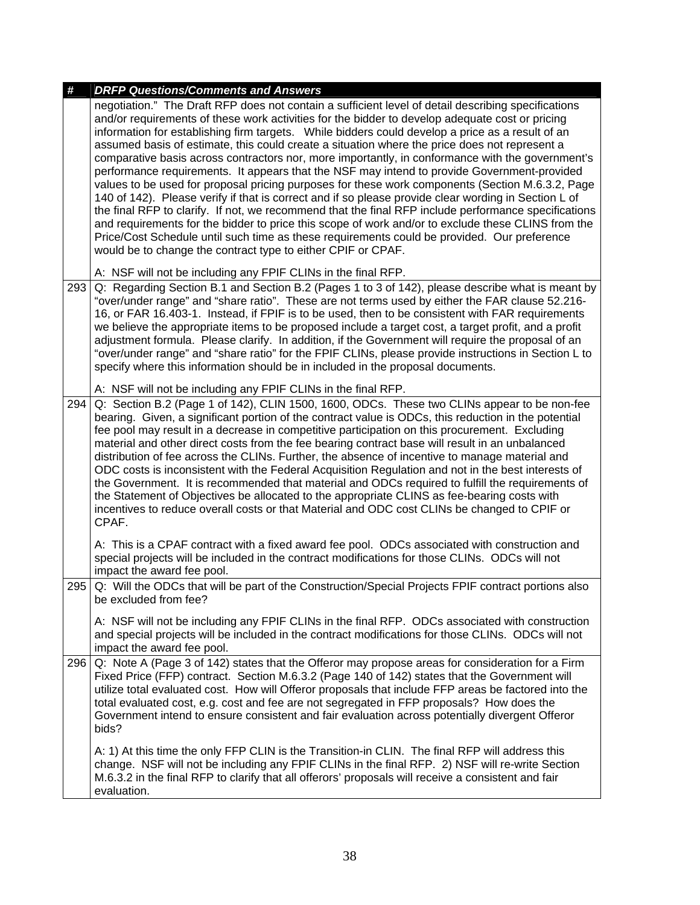| # | DRFP Questions/Comments and Answers |
|---|---|
| | negotiation." The Draft RFP does not contain a sufficient level of detail describing specifications and/or requirements of these work activities for the bidder to develop adequate cost or pricing information for establishing firm targets. While bidders could develop a price as a result of an assumed basis of estimate, this could create a situation where the price does not represent a comparative basis across contractors nor, more importantly, in conformance with the government's performance requirements. It appears that the NSF may intend to provide Government-provided values to be used for proposal pricing purposes for these work components (Section M.6.3.2, Page 140 of 142). Please verify if that is correct and if so please provide clear wording in Section L of the final RFP to clarify. If not, we recommend that the final RFP include performance specifications and requirements for the bidder to price this scope of work and/or to exclude these CLINS from the Price/Cost Schedule until such time as these requirements could be provided. Our preference would be to change the contract type to either CPIF or CPAF.<br><br>A: NSF will not be including any FPIF CLINs in the final RFP. |
| 293 | Q: Regarding Section B.1 and Section B.2 (Pages 1 to 3 of 142), please describe what is meant by "over/under range" and "share ratio". These are not terms used by either the FAR clause 52.216-16, or FAR 16.403-1. Instead, if FPIF is to be used, then to be consistent with FAR requirements we believe the appropriate items to be proposed include a target cost, a target profit, and a profit adjustment formula. Please clarify. In addition, if the Government will require the proposal of an "over/under range" and "share ratio" for the FPIF CLINs, please provide instructions in Section L to specify where this information should be in included in the proposal documents.<br><br>A: NSF will not be including any FPIF CLINs in the final RFP. |
| 294 | Q: Section B.2 (Page 1 of 142), CLIN 1500, 1600, ODCs. These two CLINs appear to be non-fee bearing. Given, a significant portion of the contract value is ODCs, this reduction in the potential fee pool may result in a decrease in competitive participation on this procurement. Excluding material and other direct costs from the fee bearing contract base will result in an unbalanced distribution of fee across the CLINs. Further, the absence of incentive to manage material and ODC costs is inconsistent with the Federal Acquisition Regulation and not in the best interests of the Government. It is recommended that material and ODCs required to fulfill the requirements of the Statement of Objectives be allocated to the appropriate CLINS as fee-bearing costs with incentives to reduce overall costs or that Material and ODC cost CLINs be changed to CPIF or CPAF.<br><br>A: This is a CPAF contract with a fixed award fee pool. ODCs associated with construction and special projects will be included in the contract modifications for those CLINs. ODCs will not impact the award fee pool. |
| 295 | Q: Will the ODCs that will be part of the Construction/Special Projects FPIF contract portions also be excluded from fee?<br><br>A: NSF will not be including any FPIF CLINs in the final RFP. ODCs associated with construction and special projects will be included in the contract modifications for those CLINs. ODCs will not impact the award fee pool. |
| 296 | Q: Note A (Page 3 of 142) states that the Offeror may propose areas for consideration for a Firm Fixed Price (FFP) contract. Section M.6.3.2 (Page 140 of 142) states that the Government will utilize total evaluated cost. How will Offeror proposals that include FFP areas be factored into the total evaluated cost, e.g. cost and fee are not segregated in FFP proposals? How does the Government intend to ensure consistent and fair evaluation across potentially divergent Offeror bids?<br><br>A: 1) At this time the only FFP CLIN is the Transition-in CLIN. The final RFP will address this change. NSF will not be including any FPIF CLINs in the final RFP. 2) NSF will re-write Section M.6.3.2 in the final RFP to clarify that all offerors' proposals will receive a consistent and fair evaluation. |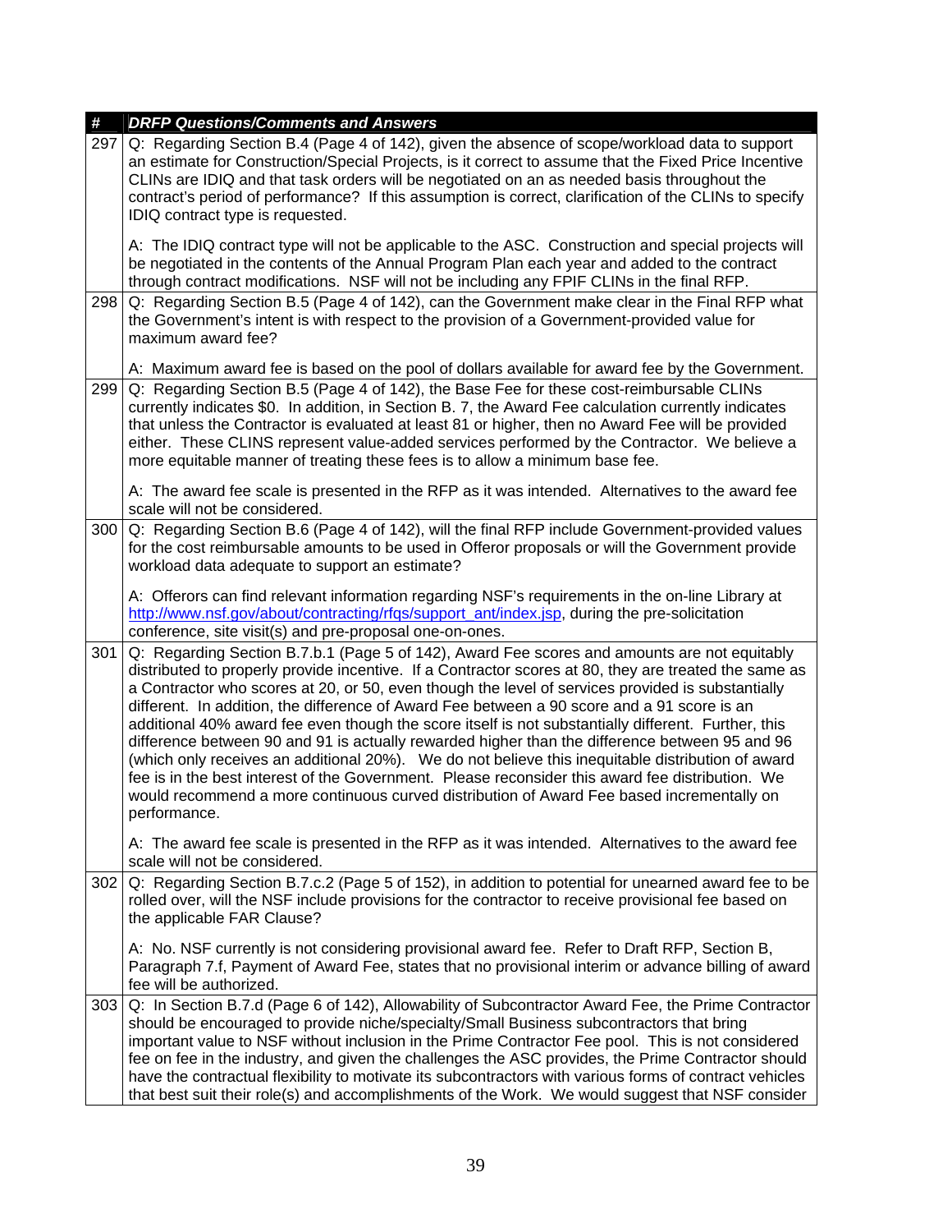| # | *DRFP Questions/Comments and Answers* |
| --- | --- |
| 297 | Q: Regarding Section B.4 (Page 4 of 142), given the absence of scope/workload data to support an estimate for Construction/Special Projects, is it correct to assume that the Fixed Price Incentive CLINs are IDIQ and that task orders will be negotiated on an as needed basis throughout the contract's period of performance? If this assumption is correct, clarification of the CLINs to specify IDIQ contract type is requested.<br><br>A: The IDIQ contract type will not be applicable to the ASC. Construction and special projects will be negotiated in the contents of the Annual Program Plan each year and added to the contract through contract modifications. NSF will not be including any FPIF CLINs in the final RFP. |
| 298 | Q: Regarding Section B.5 (Page 4 of 142), can the Government make clear in the Final RFP what the Government's intent is with respect to the provision of a Government-provided value for maximum award fee?<br><br>A: Maximum award fee is based on the pool of dollars available for award fee by the Government. |
| 299 | Q: Regarding Section B.5 (Page 4 of 142), the Base Fee for these cost-reimbursable CLINs currently indicates $0. In addition, in Section B. 7, the Award Fee calculation currently indicates that unless the Contractor is evaluated at least 81 or higher, then no Award Fee will be provided either. These CLINS represent value-added services performed by the Contractor. We believe a more equitable manner of treating these fees is to allow a minimum base fee.<br><br>A: The award fee scale is presented in the RFP as it was intended. Alternatives to the award fee scale will not be considered. |
| 300 | Q: Regarding Section B.6 (Page 4 of 142), will the final RFP include Government-provided values for the cost reimbursable amounts to be used in Offeror proposals or will the Government provide workload data adequate to support an estimate?<br><br>A: Offerors can find relevant information regarding NSF's requirements in the on-line Library at http://www.nsf.gov/about/contracting/rfqs/support_ant/index.jsp, during the pre-solicitation conference, site visit(s) and pre-proposal one-on-ones. |
| 301 | Q: Regarding Section B.7.b.1 (Page 5 of 142), Award Fee scores and amounts are not equitably distributed to properly provide incentive. If a Contractor scores at 80, they are treated the same as a Contractor who scores at 20, or 50, even though the level of services provided is substantially different. In addition, the difference of Award Fee between a 90 score and a 91 score is an additional 40% award fee even though the score itself is not substantially different. Further, this difference between 90 and 91 is actually rewarded higher than the difference between 95 and 96 (which only receives an additional 20%). We do not believe this inequitable distribution of award fee is in the best interest of the Government. Please reconsider this award fee distribution. We would recommend a more continuous curved distribution of Award Fee based incrementally on performance.<br><br>A: The award fee scale is presented in the RFP as it was intended. Alternatives to the award fee scale will not be considered. |
| 302 | Q: Regarding Section B.7.c.2 (Page 5 of 152), in addition to potential for unearned award fee to be rolled over, will the NSF include provisions for the contractor to receive provisional fee based on the applicable FAR Clause?<br><br>A: No. NSF currently is not considering provisional award fee. Refer to Draft RFP, Section B, Paragraph 7.f, Payment of Award Fee, states that no provisional interim or advance billing of award fee will be authorized. |
| 303 | Q: In Section B.7.d (Page 6 of 142), Allowability of Subcontractor Award Fee, the Prime Contractor should be encouraged to provide niche/specialty/Small Business subcontractors that bring important value to NSF without inclusion in the Prime Contractor Fee pool. This is not considered fee on fee in the industry, and given the challenges the ASC provides, the Prime Contractor should have the contractual flexibility to motivate its subcontractors with various forms of contract vehicles that best suit their role(s) and accomplishments of the Work. We would suggest that NSF consider |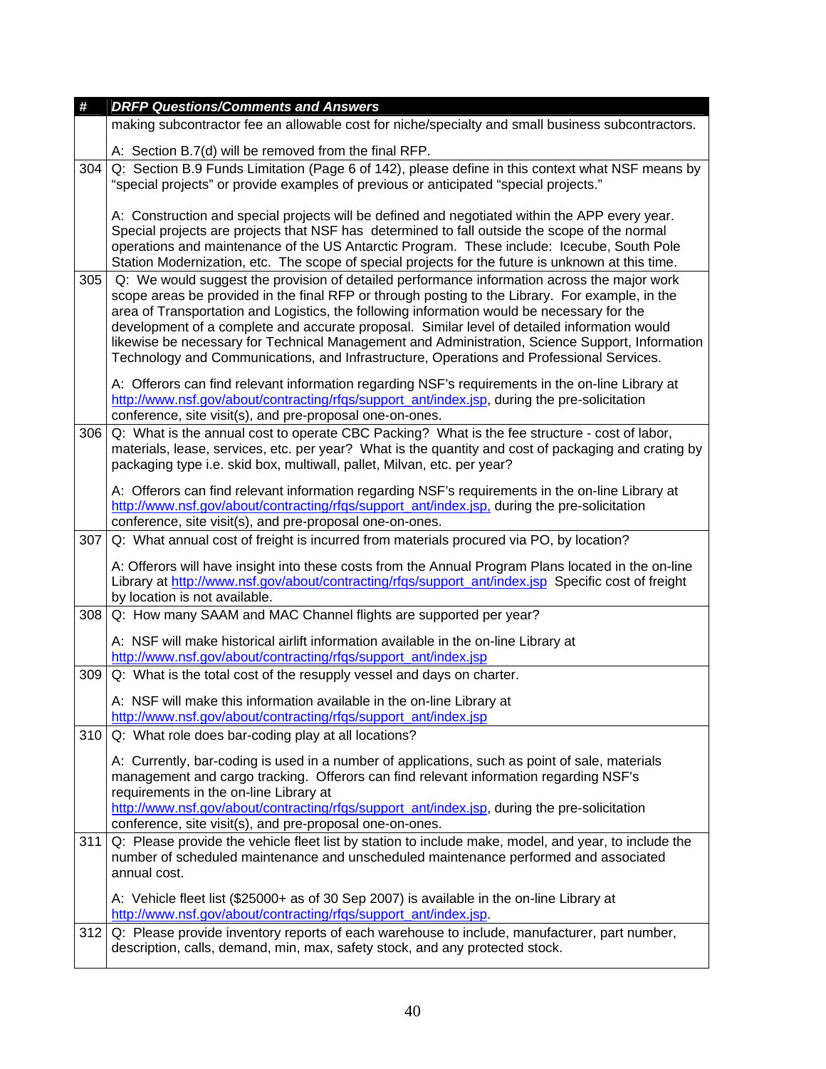| # | *DRFP Questions/Comments and Answers* |
|---|---|
| | making subcontractor fee an allowable cost for niche/specialty and small business subcontractors.<br><br>A: Section B.7(d) will be removed from the final RFP. |
| 304 | Q: Section B.9 Funds Limitation (Page 6 of 142), please define in this context what NSF means by "special projects" or provide examples of previous or anticipated "special projects."<br><br>A: Construction and special projects will be defined and negotiated within the APP every year. Special projects are projects that NSF has determined to fall outside the scope of the normal operations and maintenance of the US Antarctic Program. These include: Icecube, South Pole Station Modernization, etc. The scope of special projects for the future is unknown at this time. |
| 305 | Q: We would suggest the provision of detailed performance information across the major work scope areas be provided in the final RFP or through posting to the Library. For example, in the area of Transportation and Logistics, the following information would be necessary for the development of a complete and accurate proposal. Similar level of detailed information would likewise be necessary for Technical Management and Administration, Science Support, Information Technology and Communications, and Infrastructure, Operations and Professional Services.<br><br>A: Offerors can find relevant information regarding NSF's requirements in the on-line Library at http://www.nsf.gov/about/contracting/rfqs/support_ant/index.jsp, during the pre-solicitation conference, site visit(s), and pre-proposal one-on-ones. |
| 306 | Q: What is the annual cost to operate CBC Packing? What is the fee structure - cost of labor, materials, lease, services, etc. per year? What is the quantity and cost of packaging and crating by packaging type i.e. skid box, multiwall, pallet, Milvan, etc. per year?<br><br>A: Offerors can find relevant information regarding NSF's requirements in the on-line Library at http://www.nsf.gov/about/contracting/rfqs/support_ant/index.jsp, during the pre-solicitation conference, site visit(s), and pre-proposal one-on-ones. |
| 307 | Q: What annual cost of freight is incurred from materials procured via PO, by location?<br><br>A: Offerors will have insight into these costs from the Annual Program Plans located in the on-line Library at http://www.nsf.gov/about/contracting/rfqs/support_ant/index.jsp Specific cost of freight by location is not available. |
| 308 | Q: How many SAAM and MAC Channel flights are supported per year?<br><br>A: NSF will make historical airlift information available in the on-line Library at http://www.nsf.gov/about/contracting/rfqs/support_ant/index.jsp |
| 309 | Q: What is the total cost of the resupply vessel and days on charter.<br><br>A: NSF will make this information available in the on-line Library at http://www.nsf.gov/about/contracting/rfqs/support_ant/index.jsp |
| 310 | Q: What role does bar-coding play at all locations?<br><br>A: Currently, bar-coding is used in a number of applications, such as point of sale, materials management and cargo tracking. Offerors can find relevant information regarding NSF's requirements in the on-line Library at http://www.nsf.gov/about/contracting/rfqs/support_ant/index.jsp, during the pre-solicitation conference, site visit(s), and pre-proposal one-on-ones. |
| 311 | Q: Please provide the vehicle fleet list by station to include make, model, and year, to include the number of scheduled maintenance and unscheduled maintenance performed and associated annual cost.<br><br>A: Vehicle fleet list ($25000+ as of 30 Sep 2007) is available in the on-line Library at http://www.nsf.gov/about/contracting/rfqs/support_ant/index.jsp. |
| 312 | Q: Please provide inventory reports of each warehouse to include, manufacturer, part number, description, calls, demand, min, max, safety stock, and any protected stock. |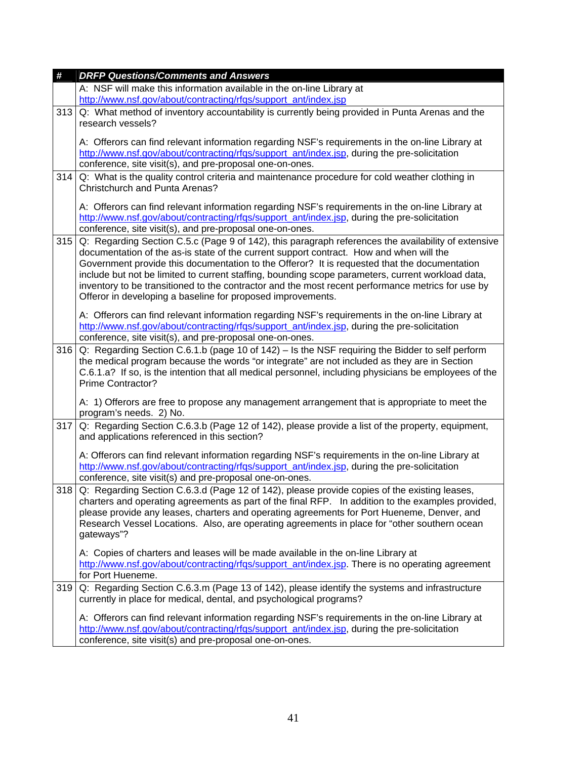| # | DRFP Questions/Comments and Answers |
|---|---|
| | A: NSF will make this information available in the on-line Library at http://www.nsf.gov/about/contracting/rfqs/support_ant/index.jsp |
| 313 | Q: What method of inventory accountability is currently being provided in Punta Arenas and the research vessels?<br><br>A: Offerors can find relevant information regarding NSF's requirements in the on-line Library at http://www.nsf.gov/about/contracting/rfqs/support_ant/index.jsp, during the pre-solicitation conference, site visit(s), and pre-proposal one-on-ones. |
| 314 | Q: What is the quality control criteria and maintenance procedure for cold weather clothing in Christchurch and Punta Arenas?<br><br>A: Offerors can find relevant information regarding NSF's requirements in the on-line Library at http://www.nsf.gov/about/contracting/rfqs/support_ant/index.jsp, during the pre-solicitation conference, site visit(s), and pre-proposal one-on-ones. |
| 315 | Q: Regarding Section C.5.c (Page 9 of 142), this paragraph references the availability of extensive documentation of the as-is state of the current support contract. How and when will the Government provide this documentation to the Offeror? It is requested that the documentation include but not be limited to current staffing, bounding scope parameters, current workload data, inventory to be transitioned to the contractor and the most recent performance metrics for use by Offeror in developing a baseline for proposed improvements.<br><br>A: Offerors can find relevant information regarding NSF's requirements in the on-line Library at http://www.nsf.gov/about/contracting/rfqs/support_ant/index.jsp, during the pre-solicitation conference, site visit(s), and pre-proposal one-on-ones. |
| 316 | Q: Regarding Section C.6.1.b (page 10 of 142) – Is the NSF requiring the Bidder to self perform the medical program because the words "or integrate" are not included as they are in Section C.6.1.a? If so, is the intention that all medical personnel, including physicians be employees of the Prime Contractor?<br><br>A: 1) Offerors are free to propose any management arrangement that is appropriate to meet the program's needs. 2) No. |
| 317 | Q: Regarding Section C.6.3.b (Page 12 of 142), please provide a list of the property, equipment, and applications referenced in this section?<br><br>A: Offerors can find relevant information regarding NSF's requirements in the on-line Library at http://www.nsf.gov/about/contracting/rfqs/support_ant/index.jsp, during the pre-solicitation conference, site visit(s) and pre-proposal one-on-ones. |
| 318 | Q: Regarding Section C.6.3.d (Page 12 of 142), please provide copies of the existing leases, charters and operating agreements as part of the final RFP. In addition to the examples provided, please provide any leases, charters and operating agreements for Port Hueneme, Denver, and Research Vessel Locations. Also, are operating agreements in place for "other southern ocean gateways"?<br><br>A: Copies of charters and leases will be made available in the on-line Library at http://www.nsf.gov/about/contracting/rfqs/support_ant/index.jsp. There is no operating agreement for Port Hueneme. |
| 319 | Q: Regarding Section C.6.3.m (Page 13 of 142), please identify the systems and infrastructure currently in place for medical, dental, and psychological programs?<br><br>A: Offerors can find relevant information regarding NSF's requirements in the on-line Library at http://www.nsf.gov/about/contracting/rfqs/support_ant/index.jsp, during the pre-solicitation conference, site visit(s) and pre-proposal one-on-ones. |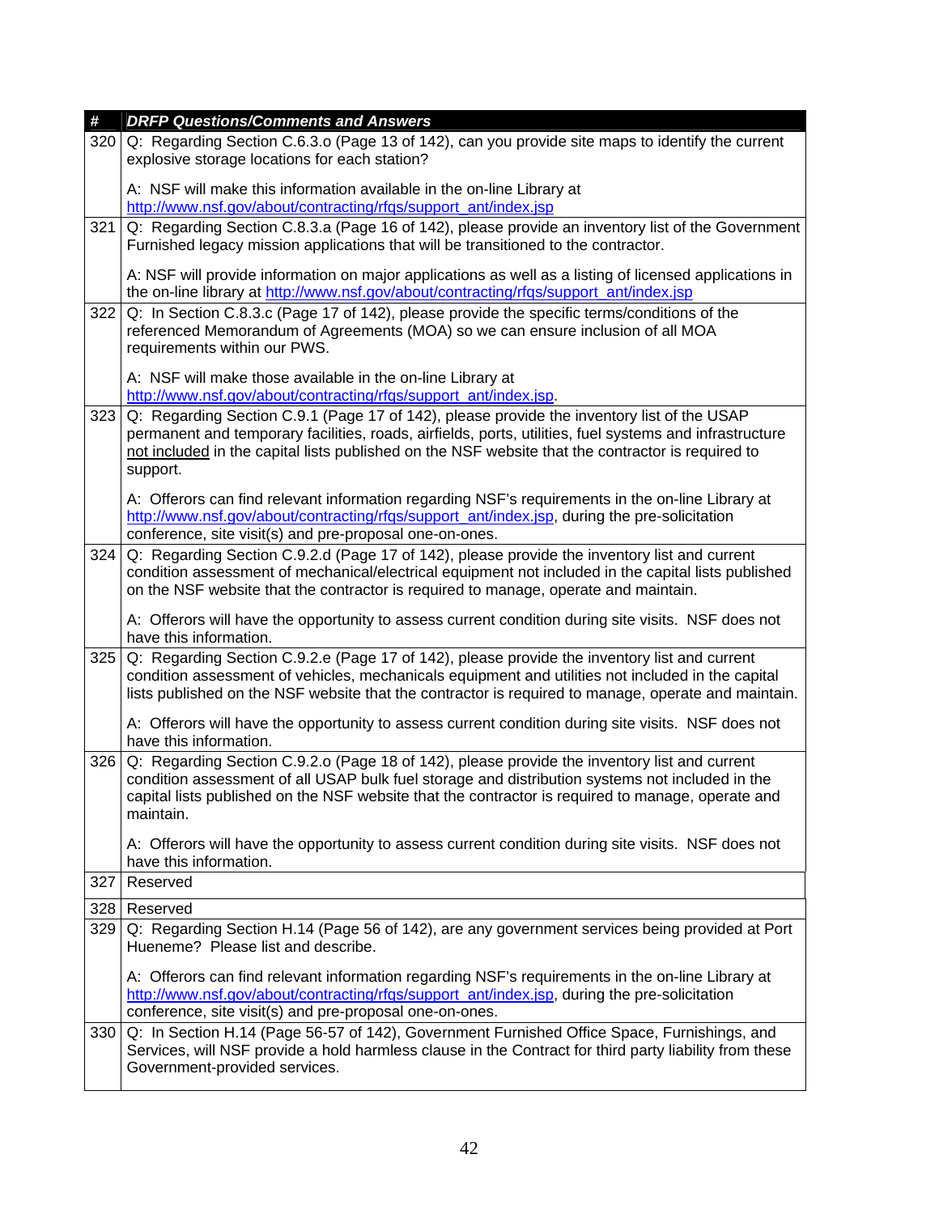| # | DRFP Questions/Comments and Answers |
|---|---|
| 320 | Q: Regarding Section C.6.3.o (Page 13 of 142), can you provide site maps to identify the current explosive storage locations for each station?<br><br>A: NSF will make this information available in the on-line Library at http://www.nsf.gov/about/contracting/rfqs/support_ant/index.jsp |
| 321 | Q: Regarding Section C.8.3.a (Page 16 of 142), please provide an inventory list of the Government Furnished legacy mission applications that will be transitioned to the contractor.<br><br>A: NSF will provide information on major applications as well as a listing of licensed applications in the on-line library at http://www.nsf.gov/about/contracting/rfqs/support_ant/index.jsp |
| 322 | Q: In Section C.8.3.c (Page 17 of 142), please provide the specific terms/conditions of the referenced Memorandum of Agreements (MOA) so we can ensure inclusion of all MOA requirements within our PWS.<br><br>A: NSF will make those available in the on-line Library at http://www.nsf.gov/about/contracting/rfqs/support_ant/index.jsp. |
| 323 | Q: Regarding Section C.9.1 (Page 17 of 142), please provide the inventory list of the USAP permanent and temporary facilities, roads, airfields, ports, utilities, fuel systems and infrastructure not included in the capital lists published on the NSF website that the contractor is required to support.<br><br>A: Offerors can find relevant information regarding NSF's requirements in the on-line Library at http://www.nsf.gov/about/contracting/rfqs/support_ant/index.jsp, during the pre-solicitation conference, site visit(s) and pre-proposal one-on-ones. |
| 324 | Q: Regarding Section C.9.2.d (Page 17 of 142), please provide the inventory list and current condition assessment of mechanical/electrical equipment not included in the capital lists published on the NSF website that the contractor is required to manage, operate and maintain.<br><br>A: Offerors will have the opportunity to assess current condition during site visits. NSF does not have this information. |
| 325 | Q: Regarding Section C.9.2.e (Page 17 of 142), please provide the inventory list and current condition assessment of vehicles, mechanicals equipment and utilities not included in the capital lists published on the NSF website that the contractor is required to manage, operate and maintain.<br><br>A: Offerors will have the opportunity to assess current condition during site visits. NSF does not have this information. |
| 326 | Q: Regarding Section C.9.2.o (Page 18 of 142), please provide the inventory list and current condition assessment of all USAP bulk fuel storage and distribution systems not included in the capital lists published on the NSF website that the contractor is required to manage, operate and maintain.<br><br>A: Offerors will have the opportunity to assess current condition during site visits. NSF does not have this information. |
| 327 | Reserved |
| 328 | Reserved |
| 329 | Q: Regarding Section H.14 (Page 56 of 142), are any government services being provided at Port Hueneme? Please list and describe.<br><br>A: Offerors can find relevant information regarding NSF's requirements in the on-line Library at http://www.nsf.gov/about/contracting/rfqs/support_ant/index.jsp, during the pre-solicitation conference, site visit(s) and pre-proposal one-on-ones. |
| 330 | Q: In Section H.14 (Page 56-57 of 142), Government Furnished Office Space, Furnishings, and Services, will NSF provide a hold harmless clause in the Contract for third party liability from these Government-provided services. |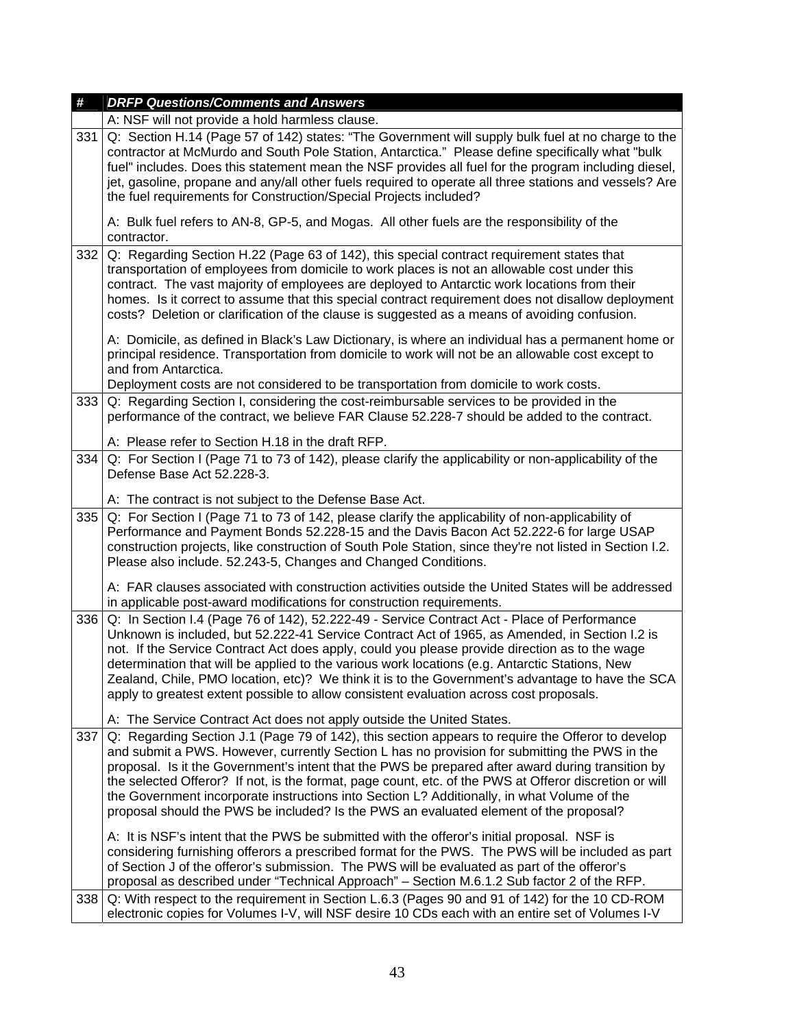| # | *DRFP Questions/Comments and Answers* |
|---|---|
| | A: NSF will not provide a hold harmless clause. |
| 331 | Q: Section H.14 (Page 57 of 142) states: "The Government will supply bulk fuel at no charge to the contractor at McMurdo and South Pole Station, Antarctica." Please define specifically what "bulk fuel" includes. Does this statement mean the NSF provides all fuel for the program including diesel, jet, gasoline, propane and any/all other fuels required to operate all three stations and vessels? Are the fuel requirements for Construction/Special Projects included?<br><br>A: Bulk fuel refers to AN-8, GP-5, and Mogas. All other fuels are the responsibility of the contractor. |
| 332 | Q: Regarding Section H.22 (Page 63 of 142), this special contract requirement states that transportation of employees from domicile to work places is not an allowable cost under this contract. The vast majority of employees are deployed to Antarctic work locations from their homes. Is it correct to assume that this special contract requirement does not disallow deployment costs? Deletion or clarification of the clause is suggested as a means of avoiding confusion.<br><br>A: Domicile, as defined in Black's Law Dictionary, is where an individual has a permanent home or principal residence. Transportation from domicile to work will not be an allowable cost except to and from Antarctica.<br>Deployment costs are not considered to be transportation from domicile to work costs. |
| 333 | Q: Regarding Section I, considering the cost-reimbursable services to be provided in the performance of the contract, we believe FAR Clause 52.228-7 should be added to the contract.<br><br>A: Please refer to Section H.18 in the draft RFP. |
| 334 | Q: For Section I (Page 71 to 73 of 142), please clarify the applicability or non-applicability of the Defense Base Act 52.228-3.<br><br>A: The contract is not subject to the Defense Base Act. |
| 335 | Q: For Section I (Page 71 to 73 of 142, please clarify the applicability of non-applicability of Performance and Payment Bonds 52.228-15 and the Davis Bacon Act 52.222-6 for large USAP construction projects, like construction of South Pole Station, since they're not listed in Section I.2. Please also include. 52.243-5, Changes and Changed Conditions.<br><br>A: FAR clauses associated with construction activities outside the United States will be addressed in applicable post-award modifications for construction requirements. |
| 336 | Q: In Section I.4 (Page 76 of 142), 52.222-49 - Service Contract Act - Place of Performance Unknown is included, but 52.222-41 Service Contract Act of 1965, as Amended, in Section I.2 is not. If the Service Contract Act does apply, could you please provide direction as to the wage determination that will be applied to the various work locations (e.g. Antarctic Stations, New Zealand, Chile, PMO location, etc)? We think it is to the Government's advantage to have the SCA apply to greatest extent possible to allow consistent evaluation across cost proposals.<br><br>A: The Service Contract Act does not apply outside the United States. |
| 337 | Q: Regarding Section J.1 (Page 79 of 142), this section appears to require the Offeror to develop and submit a PWS. However, currently Section L has no provision for submitting the PWS in the proposal. Is it the Government's intent that the PWS be prepared after award during transition by the selected Offeror? If not, is the format, page count, etc. of the PWS at Offeror discretion or will the Government incorporate instructions into Section L? Additionally, in what Volume of the proposal should the PWS be included? Is the PWS an evaluated element of the proposal?<br><br>A: It is NSF's intent that the PWS be submitted with the offeror's initial proposal. NSF is considering furnishing offerors a prescribed format for the PWS. The PWS will be included as part of Section J of the offeror's submission. The PWS will be evaluated as part of the offeror's proposal as described under "Technical Approach" – Section M.6.1.2 Sub factor 2 of the RFP. |
| 338 | Q: With respect to the requirement in Section L.6.3 (Pages 90 and 91 of 142) for the 10 CD-ROM electronic copies for Volumes I-V, will NSF desire 10 CDs each with an entire set of Volumes I-V |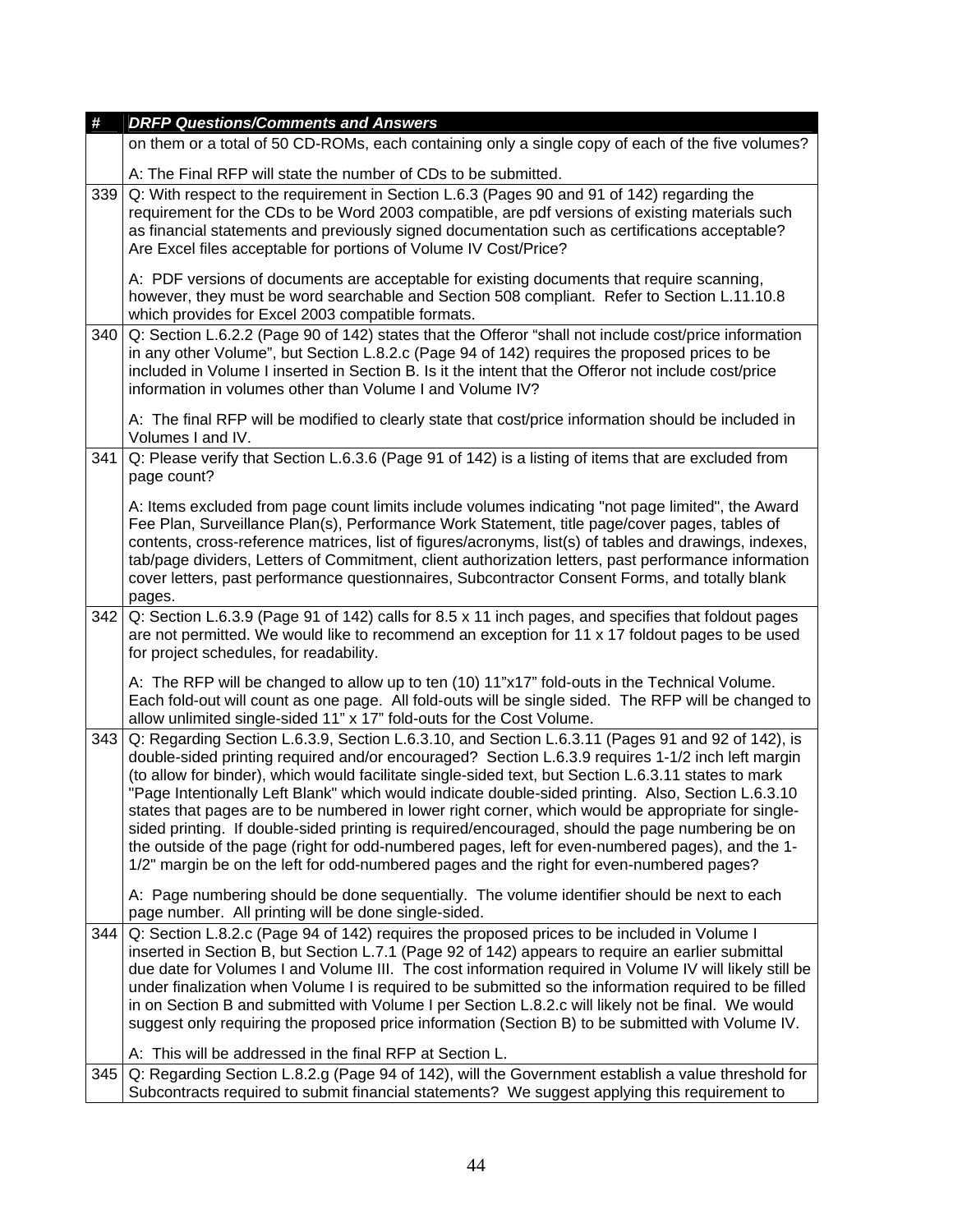| # | DRFP Questions/Comments and Answers |
|---|---|
| | on them or a total of 50 CD-ROMs, each containing only a single copy of each of the five volumes?<br><br>A: The Final RFP will state the number of CDs to be submitted. |
| 339 | Q: With respect to the requirement in Section L.6.3 (Pages 90 and 91 of 142) regarding the requirement for the CDs to be Word 2003 compatible, are pdf versions of existing materials such as financial statements and previously signed documentation such as certifications acceptable? Are Excel files acceptable for portions of Volume IV Cost/Price?<br><br>A: PDF versions of documents are acceptable for existing documents that require scanning, however, they must be word searchable and Section 508 compliant. Refer to Section L.11.10.8 which provides for Excel 2003 compatible formats. |
| 340 | Q: Section L.6.2.2 (Page 90 of 142) states that the Offeror "shall not include cost/price information in any other Volume", but Section L.8.2.c (Page 94 of 142) requires the proposed prices to be included in Volume I inserted in Section B. Is it the intent that the Offeror not include cost/price information in volumes other than Volume I and Volume IV?<br><br>A: The final RFP will be modified to clearly state that cost/price information should be included in Volumes I and IV. |
| 341 | Q: Please verify that Section L.6.3.6 (Page 91 of 142) is a listing of items that are excluded from page count?<br><br>A: Items excluded from page count limits include volumes indicating "not page limited", the Award Fee Plan, Surveillance Plan(s), Performance Work Statement, title page/cover pages, tables of contents, cross-reference matrices, list of figures/acronyms, list(s) of tables and drawings, indexes, tab/page dividers, Letters of Commitment, client authorization letters, past performance information cover letters, past performance questionnaires, Subcontractor Consent Forms, and totally blank pages. |
| 342 | Q: Section L.6.3.9 (Page 91 of 142) calls for 8.5 x 11 inch pages, and specifies that foldout pages are not permitted. We would like to recommend an exception for 11 x 17 foldout pages to be used for project schedules, for readability.<br><br>A: The RFP will be changed to allow up to ten (10) 11"x17" fold-outs in the Technical Volume. Each fold-out will count as one page. All fold-outs will be single sided. The RFP will be changed to allow unlimited single-sided 11" x 17" fold-outs for the Cost Volume. |
| 343 | Q: Regarding Section L.6.3.9, Section L.6.3.10, and Section L.6.3.11 (Pages 91 and 92 of 142), is double-sided printing required and/or encouraged? Section L.6.3.9 requires 1-1/2 inch left margin (to allow for binder), which would facilitate single-sided text, but Section L.6.3.11 states to mark "Page Intentionally Left Blank" which would indicate double-sided printing. Also, Section L.6.3.10 states that pages are to be numbered in lower right corner, which would be appropriate for single-sided printing. If double-sided printing is required/encouraged, should the page numbering be on the outside of the page (right for odd-numbered pages, left for even-numbered pages), and the 1-1/2" margin be on the left for odd-numbered pages and the right for even-numbered pages?<br><br>A: Page numbering should be done sequentially. The volume identifier should be next to each page number. All printing will be done single-sided. |
| 344 | Q: Section L.8.2.c (Page 94 of 142) requires the proposed prices to be included in Volume I inserted in Section B, but Section L.7.1 (Page 92 of 142) appears to require an earlier submittal due date for Volumes I and Volume III. The cost information required in Volume IV will likely still be under finalization when Volume I is required to be submitted so the information required to be filled in on Section B and submitted with Volume I per Section L.8.2.c will likely not be final. We would suggest only requiring the proposed price information (Section B) to be submitted with Volume IV.<br><br>A: This will be addressed in the final RFP at Section L. |
| 345 | Q: Regarding Section L.8.2.g (Page 94 of 142), will the Government establish a value threshold for Subcontracts required to submit financial statements? We suggest applying this requirement to |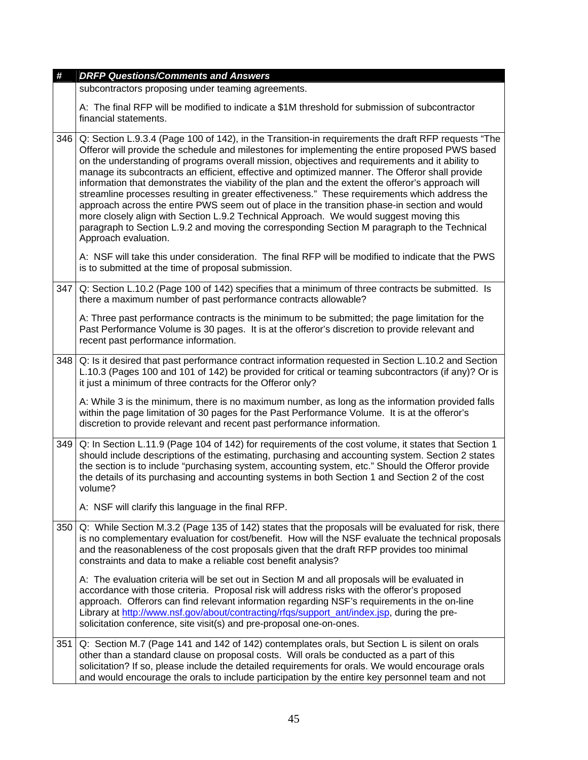| # | DRFP Questions/Comments and Answers |
|---|---|
| | subcontractors proposing under teaming agreements.<br><br>A: The final RFP will be modified to indicate a $1M threshold for submission of subcontractor financial statements. |
| 346 | Q: Section L.9.3.4 (Page 100 of 142), in the Transition-in requirements the draft RFP requests "The Offeror will provide the schedule and milestones for implementing the entire proposed PWS based on the understanding of programs overall mission, objectives and requirements and it ability to manage its subcontracts an efficient, effective and optimized manner. The Offeror shall provide information that demonstrates the viability of the plan and the extent the offeror's approach will streamline processes resulting in greater effectiveness." These requirements which address the approach across the entire PWS seem out of place in the transition phase-in section and would more closely align with Section L.9.2 Technical Approach. We would suggest moving this paragraph to Section L.9.2 and moving the corresponding Section M paragraph to the Technical Approach evaluation.<br><br>A: NSF will take this under consideration. The final RFP will be modified to indicate that the PWS is to submitted at the time of proposal submission. |
| 347 | Q: Section L.10.2 (Page 100 of 142) specifies that a minimum of three contracts be submitted. Is there a maximum number of past performance contracts allowable?<br><br>A: Three past performance contracts is the minimum to be submitted; the page limitation for the Past Performance Volume is 30 pages. It is at the offeror's discretion to provide relevant and recent past performance information. |
| 348 | Q: Is it desired that past performance contract information requested in Section L.10.2 and Section L.10.3 (Pages 100 and 101 of 142) be provided for critical or teaming subcontractors (if any)? Or is it just a minimum of three contracts for the Offeror only?<br><br>A: While 3 is the minimum, there is no maximum number, as long as the information provided falls within the page limitation of 30 pages for the Past Performance Volume. It is at the offeror's discretion to provide relevant and recent past performance information. |
| 349 | Q: In Section L.11.9 (Page 104 of 142) for requirements of the cost volume, it states that Section 1 should include descriptions of the estimating, purchasing and accounting system. Section 2 states the section is to include "purchasing system, accounting system, etc." Should the Offeror provide the details of its purchasing and accounting systems in both Section 1 and Section 2 of the cost volume?<br><br>A: NSF will clarify this language in the final RFP. |
| 350 | Q: While Section M.3.2 (Page 135 of 142) states that the proposals will be evaluated for risk, there is no complementary evaluation for cost/benefit. How will the NSF evaluate the technical proposals and the reasonableness of the cost proposals given that the draft RFP provides too minimal constraints and data to make a reliable cost benefit analysis?<br><br>A: The evaluation criteria will be set out in Section M and all proposals will be evaluated in accordance with those criteria. Proposal risk will address risks with the offeror's proposed approach. Offerors can find relevant information regarding NSF's requirements in the on-line Library at [http://www.nsf.gov/about/contracting/rfqs/support_ant/index.jsp](http://www.nsf.gov/about/contracting/rfqs/support_ant/index.jsp), during the pre-solicitation conference, site visit(s) and pre-proposal one-on-ones. |
| 351 | Q: Section M.7 (Page 141 and 142 of 142) contemplates orals, but Section L is silent on orals other than a standard clause on proposal costs. Will orals be conducted as a part of this solicitation? If so, please include the detailed requirements for orals. We would encourage orals and would encourage the orals to include participation by the entire key personnel team and not |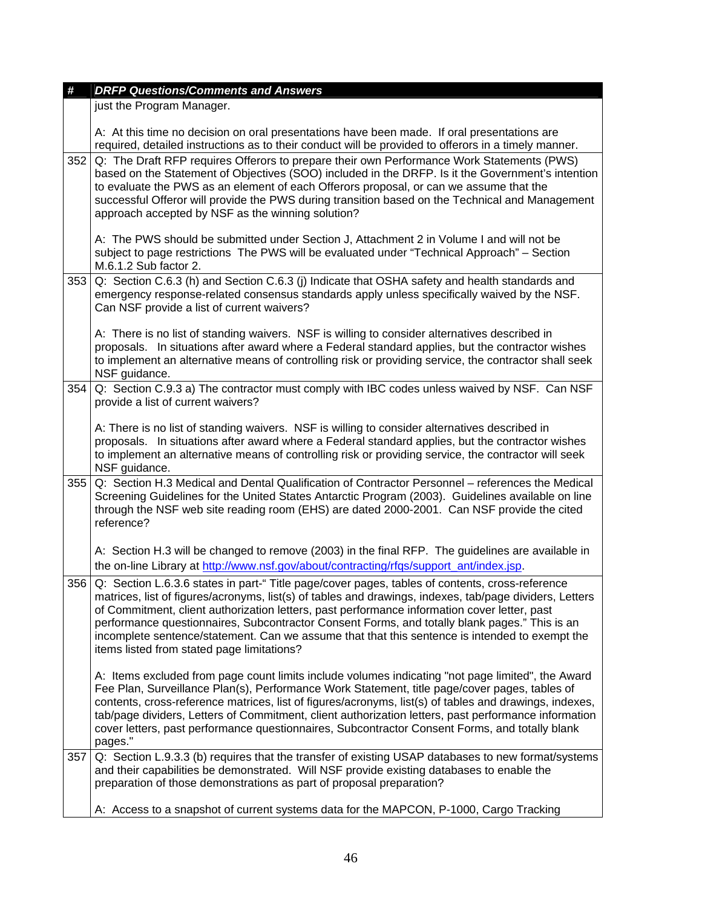| # | *DRFP Questions/Comments and Answers* |
|---|---|
| | just the Program Manager.<br><br>A: At this time no decision on oral presentations have been made. If oral presentations are required, detailed instructions as to their conduct will be provided to offerors in a timely manner. |
| 352 | Q: The Draft RFP requires Offerors to prepare their own Performance Work Statements (PWS) based on the Statement of Objectives (SOO) included in the DRFP. Is it the Government's intention to evaluate the PWS as an element of each Offerors proposal, or can we assume that the successful Offeror will provide the PWS during transition based on the Technical and Management approach accepted by NSF as the winning solution?<br><br>A: The PWS should be submitted under Section J, Attachment 2 in Volume I and will not be subject to page restrictions The PWS will be evaluated under "Technical Approach" – Section M.6.1.2 Sub factor 2. |
| 353 | Q: Section C.6.3 (h) and Section C.6.3 (j) Indicate that OSHA safety and health standards and emergency response-related consensus standards apply unless specifically waived by the NSF. Can NSF provide a list of current waivers?<br><br>A: There is no list of standing waivers. NSF is willing to consider alternatives described in proposals. In situations after award where a Federal standard applies, but the contractor wishes to implement an alternative means of controlling risk or providing service, the contractor shall seek NSF guidance. |
| 354 | Q: Section C.9.3 a) The contractor must comply with IBC codes unless waived by NSF. Can NSF provide a list of current waivers?<br><br>A: There is no list of standing waivers. NSF is willing to consider alternatives described in proposals. In situations after award where a Federal standard applies, but the contractor wishes to implement an alternative means of controlling risk or providing service, the contractor will seek NSF guidance. |
| 355 | Q: Section H.3 Medical and Dental Qualification of Contractor Personnel – references the Medical Screening Guidelines for the United States Antarctic Program (2003). Guidelines available on line through the NSF web site reading room (EHS) are dated 2000-2001. Can NSF provide the cited reference?<br><br>A: Section H.3 will be changed to remove (2003) in the final RFP. The guidelines are available in the on-line Library at http://www.nsf.gov/about/contracting/rfqs/support_ant/index.jsp. |
| 356 | Q: Section L.6.3.6 states in part-" Title page/cover pages, tables of contents, cross-reference matrices, list of figures/acronyms, list(s) of tables and drawings, indexes, tab/page dividers, Letters of Commitment, client authorization letters, past performance information cover letter, past performance questionnaires, Subcontractor Consent Forms, and totally blank pages." This is an incomplete sentence/statement. Can we assume that that this sentence is intended to exempt the items listed from stated page limitations?<br><br>A: Items excluded from page count limits include volumes indicating "not page limited", the Award Fee Plan, Surveillance Plan(s), Performance Work Statement, title page/cover pages, tables of contents, cross-reference matrices, list of figures/acronyms, list(s) of tables and drawings, indexes, tab/page dividers, Letters of Commitment, client authorization letters, past performance information cover letters, past performance questionnaires, Subcontractor Consent Forms, and totally blank pages." |
| 357 | Q: Section L.9.3.3 (b) requires that the transfer of existing USAP databases to new format/systems and their capabilities be demonstrated. Will NSF provide existing databases to enable the preparation of those demonstrations as part of proposal preparation?<br><br>A: Access to a snapshot of current systems data for the MAPCON, P-1000, Cargo Tracking |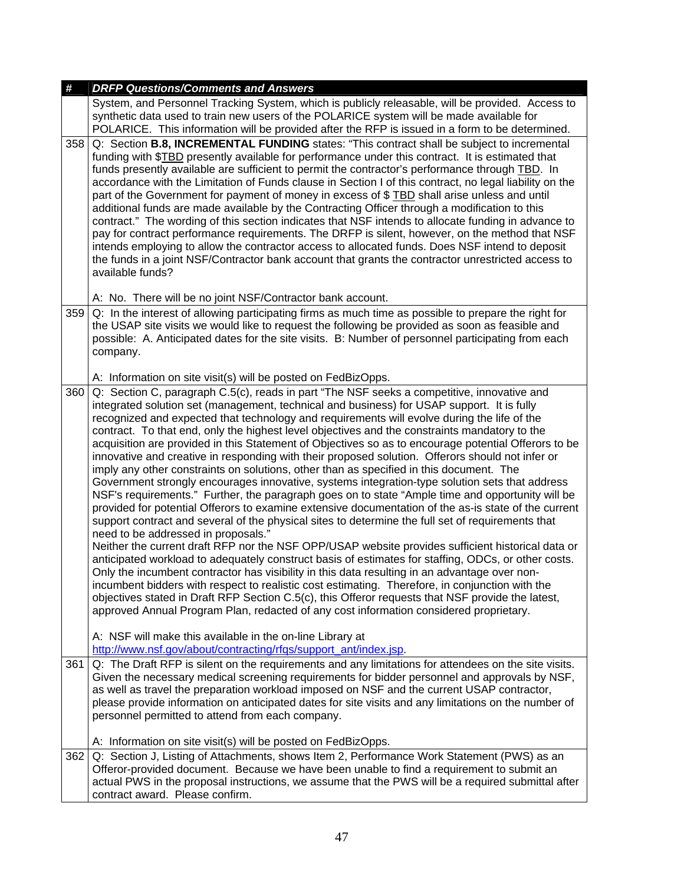| # | *DRFP Questions/Comments and Answers* |
|---|---|
| | System, and Personnel Tracking System, which is publicly releasable, will be provided. Access to synthetic data used to train new users of the POLARICE system will be made available for POLARICE. This information will be provided after the RFP is issued in a form to be determined. |
| 358 | Q: Section **B.8, INCREMENTAL FUNDING** states: "This contract shall be subject to incremental funding with $TBD presently available for performance under this contract. It is estimated that funds presently available are sufficient to permit the contractor's performance through TBD. In accordance with the Limitation of Funds clause in Section I of this contract, no legal liability on the part of the Government for payment of money in excess of $ TBD shall arise unless and until additional funds are made available by the Contracting Officer through a modification to this contract." The wording of this section indicates that NSF intends to allocate funding in advance to pay for contract performance requirements. The DRFP is silent, however, on the method that NSF intends employing to allow the contractor access to allocated funds. Does NSF intend to deposit the funds in a joint NSF/Contractor bank account that grants the contractor unrestricted access to available funds?<br><br>A: No. There will be no joint NSF/Contractor bank account. |
| 359 | Q: In the interest of allowing participating firms as much time as possible to prepare the right for the USAP site visits we would like to request the following be provided as soon as feasible and possible: A. Anticipated dates for the site visits. B: Number of personnel participating from each company.<br><br>A: Information on site visit(s) will be posted on FedBizOpps. |
| 360 | Q: Section C, paragraph C.5(c), reads in part "The NSF seeks a competitive, innovative and integrated solution set (management, technical and business) for USAP support. It is fully recognized and expected that technology and requirements will evolve during the life of the contract. To that end, only the highest level objectives and the constraints mandatory to the acquisition are provided in this Statement of Objectives so as to encourage potential Offerors to be innovative and creative in responding with their proposed solution. Offerors should not infer or imply any other constraints on solutions, other than as specified in this document. The Government strongly encourages innovative, systems integration-type solution sets that address NSF's requirements." Further, the paragraph goes on to state "Ample time and opportunity will be provided for potential Offerors to examine extensive documentation of the as-is state of the current support contract and several of the physical sites to determine the full set of requirements that need to be addressed in proposals."<br>Neither the current draft RFP nor the NSF OPP/USAP website provides sufficient historical data or anticipated workload to adequately construct basis of estimates for staffing, ODCs, or other costs. Only the incumbent contractor has visibility in this data resulting in an advantage over non-incumbent bidders with respect to realistic cost estimating. Therefore, in conjunction with the objectives stated in Draft RFP Section C.5(c), this Offeror requests that NSF provide the latest, approved Annual Program Plan, redacted of any cost information considered proprietary.<br><br>A: NSF will make this available in the on-line Library at http://www.nsf.gov/about/contracting/rfqs/support_ant/index.jsp. |
| 361 | Q: The Draft RFP is silent on the requirements and any limitations for attendees on the site visits. Given the necessary medical screening requirements for bidder personnel and approvals by NSF, as well as travel the preparation workload imposed on NSF and the current USAP contractor, please provide information on anticipated dates for site visits and any limitations on the number of personnel permitted to attend from each company.<br><br>A: Information on site visit(s) will be posted on FedBizOpps. |
| 362 | Q: Section J, Listing of Attachments, shows Item 2, Performance Work Statement (PWS) as an Offeror-provided document. Because we have been unable to find a requirement to submit an actual PWS in the proposal instructions, we assume that the PWS will be a required submittal after contract award. Please confirm. |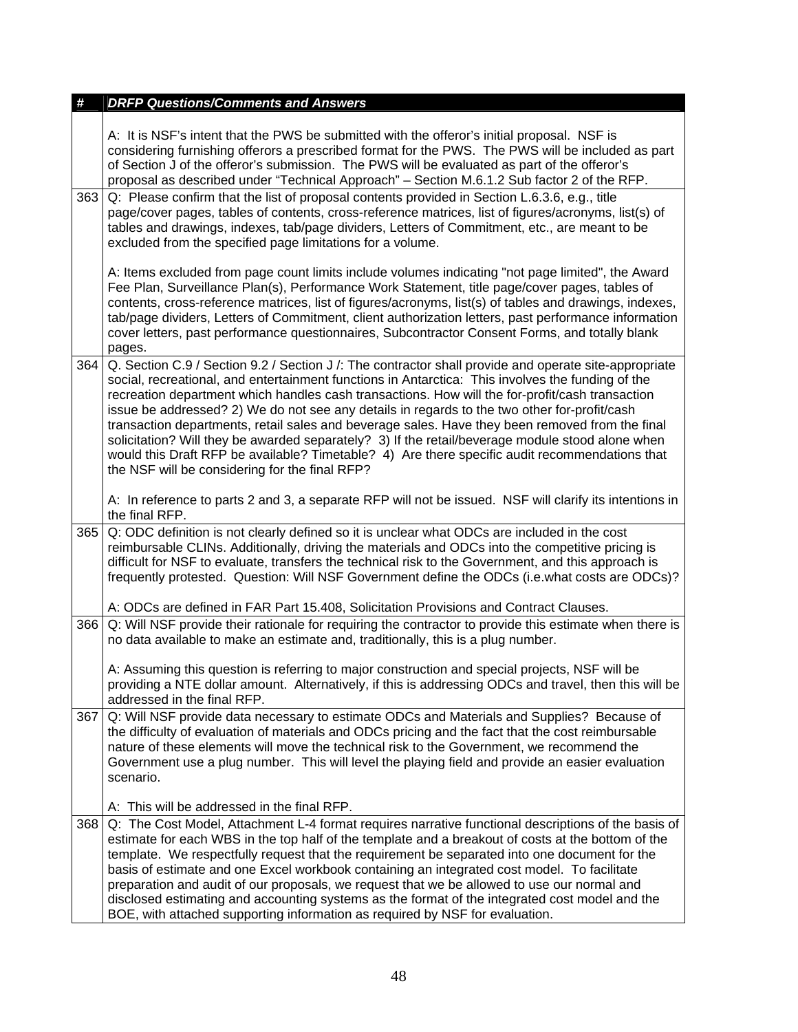| # | DRFP Questions/Comments and Answers |
|---|---|
| | A: It is NSF's intent that the PWS be submitted with the offeror's initial proposal. NSF is considering furnishing offerors a prescribed format for the PWS. The PWS will be included as part of Section J of the offeror's submission. The PWS will be evaluated as part of the offeror's proposal as described under "Technical Approach" – Section M.6.1.2 Sub factor 2 of the RFP. |
| 363 | Q: Please confirm that the list of proposal contents provided in Section L.6.3.6, e.g., title page/cover pages, tables of contents, cross-reference matrices, list of figures/acronyms, list(s) of tables and drawings, indexes, tab/page dividers, Letters of Commitment, etc., are meant to be excluded from the specified page limitations for a volume.<br><br>A: Items excluded from page count limits include volumes indicating "not page limited", the Award Fee Plan, Surveillance Plan(s), Performance Work Statement, title page/cover pages, tables of contents, cross-reference matrices, list of figures/acronyms, list(s) of tables and drawings, indexes, tab/page dividers, Letters of Commitment, client authorization letters, past performance information cover letters, past performance questionnaires, Subcontractor Consent Forms, and totally blank pages. |
| 364 | Q. Section C.9 / Section 9.2 / Section J /: The contractor shall provide and operate site-appropriate social, recreational, and entertainment functions in Antarctica: This involves the funding of the recreation department which handles cash transactions. How will the for-profit/cash transaction issue be addressed? 2) We do not see any details in regards to the two other for-profit/cash transaction departments, retail sales and beverage sales. Have they been removed from the final solicitation? Will they be awarded separately? 3) If the retail/beverage module stood alone when would this Draft RFP be available? Timetable? 4) Are there specific audit recommendations that the NSF will be considering for the final RFP?<br><br>A: In reference to parts 2 and 3, a separate RFP will not be issued. NSF will clarify its intentions in the final RFP. |
| 365 | Q: ODC definition is not clearly defined so it is unclear what ODCs are included in the cost reimbursable CLINs. Additionally, driving the materials and ODCs into the competitive pricing is difficult for NSF to evaluate, transfers the technical risk to the Government, and this approach is frequently protested. Question: Will NSF Government define the ODCs (i.e.what costs are ODCs)?<br><br>A: ODCs are defined in FAR Part 15.408, Solicitation Provisions and Contract Clauses. |
| 366 | Q: Will NSF provide their rationale for requiring the contractor to provide this estimate when there is no data available to make an estimate and, traditionally, this is a plug number.<br><br>A: Assuming this question is referring to major construction and special projects, NSF will be providing a NTE dollar amount. Alternatively, if this is addressing ODCs and travel, then this will be addressed in the final RFP. |
| 367 | Q: Will NSF provide data necessary to estimate ODCs and Materials and Supplies? Because of the difficulty of evaluation of materials and ODCs pricing and the fact that the cost reimbursable nature of these elements will move the technical risk to the Government, we recommend the Government use a plug number. This will level the playing field and provide an easier evaluation scenario.<br><br>A: This will be addressed in the final RFP. |
| 368 | Q: The Cost Model, Attachment L-4 format requires narrative functional descriptions of the basis of estimate for each WBS in the top half of the template and a breakout of costs at the bottom of the template. We respectfully request that the requirement be separated into one document for the basis of estimate and one Excel workbook containing an integrated cost model. To facilitate preparation and audit of our proposals, we request that we be allowed to use our normal and disclosed estimating and accounting systems as the format of the integrated cost model and the BOE, with attached supporting information as required by NSF for evaluation. |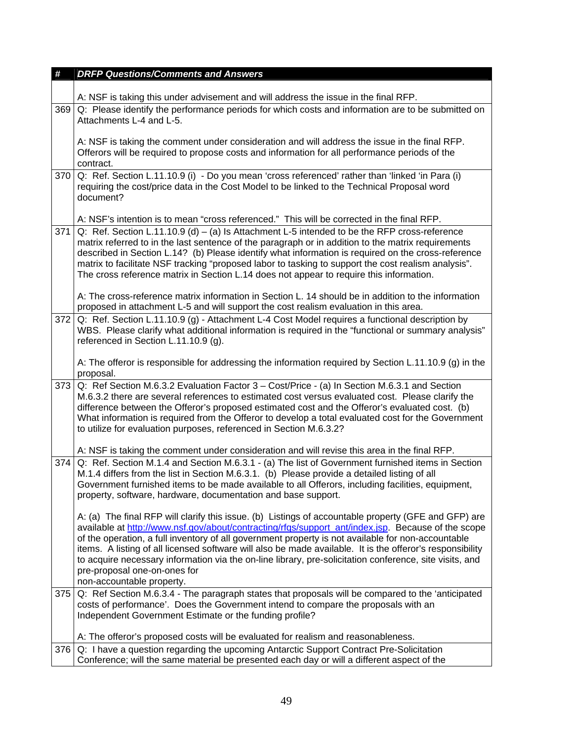| # | DRFP Questions/Comments and Answers |
|---|---|
| | A: NSF is taking this under advisement and will address the issue in the final RFP. |
| 369 | Q: Please identify the performance periods for which costs and information are to be submitted on Attachments L-4 and L-5.<br><br>A: NSF is taking the comment under consideration and will address the issue in the final RFP. Offerors will be required to propose costs and information for all performance periods of the contract. |
| 370 | Q: Ref. Section L.11.10.9 (i) - Do you mean 'cross referenced' rather than 'linked 'in Para (i) requiring the cost/price data in the Cost Model to be linked to the Technical Proposal word document?<br><br>A: NSF's intention is to mean "cross referenced." This will be corrected in the final RFP. |
| 371 | Q: Ref. Section L.11.10.9 (d) – (a) Is Attachment L-5 intended to be the RFP cross-reference matrix referred to in the last sentence of the paragraph or in addition to the matrix requirements described in Section L.14? (b) Please identify what information is required on the cross-reference matrix to facilitate NSF tracking "proposed labor to tasking to support the cost realism analysis". The cross reference matrix in Section L.14 does not appear to require this information.<br><br>A: The cross-reference matrix information in Section L. 14 should be in addition to the information proposed in attachment L-5 and will support the cost realism evaluation in this area. |
| 372 | Q: Ref. Section L.11.10.9 (g) - Attachment L-4 Cost Model requires a functional description by WBS. Please clarify what additional information is required in the "functional or summary analysis" referenced in Section L.11.10.9 (g).<br><br>A: The offeror is responsible for addressing the information required by Section L.11.10.9 (g) in the proposal. |
| 373 | Q: Ref Section M.6.3.2 Evaluation Factor 3 – Cost/Price - (a) In Section M.6.3.1 and Section M.6.3.2 there are several references to estimated cost versus evaluated cost. Please clarify the difference between the Offeror's proposed estimated cost and the Offeror's evaluated cost. (b) What information is required from the Offeror to develop a total evaluated cost for the Government to utilize for evaluation purposes, referenced in Section M.6.3.2?<br><br>A: NSF is taking the comment under consideration and will revise this area in the final RFP. |
| 374 | Q: Ref. Section M.1.4 and Section M.6.3.1 - (a) The list of Government furnished items in Section M.1.4 differs from the list in Section M.6.3.1. (b) Please provide a detailed listing of all Government furnished items to be made available to all Offerors, including facilities, equipment, property, software, hardware, documentation and base support.<br><br>A: (a) The final RFP will clarify this issue. (b) Listings of accountable property (GFE and GFP) are available at http://www.nsf.gov/about/contracting/rfqs/support_ant/index.jsp. Because of the scope of the operation, a full inventory of all government property is not available for non-accountable items. A listing of all licensed software will also be made available. It is the offeror's responsibility to acquire necessary information via the on-line library, pre-solicitation conference, site visits, and pre-proposal one-on-ones for<br>non-accountable property. |
| 375 | Q: Ref Section M.6.3.4 - The paragraph states that proposals will be compared to the 'anticipated costs of performance'. Does the Government intend to compare the proposals with an Independent Government Estimate or the funding profile?<br><br>A: The offeror's proposed costs will be evaluated for realism and reasonableness. |
| 376 | Q: I have a question regarding the upcoming Antarctic Support Contract Pre-Solicitation Conference; will the same material be presented each day or will a different aspect of the |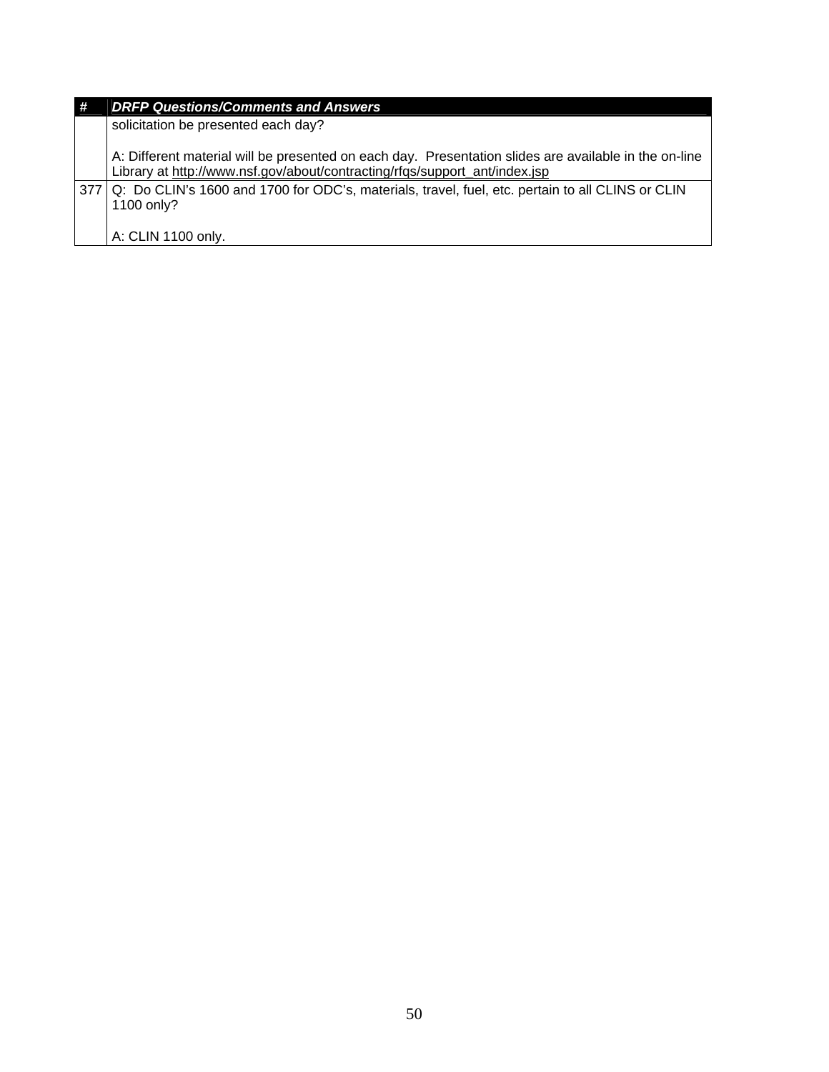| # | *DRFP Questions/Comments and Answers* |
|---|---|
| | solicitation be presented each day?<br><br>A: Different material will be presented on each day. Presentation slides are available in the on-line Library at http://www.nsf.gov/about/contracting/rfqs/support_ant/index.jsp |
| 377 | Q: Do CLIN's 1600 and 1700 for ODC's, materials, travel, fuel, etc. pertain to all CLINS or CLIN 1100 only?<br><br>A: CLIN 1100 only. |